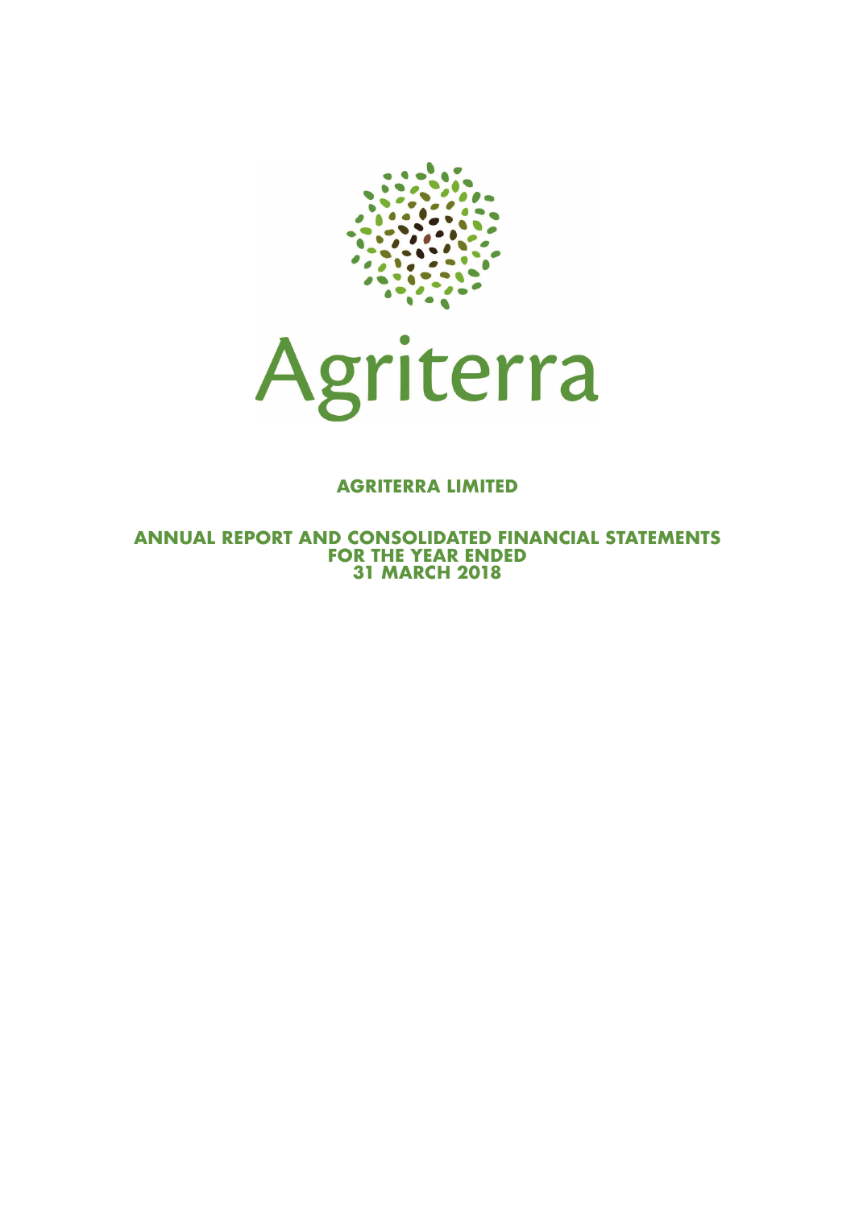Agriterra

**AGRITERRA LIMITED**

**ANNUAL REPORT AND CONSOLIDATED FINANCIAL STATEMENTS**
**FOR THE YEAR ENDED**
**31 MARCH 2018**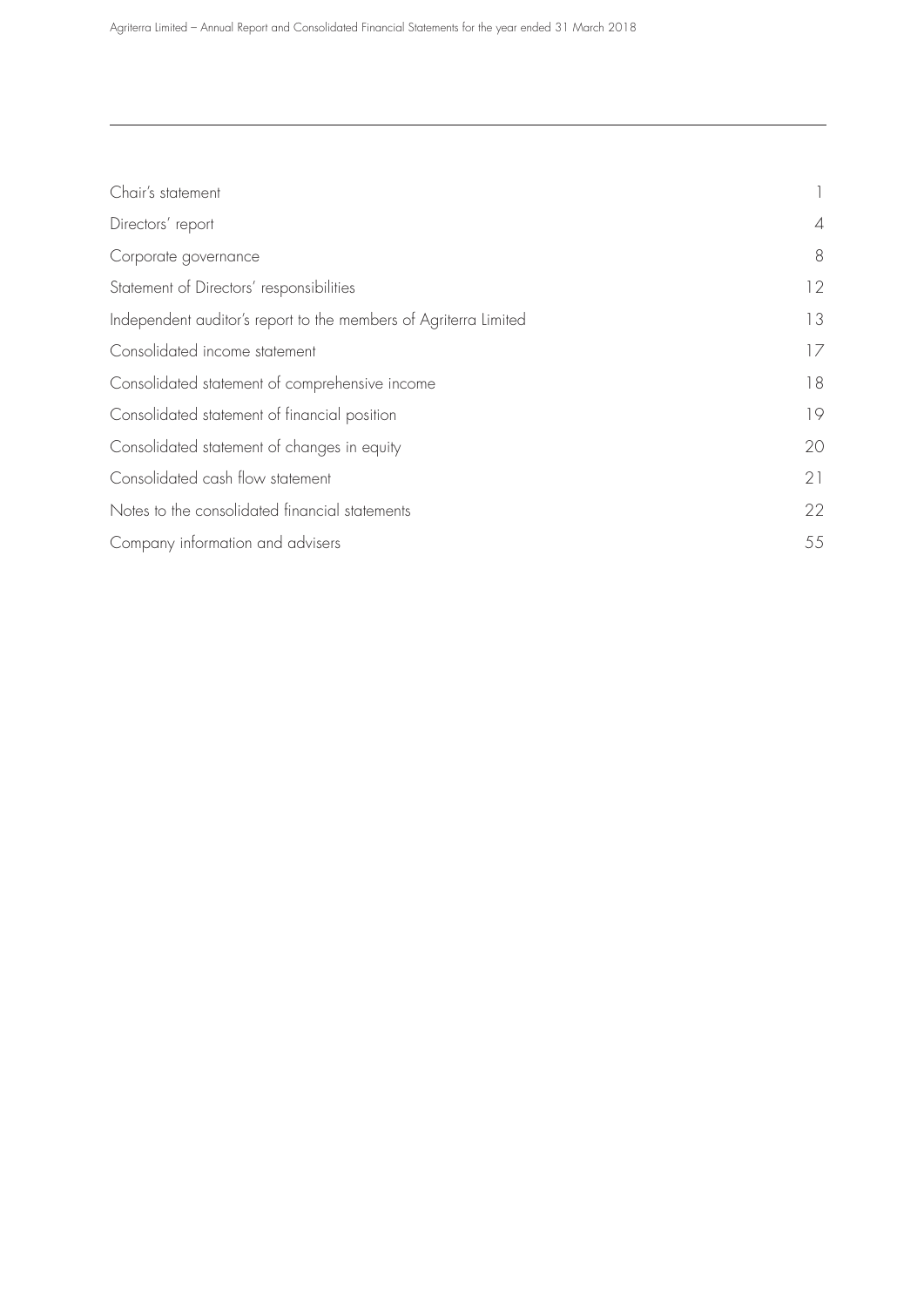| | |
|---|---|
| Chair's statement | 1 |
| Directors' report | 4 |
| Corporate governance | 8 |
| Statement of Directors' responsibilities | 12 |
| Independent auditor's report to the members of Agriterra Limited | 13 |
| Consolidated income statement | 17 |
| Consolidated statement of comprehensive income | 18 |
| Consolidated statement of financial position | 19 |
| Consolidated statement of changes in equity | 20 |
| Consolidated cash flow statement | 21 |
| Notes to the consolidated financial statements | 22 |
| Company information and advisers | 55 |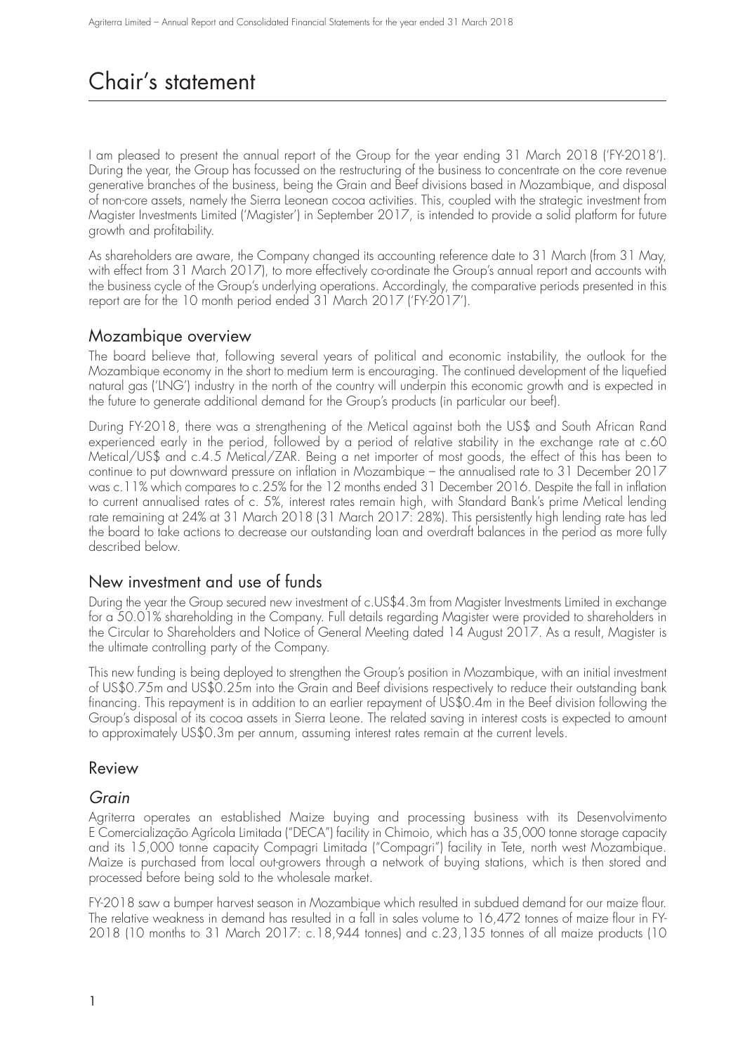# Chair's statement

I am pleased to present the annual report of the Group for the year ending 31 March 2018 ('FY-2018'). During the year, the Group has focussed on the restructuring of the business to concentrate on the core revenue generative branches of the business, being the Grain and Beef divisions based in Mozambique, and disposal of non-core assets, namely the Sierra Leonean cocoa activities. This, coupled with the strategic investment from Magister Investments Limited ('Magister') in September 2017, is intended to provide a solid platform for future growth and profitability.

As shareholders are aware, the Company changed its accounting reference date to 31 March (from 31 May, with effect from 31 March 2017), to more effectively co-ordinate the Group's annual report and accounts with the business cycle of the Group's underlying operations. Accordingly, the comparative periods presented in this report are for the 10 month period ended 31 March 2017 ('FY-2017').

## Mozambique overview

The board believe that, following several years of political and economic instability, the outlook for the Mozambique economy in the short to medium term is encouraging. The continued development of the liquefied natural gas ('LNG') industry in the north of the country will underpin this economic growth and is expected in the future to generate additional demand for the Group's products (in particular our beef).

During FY-2018, there was a strengthening of the Metical against both the US$ and South African Rand experienced early in the period, followed by a period of relative stability in the exchange rate at c.60 Metical/US$ and c.4.5 Metical/ZAR. Being a net importer of most goods, the effect of this has been to continue to put downward pressure on inflation in Mozambique – the annualised rate to 31 December 2017 was c.11% which compares to c.25% for the 12 months ended 31 December 2016. Despite the fall in inflation to current annualised rates of c. 5%, interest rates remain high, with Standard Bank's prime Metical lending rate remaining at 24% at 31 March 2018 (31 March 2017: 28%). This persistently high lending rate has led the board to take actions to decrease our outstanding loan and overdraft balances in the period as more fully described below.

## New investment and use of funds

During the year the Group secured new investment of c.US$4.3m from Magister Investments Limited in exchange for a 50.01% shareholding in the Company. Full details regarding Magister were provided to shareholders in the Circular to Shareholders and Notice of General Meeting dated 14 August 2017. As a result, Magister is the ultimate controlling party of the Company.

This new funding is being deployed to strengthen the Group's position in Mozambique, with an initial investment of US$0.75m and US$0.25m into the Grain and Beef divisions respectively to reduce their outstanding bank financing. This repayment is in addition to an earlier repayment of US$0.4m in the Beef division following the Group's disposal of its cocoa assets in Sierra Leone. The related saving in interest costs is expected to amount to approximately US$0.3m per annum, assuming interest rates remain at the current levels.

## Review

### *Grain*

Agriterra operates an established Maize buying and processing business with its Desenvolvimento E Comercialização Agrícola Limitada ("DECA") facility in Chimoio, which has a 35,000 tonne storage capacity and its 15,000 tonne capacity Compagri Limitada ("Compagri") facility in Tete, north west Mozambique. Maize is purchased from local out-growers through a network of buying stations, which is then stored and processed before being sold to the wholesale market.

FY-2018 saw a bumper harvest season in Mozambique which resulted in subdued demand for our maize flour. The relative weakness in demand has resulted in a fall in sales volume to 16,472 tonnes of maize flour in FY-2018 (10 months to 31 March 2017: c.18,944 tonnes) and c.23,135 tonnes of all maize products (10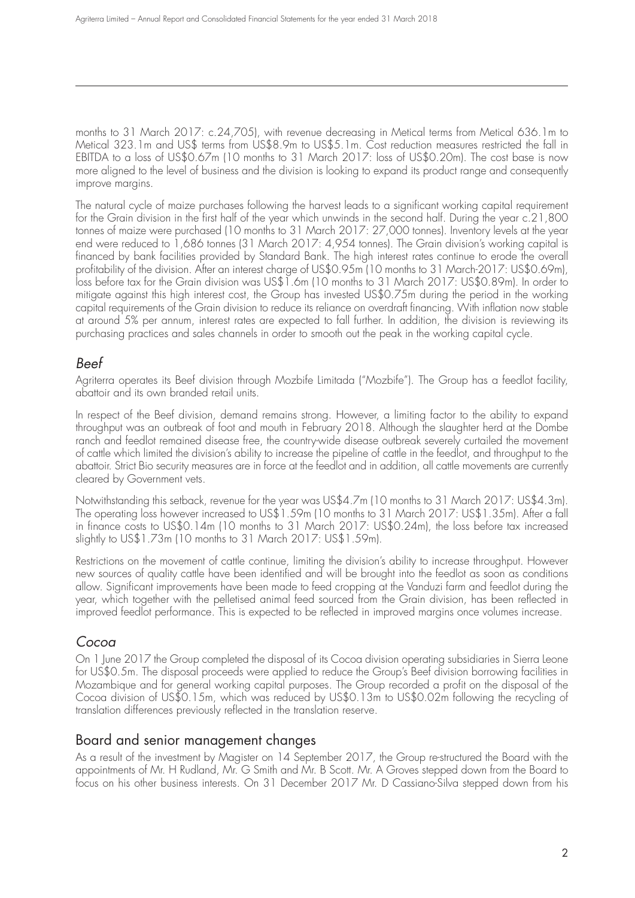months to 31 March 2017: c.24,705), with revenue decreasing in Metical terms from Metical 636.1m to Metical 323.1m and US$ terms from US$8.9m to US$5.1m. Cost reduction measures restricted the fall in EBITDA to a loss of US$0.67m (10 months to 31 March 2017: loss of US$0.20m). The cost base is now more aligned to the level of business and the division is looking to expand its product range and consequently improve margins.

The natural cycle of maize purchases following the harvest leads to a significant working capital requirement for the Grain division in the first half of the year which unwinds in the second half. During the year c.21,800 tonnes of maize were purchased (10 months to 31 March 2017: 27,000 tonnes). Inventory levels at the year end were reduced to 1,686 tonnes (31 March 2017: 4,954 tonnes). The Grain division's working capital is financed by bank facilities provided by Standard Bank. The high interest rates continue to erode the overall profitability of the division. After an interest charge of US$0.95m (10 months to 31 March 2017: US$0.69m), loss before tax for the Grain division was US$1.6m (10 months to 31 March 2017: US$0.89m). In order to mitigate against this high interest cost, the Group has invested US$0.75m during the period in the working capital requirements of the Grain division to reduce its reliance on overdraft financing. With inflation now stable at around 5% per annum, interest rates are expected to fall further. In addition, the division is reviewing its purchasing practices and sales channels in order to smooth out the peak in the working capital cycle.

## *Beef*

Agriterra operates its Beef division through Mozbife Limitada ("Mozbife"). The Group has a feedlot facility, abattoir and its own branded retail units.

In respect of the Beef division, demand remains strong. However, a limiting factor to the ability to expand throughput was an outbreak of foot and mouth in February 2018. Although the slaughter herd at the Dombe ranch and feedlot remained disease free, the country-wide disease outbreak severely curtailed the movement of cattle which limited the division's ability to increase the pipeline of cattle in the feedlot, and throughput to the abattoir. Strict Bio security measures are in force at the feedlot and in addition, all cattle movements are currently cleared by Government vets.

Notwithstanding this setback, revenue for the year was US$4.7m (10 months to 31 March 2017: US$4.3m). The operating loss however increased to US$1.59m (10 months to 31 March 2017: US$1.35m). After a fall in finance costs to US$0.14m (10 months to 31 March 2017: US$0.24m), the loss before tax increased slightly to US$1.73m (10 months to 31 March 2017: US$1.59m).

Restrictions on the movement of cattle continue, limiting the division's ability to increase throughput. However new sources of quality cattle have been identified and will be brought into the feedlot as soon as conditions allow. Significant improvements have been made to feed cropping at the Vanduzi farm and feedlot during the year, which together with the pelletised animal feed sourced from the Grain division, has been reflected in improved feedlot performance. This is expected to be reflected in improved margins once volumes increase.

## *Cocoa*

On 1 June 2017 the Group completed the disposal of its Cocoa division operating subsidiaries in Sierra Leone for US$0.5m. The disposal proceeds were applied to reduce the Group's Beef division borrowing facilities in Mozambique and for general working capital purposes. The Group recorded a profit on the disposal of the Cocoa division of US$0.15m, which was reduced by US$0.13m to US$0.02m following the recycling of translation differences previously reflected in the translation reserve.

## Board and senior management changes

As a result of the investment by Magister on 14 September 2017, the Group re-structured the Board with the appointments of Mr. H Rudland, Mr. G Smith and Mr. B Scott. Mr. A Groves stepped down from the Board to focus on his other business interests. On 31 December 2017 Mr. D Cassiano-Silva stepped down from his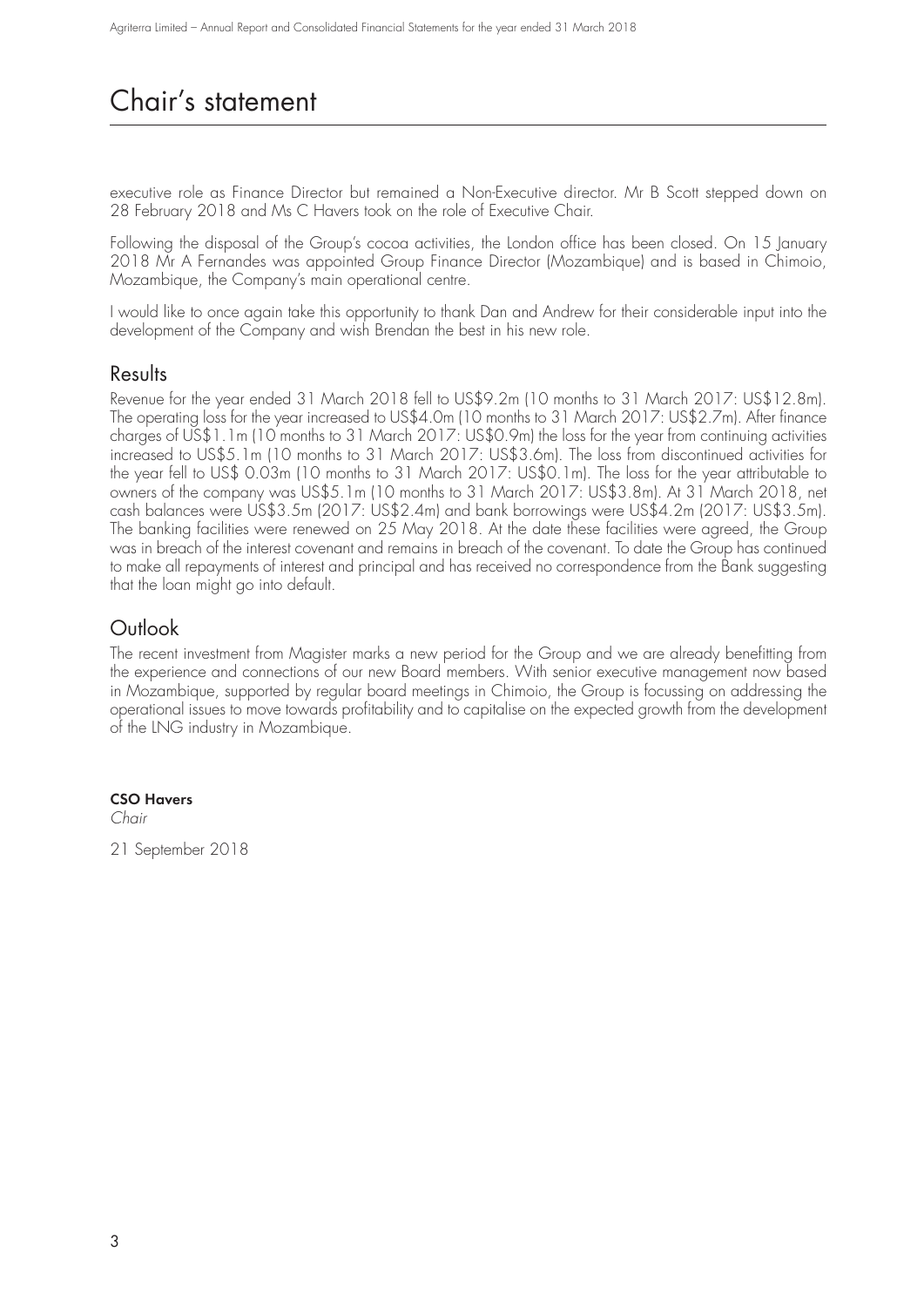# Chair's statement

executive role as Finance Director but remained a Non-Executive director. Mr B Scott stepped down on 28 February 2018 and Ms C Havers took on the role of Executive Chair.

Following the disposal of the Group's cocoa activities, the London office has been closed. On 15 January 2018 Mr A Fernandes was appointed Group Finance Director (Mozambique) and is based in Chimoio, Mozambique, the Company's main operational centre.

I would like to once again take this opportunity to thank Dan and Andrew for their considerable input into the development of the Company and wish Brendan the best in his new role.

## Results

Revenue for the year ended 31 March 2018 fell to US$9.2m (10 months to 31 March 2017: US$12.8m). The operating loss for the year increased to US$4.0m (10 months to 31 March 2017: US$2.7m). After finance charges of US$1.1m (10 months to 31 March 2017: US$0.9m) the loss for the year from continuing activities increased to US$5.1m (10 months to 31 March 2017: US$3.6m). The loss from discontinued activities for the year fell to US$ 0.03m (10 months to 31 March 2017: US$0.1m). The loss for the year attributable to owners of the company was US$5.1m (10 months to 31 March 2017: US$3.8m). At 31 March 2018, net cash balances were US$3.5m (2017: US$2.4m) and bank borrowings were US$4.2m (2017: US$3.5m). The banking facilities were renewed on 25 May 2018. At the date these facilities were agreed, the Group was in breach of the interest covenant and remains in breach of the covenant. To date the Group has continued to make all repayments of interest and principal and has received no correspondence from the Bank suggesting that the loan might go into default.

## Outlook

The recent investment from Magister marks a new period for the Group and we are already benefitting from the experience and connections of our new Board members. With senior executive management now based in Mozambique, supported by regular board meetings in Chimoio, the Group is focussing on addressing the operational issues to move towards profitability and to capitalise on the expected growth from the development of the LNG industry in Mozambique.

**CSO Havers**
*Chair*

21 September 2018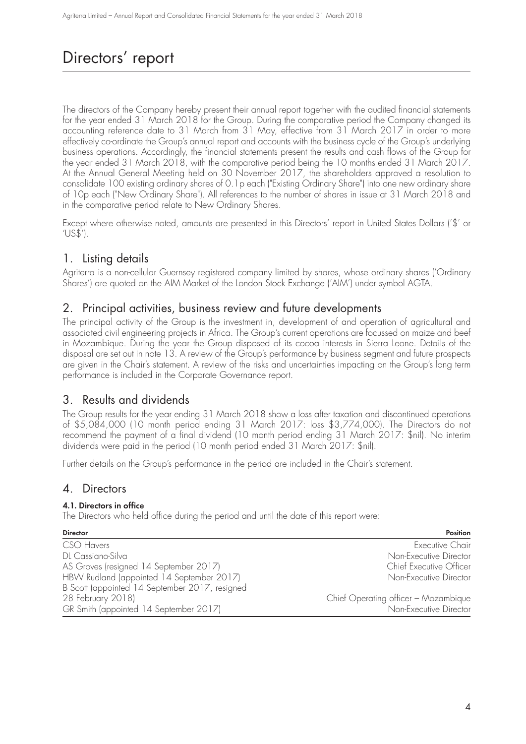# Directors' report

The directors of the Company hereby present their annual report together with the audited financial statements for the year ended 31 March 2018 for the Group. During the comparative period the Company changed its accounting reference date to 31 March from 31 May, effective from 31 March 2017 in order to more effectively co-ordinate the Group's annual report and accounts with the business cycle of the Group's underlying business operations. Accordingly, the financial statements present the results and cash flows of the Group for the year ended 31 March 2018, with the comparative period being the 10 months ended 31 March 2017. At the Annual General Meeting held on 30 November 2017, the shareholders approved a resolution to consolidate 100 existing ordinary shares of 0.1p each ("Existing Ordinary Share") into one new ordinary share of 10p each ("New Ordinary Share"). All references to the number of shares in issue at 31 March 2018 and in the comparative period relate to New Ordinary Shares.

Except where otherwise noted, amounts are presented in this Directors' report in United States Dollars ('$' or 'US$').

## 1. Listing details

Agriterra is a non-cellular Guernsey registered company limited by shares, whose ordinary shares ('Ordinary Shares') are quoted on the AIM Market of the London Stock Exchange ('AIM') under symbol AGTA.

## 2. Principal activities, business review and future developments

The principal activity of the Group is the investment in, development of and operation of agricultural and associated civil engineering projects in Africa. The Group's current operations are focussed on maize and beef in Mozambique. During the year the Group disposed of its cocoa interests in Sierra Leone. Details of the disposal are set out in note 13. A review of the Group's performance by business segment and future prospects are given in the Chair's statement. A review of the risks and uncertainties impacting on the Group's long term performance is included in the Corporate Governance report.

## 3. Results and dividends

The Group results for the year ending 31 March 2018 show a loss after taxation and discontinued operations of $5,084,000 (10 month period ending 31 March 2017: loss $3,774,000). The Directors do not recommend the payment of a final dividend (10 month period ending 31 March 2017: $nil). No interim dividends were paid in the period (10 month period ended 31 March 2017: $nil).

Further details on the Group's performance in the period are included in the Chair's statement.

## 4. Directors

### 4.1. Directors in office

The Directors who held office during the period and until the date of this report were:

| Director | Position |
|---|---|
| CSO Havers | Executive Chair |
| DL Cassiano-Silva | Non-Executive Director |
| AS Groves (resigned 14 September 2017) | Chief Executive Officer |
| HBW Rudland (appointed 14 September 2017) | Non-Executive Director |
| B Scott (appointed 14 September 2017, resigned 28 February 2018) | Chief Operating officer – Mozambique |
| GR Smith (appointed 14 September 2017) | Non-Executive Director |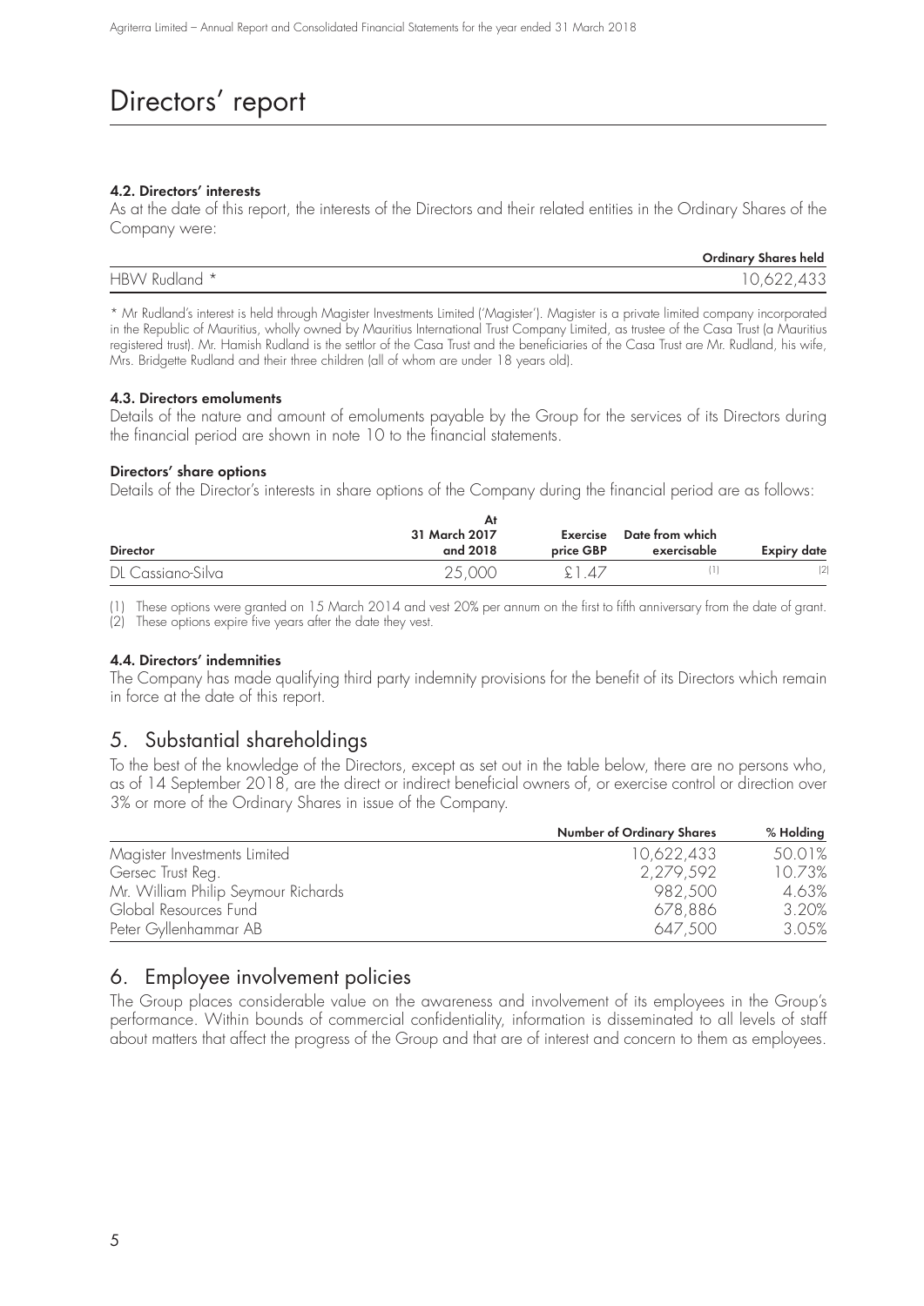# Directors' report

#### 4.2. Directors' interests

As at the date of this report, the interests of the Directors and their related entities in the Ordinary Shares of the Company were:

| | Ordinary Shares held |
|---|---|
| HBW Rudland * | 10,622,433 |

* Mr Rudland's interest is held through Magister Investments Limited ('Magister'). Magister is a private limited company incorporated in the Republic of Mauritius, wholly owned by Mauritius International Trust Company Limited, as trustee of the Casa Trust (a Mauritius registered trust). Mr. Hamish Rudland is the settlor of the Casa Trust and the beneficiaries of the Casa Trust are Mr. Rudland, his wife, Mrs. Bridgette Rudland and their three children (all of whom are under 18 years old).

#### 4.3. Directors emoluments

Details of the nature and amount of emoluments payable by the Group for the services of its Directors during the financial period are shown in note 10 to the financial statements.

#### Directors' share options

Details of the Director's interests in share options of the Company during the financial period are as follows:

| Director | At 31 March 2017 and 2018 | Exercise price GBP | Date from which exercisable | Expiry date |
|---|---|---|---|---|
| DL Cassiano-Silva | 25,000 | £1.47 | (1) | (2) |

(1) These options were granted on 15 March 2014 and vest 20% per annum on the first to fifth anniversary from the date of grant.
(2) These options expire five years after the date they vest.

#### 4.4. Directors' indemnities

The Company has made qualifying third party indemnity provisions for the benefit of its Directors which remain in force at the date of this report.

## 5. Substantial shareholdings

To the best of the knowledge of the Directors, except as set out in the table below, there are no persons who, as of 14 September 2018, are the direct or indirect beneficial owners of, or exercise control or direction over 3% or more of the Ordinary Shares in issue of the Company.

| | Number of Ordinary Shares | % Holding |
|---|---|---|
| Magister Investments Limited | 10,622,433 | 50.01% |
| Gersec Trust Reg. | 2,279,592 | 10.73% |
| Mr. William Philip Seymour Richards | 982,500 | 4.63% |
| Global Resources Fund | 678,886 | 3.20% |
| Peter Gyllenhammar AB | 647,500 | 3.05% |

## 6. Employee involvement policies

The Group places considerable value on the awareness and involvement of its employees in the Group's performance. Within bounds of commercial confidentiality, information is disseminated to all levels of staff about matters that affect the progress of the Group and that are of interest and concern to them as employees.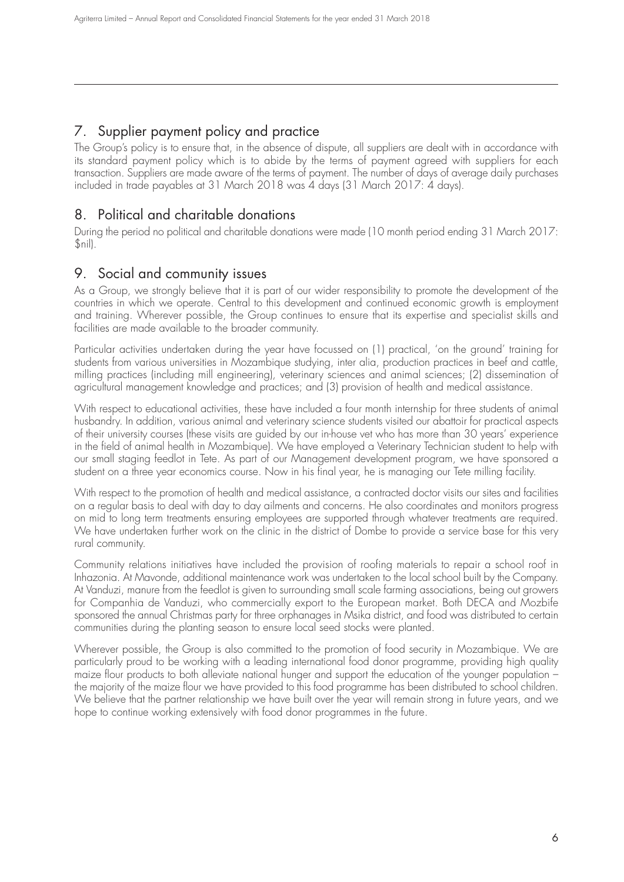## 7. Supplier payment policy and practice

The Group's policy is to ensure that, in the absence of dispute, all suppliers are dealt with in accordance with its standard payment policy which is to abide by the terms of payment agreed with suppliers for each transaction. Suppliers are made aware of the terms of payment. The number of days of average daily purchases included in trade payables at 31 March 2018 was 4 days (31 March 2017: 4 days).

## 8. Political and charitable donations

During the period no political and charitable donations were made (10 month period ending 31 March 2017: $nil).

## 9. Social and community issues

As a Group, we strongly believe that it is part of our wider responsibility to promote the development of the countries in which we operate. Central to this development and continued economic growth is employment and training. Wherever possible, the Group continues to ensure that its expertise and specialist skills and facilities are made available to the broader community.

Particular activities undertaken during the year have focussed on (1) practical, 'on the ground' training for students from various universities in Mozambique studying, inter alia, production practices in beef and cattle, milling practices (including mill engineering), veterinary sciences and animal sciences; (2) dissemination of agricultural management knowledge and practices; and (3) provision of health and medical assistance.

With respect to educational activities, these have included a four month internship for three students of animal husbandry. In addition, various animal and veterinary science students visited our abattoir for practical aspects of their university courses (these visits are guided by our in-house vet who has more than 30 years' experience in the field of animal health in Mozambique). We have employed a Veterinary Technician student to help with our small staging feedlot in Tete. As part of our Management development program, we have sponsored a student on a three year economics course. Now in his final year, he is managing our Tete milling facility.

With respect to the promotion of health and medical assistance, a contracted doctor visits our sites and facilities on a regular basis to deal with day to day ailments and concerns. He also coordinates and monitors progress on mid to long term treatments ensuring employees are supported through whatever treatments are required. We have undertaken further work on the clinic in the district of Dombe to provide a service base for this very rural community.

Community relations initiatives have included the provision of roofing materials to repair a school roof in Inhazonia. At Mavonde, additional maintenance work was undertaken to the local school built by the Company. At Vanduzi, manure from the feedlot is given to surrounding small scale farming associations, being out growers for Companhia de Vanduzi, who commercially export to the European market. Both DECA and Mozbife sponsored the annual Christmas party for three orphanages in Msika district, and food was distributed to certain communities during the planting season to ensure local seed stocks were planted.

Wherever possible, the Group is also committed to the promotion of food security in Mozambique. We are particularly proud to be working with a leading international food donor programme, providing high quality maize flour products to both alleviate national hunger and support the education of the younger population – the majority of the maize flour we have provided to this food programme has been distributed to school children. We believe that the partner relationship we have built over the year will remain strong in future years, and we hope to continue working extensively with food donor programmes in the future.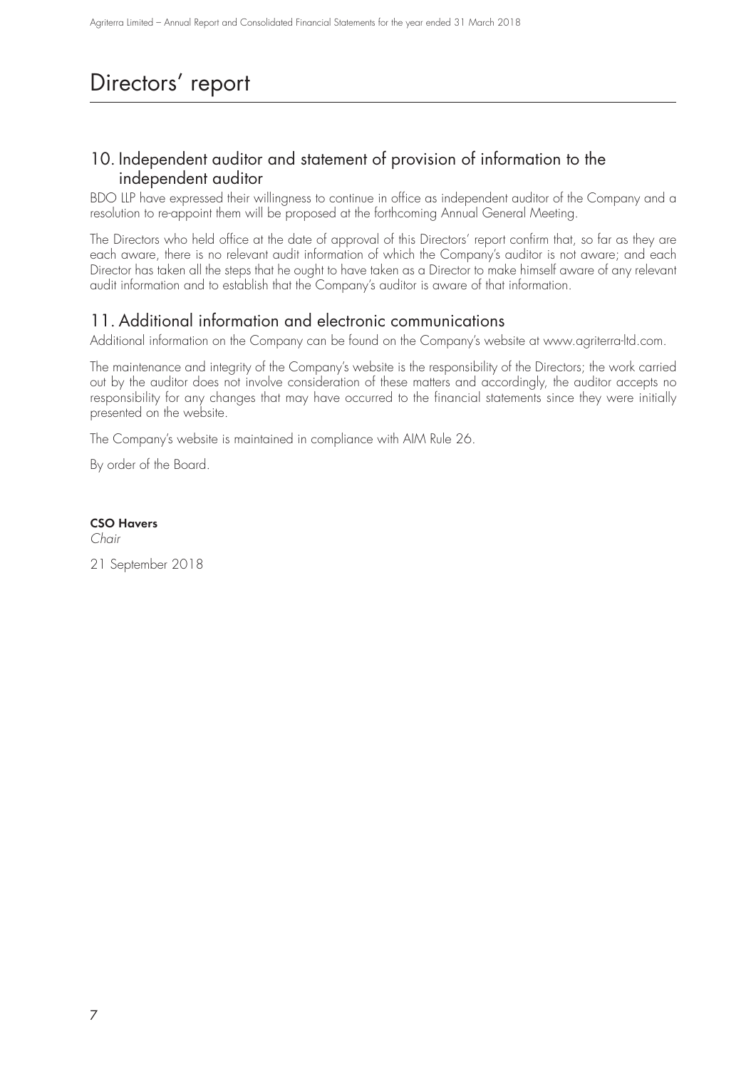# Directors' report

## 10. Independent auditor and statement of provision of information to the independent auditor

BDO LLP have expressed their willingness to continue in office as independent auditor of the Company and a resolution to re-appoint them will be proposed at the forthcoming Annual General Meeting.

The Directors who held office at the date of approval of this Directors' report confirm that, so far as they are each aware, there is no relevant audit information of which the Company's auditor is not aware; and each Director has taken all the steps that he ought to have taken as a Director to make himself aware of any relevant audit information and to establish that the Company's auditor is aware of that information.

## 11. Additional information and electronic communications

Additional information on the Company can be found on the Company's website at www.agriterra-ltd.com.

The maintenance and integrity of the Company's website is the responsibility of the Directors; the work carried out by the auditor does not involve consideration of these matters and accordingly, the auditor accepts no responsibility for any changes that may have occurred to the financial statements since they were initially presented on the website.

The Company's website is maintained in compliance with AIM Rule 26.

By order of the Board.

**CSO Havers**
*Chair*

21 September 2018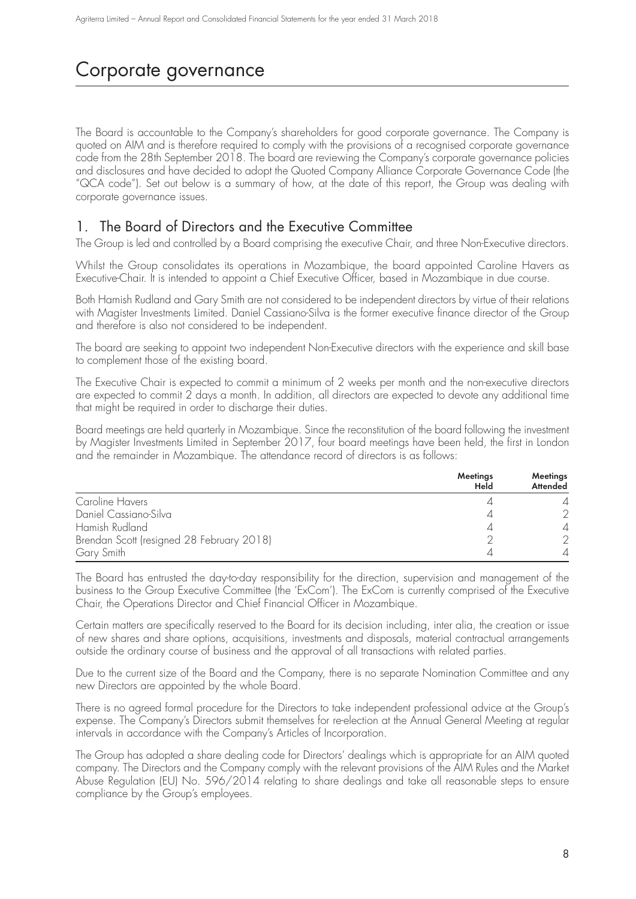# Corporate governance

The Board is accountable to the Company's shareholders for good corporate governance. The Company is quoted on AIM and is therefore required to comply with the provisions of a recognised corporate governance code from the 28th September 2018. The board are reviewing the Company's corporate governance policies and disclosures and have decided to adopt the Quoted Company Alliance Corporate Governance Code (the "QCA code"). Set out below is a summary of how, at the date of this report, the Group was dealing with corporate governance issues.

## 1. The Board of Directors and the Executive Committee

The Group is led and controlled by a Board comprising the executive Chair, and three Non-Executive directors.

Whilst the Group consolidates its operations in Mozambique, the board appointed Caroline Havers as Executive-Chair. It is intended to appoint a Chief Executive Officer, based in Mozambique in due course.

Both Hamish Rudland and Gary Smith are not considered to be independent directors by virtue of their relations with Magister Investments Limited. Daniel Cassiano-Silva is the former executive finance director of the Group and therefore is also not considered to be independent.

The board are seeking to appoint two independent Non-Executive directors with the experience and skill base to complement those of the existing board.

The Executive Chair is expected to commit a minimum of 2 weeks per month and the non-executive directors are expected to commit 2 days a month. In addition, all directors are expected to devote any additional time that might be required in order to discharge their duties.

Board meetings are held quarterly in Mozambique. Since the reconstitution of the board following the investment by Magister Investments Limited in September 2017, four board meetings have been held, the first in London and the remainder in Mozambique. The attendance record of directors is as follows:

| | Meetings Held | Meetings Attended |
|---|---|---|
| Caroline Havers | 4 | 4 |
| Daniel Cassiano-Silva | 4 | 2 |
| Hamish Rudland | 4 | 4 |
| Brendan Scott (resigned 28 February 2018) | 2 | 2 |
| Gary Smith | 4 | 4 |

The Board has entrusted the day-to-day responsibility for the direction, supervision and management of the business to the Group Executive Committee (the 'ExCom'). The ExCom is currently comprised of the Executive Chair, the Operations Director and Chief Financial Officer in Mozambique.

Certain matters are specifically reserved to the Board for its decision including, inter alia, the creation or issue of new shares and share options, acquisitions, investments and disposals, material contractual arrangements outside the ordinary course of business and the approval of all transactions with related parties.

Due to the current size of the Board and the Company, there is no separate Nomination Committee and any new Directors are appointed by the whole Board.

There is no agreed formal procedure for the Directors to take independent professional advice at the Group's expense. The Company's Directors submit themselves for re-election at the Annual General Meeting at regular intervals in accordance with the Company's Articles of Incorporation.

The Group has adopted a share dealing code for Directors' dealings which is appropriate for an AIM quoted company. The Directors and the Company comply with the relevant provisions of the AIM Rules and the Market Abuse Regulation (EU) No. 596/2014 relating to share dealings and take all reasonable steps to ensure compliance by the Group's employees.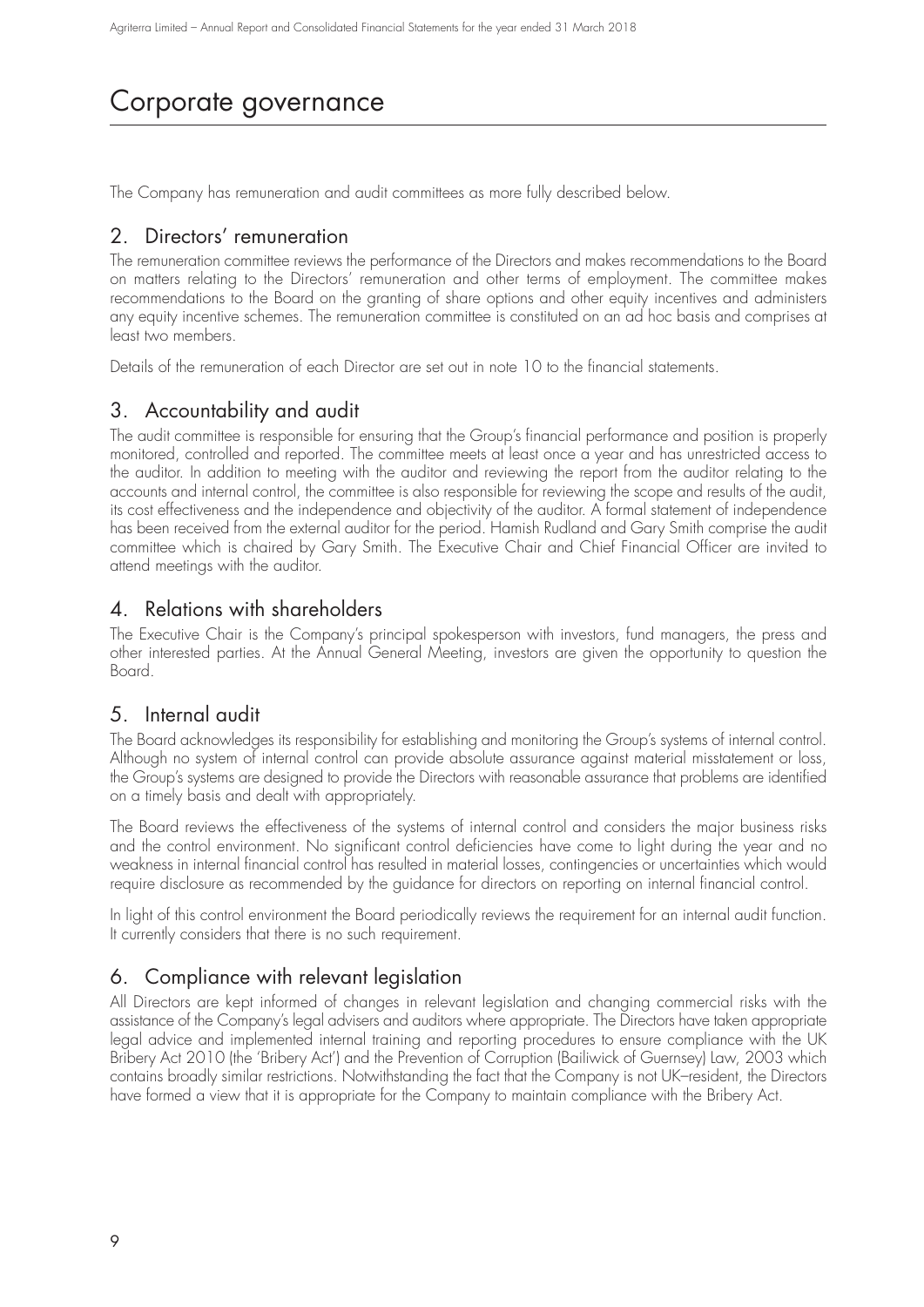# Corporate governance

The Company has remuneration and audit committees as more fully described below.

## 2. Directors' remuneration

The remuneration committee reviews the performance of the Directors and makes recommendations to the Board on matters relating to the Directors' remuneration and other terms of employment. The committee makes recommendations to the Board on the granting of share options and other equity incentives and administers any equity incentive schemes. The remuneration committee is constituted on an ad hoc basis and comprises at least two members.

Details of the remuneration of each Director are set out in note 10 to the financial statements.

## 3. Accountability and audit

The audit committee is responsible for ensuring that the Group's financial performance and position is properly monitored, controlled and reported. The committee meets at least once a year and has unrestricted access to the auditor. In addition to meeting with the auditor and reviewing the report from the auditor relating to the accounts and internal control, the committee is also responsible for reviewing the scope and results of the audit, its cost effectiveness and the independence and objectivity of the auditor. A formal statement of independence has been received from the external auditor for the period. Hamish Rudland and Gary Smith comprise the audit committee which is chaired by Gary Smith. The Executive Chair and Chief Financial Officer are invited to attend meetings with the auditor.

## 4. Relations with shareholders

The Executive Chair is the Company's principal spokesperson with investors, fund managers, the press and other interested parties. At the Annual General Meeting, investors are given the opportunity to question the Board.

## 5. Internal audit

The Board acknowledges its responsibility for establishing and monitoring the Group's systems of internal control. Although no system of internal control can provide absolute assurance against material misstatement or loss, the Group's systems are designed to provide the Directors with reasonable assurance that problems are identified on a timely basis and dealt with appropriately.

The Board reviews the effectiveness of the systems of internal control and considers the major business risks and the control environment. No significant control deficiencies have come to light during the year and no weakness in internal financial control has resulted in material losses, contingencies or uncertainties which would require disclosure as recommended by the guidance for directors on reporting on internal financial control.

In light of this control environment the Board periodically reviews the requirement for an internal audit function. It currently considers that there is no such requirement.

## 6. Compliance with relevant legislation

All Directors are kept informed of changes in relevant legislation and changing commercial risks with the assistance of the Company's legal advisers and auditors where appropriate. The Directors have taken appropriate legal advice and implemented internal training and reporting procedures to ensure compliance with the UK Bribery Act 2010 (the 'Bribery Act') and the Prevention of Corruption (Bailiwick of Guernsey) Law, 2003 which contains broadly similar restrictions. Notwithstanding the fact that the Company is not UK–resident, the Directors have formed a view that it is appropriate for the Company to maintain compliance with the Bribery Act.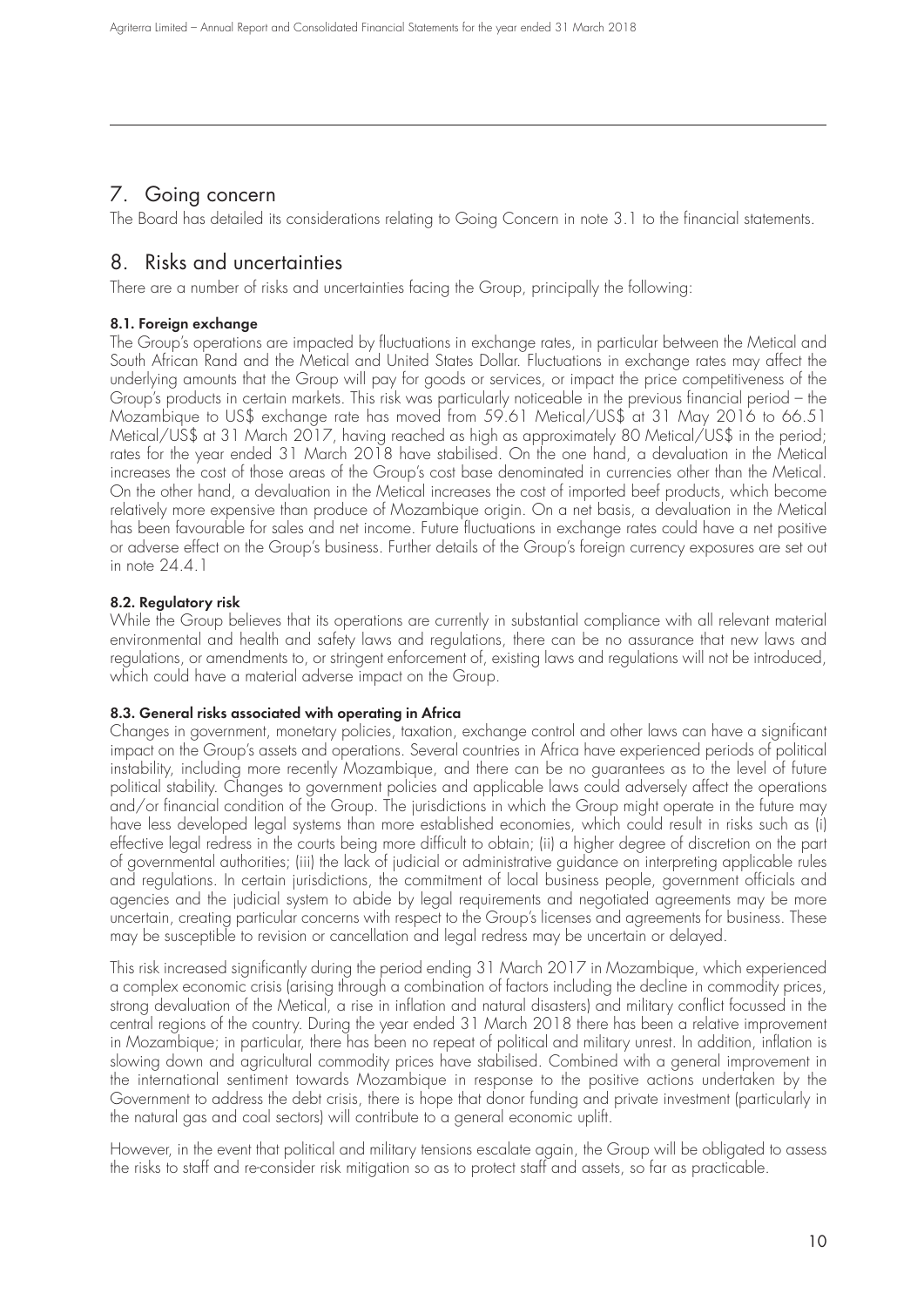## 7. Going concern

The Board has detailed its considerations relating to Going Concern in note 3.1 to the financial statements.

## 8. Risks and uncertainties

There are a number of risks and uncertainties facing the Group, principally the following:

### 8.1. Foreign exchange

The Group's operations are impacted by fluctuations in exchange rates, in particular between the Metical and South African Rand and the Metical and United States Dollar. Fluctuations in exchange rates may affect the underlying amounts that the Group will pay for goods or services, or impact the price competitiveness of the Group's products in certain markets. This risk was particularly noticeable in the previous financial period – the Mozambique to US$ exchange rate has moved from 59.61 Metical/US$ at 31 May 2016 to 66.51 Metical/US$ at 31 March 2017, having reached as high as approximately 80 Metical/US$ in the period; rates for the year ended 31 March 2018 have stabilised. On the one hand, a devaluation in the Metical increases the cost of those areas of the Group's cost base denominated in currencies other than the Metical. On the other hand, a devaluation in the Metical increases the cost of imported beef products, which become relatively more expensive than produce of Mozambique origin. On a net basis, a devaluation in the Metical has been favourable for sales and net income. Future fluctuations in exchange rates could have a net positive or adverse effect on the Group's business. Further details of the Group's foreign currency exposures are set out in note 24.4.1

### 8.2. Regulatory risk

While the Group believes that its operations are currently in substantial compliance with all relevant material environmental and health and safety laws and regulations, there can be no assurance that new laws and regulations, or amendments to, or stringent enforcement of, existing laws and regulations will not be introduced, which could have a material adverse impact on the Group.

### 8.3. General risks associated with operating in Africa

Changes in government, monetary policies, taxation, exchange control and other laws can have a significant impact on the Group's assets and operations. Several countries in Africa have experienced periods of political instability, including more recently Mozambique, and there can be no guarantees as to the level of future political stability. Changes to government policies and applicable laws could adversely affect the operations and/or financial condition of the Group. The jurisdictions in which the Group might operate in the future may have less developed legal systems than more established economies, which could result in risks such as (i) effective legal redress in the courts being more difficult to obtain; (ii) a higher degree of discretion on the part of governmental authorities; (iii) the lack of judicial or administrative guidance on interpreting applicable rules and regulations. In certain jurisdictions, the commitment of local business people, government officials and agencies and the judicial system to abide by legal requirements and negotiated agreements may be more uncertain, creating particular concerns with respect to the Group's licenses and agreements for business. These may be susceptible to revision or cancellation and legal redress may be uncertain or delayed.

This risk increased significantly during the period ending 31 March 2017 in Mozambique, which experienced a complex economic crisis (arising through a combination of factors including the decline in commodity prices, strong devaluation of the Metical, a rise in inflation and natural disasters) and military conflict focussed in the central regions of the country. During the year ended 31 March 2018 there has been a relative improvement in Mozambique; in particular, there has been no repeat of political and military unrest. In addition, inflation is slowing down and agricultural commodity prices have stabilised. Combined with a general improvement in the international sentiment towards Mozambique in response to the positive actions undertaken by the Government to address the debt crisis, there is hope that donor funding and private investment (particularly in the natural gas and coal sectors) will contribute to a general economic uplift.

However, in the event that political and military tensions escalate again, the Group will be obligated to assess the risks to staff and re-consider risk mitigation so as to protect staff and assets, so far as practicable.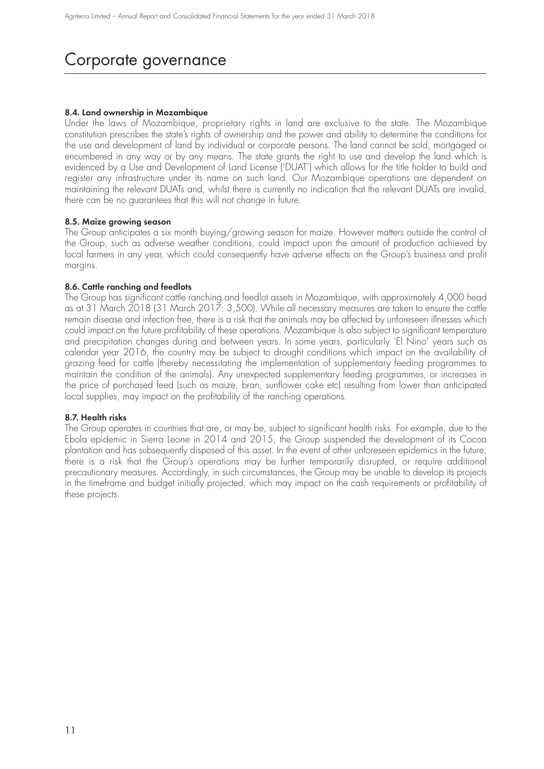# Corporate governance

#### 8.4. Land ownership in Mozambique

Under the laws of Mozambique, proprietary rights in land are exclusive to the state. The Mozambique constitution prescribes the state's rights of ownership and the power and ability to determine the conditions for the use and development of land by individual or corporate persons. The land cannot be sold, mortgaged or encumbered in any way or by any means. The state grants the right to use and develop the land which is evidenced by a Use and Development of Land License ('DUAT') which allows for the title holder to build and register any infrastructure under its name on such land. Our Mozambique operations are dependent on maintaining the relevant DUATs and, whilst there is currently no indication that the relevant DUATs are invalid, there can be no guarantees that this will not change in future.

#### 8.5. Maize growing season

The Group anticipates a six month buying/growing season for maize. However matters outside the control of the Group, such as adverse weather conditions, could impact upon the amount of production achieved by local farmers in any year, which could consequently have adverse effects on the Group's business and profit margins.

#### 8.6. Cattle ranching and feedlots

The Group has significant cattle ranching and feedlot assets in Mozambique, with approximately 4,000 head as at 31 March 2018 (31 March 2017: 3,500). While all necessary measures are taken to ensure the cattle remain disease and infection free, there is a risk that the animals may be affected by unforeseen illnesses which could impact on the future profitability of these operations. Mozambique is also subject to significant temperature and precipitation changes during and between years. In some years, particularly 'El Nino' years such as calendar year 2016, the country may be subject to drought conditions which impact on the availability of grazing feed for cattle (thereby necessitating the implementation of supplementary feeding programmes to maintain the condition of the animals). Any unexpected supplementary feeding programmes, or increases in the price of purchased feed (such as maize, bran, sunflower cake etc) resulting from lower than anticipated local supplies, may impact on the profitability of the ranching operations.

#### 8.7. Health risks

The Group operates in countries that are, or may be, subject to significant health risks. For example, due to the Ebola epidemic in Sierra Leone in 2014 and 2015, the Group suspended the development of its Cocoa plantation and has subsequently disposed of this asset. In the event of other unforeseen epidemics in the future, there is a risk that the Group's operations may be further temporarily disrupted, or require additional precautionary measures. Accordingly, in such circumstances, the Group may be unable to develop its projects in the timeframe and budget initially projected, which may impact on the cash requirements or profitability of these projects.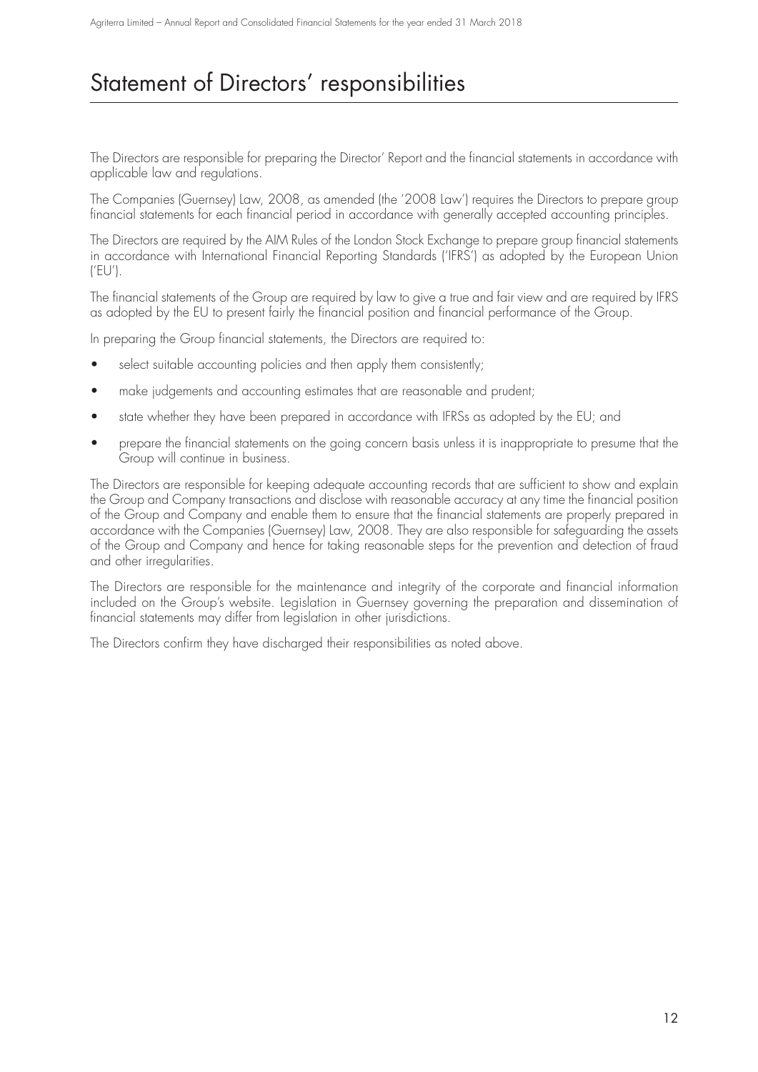# Statement of Directors' responsibilities

The Directors are responsible for preparing the Director' Report and the financial statements in accordance with applicable law and regulations.

The Companies (Guernsey) Law, 2008, as amended (the '2008 Law') requires the Directors to prepare group financial statements for each financial period in accordance with generally accepted accounting principles.

The Directors are required by the AIM Rules of the London Stock Exchange to prepare group financial statements in accordance with International Financial Reporting Standards ('IFRS') as adopted by the European Union ('EU').

The financial statements of the Group are required by law to give a true and fair view and are required by IFRS as adopted by the EU to present fairly the financial position and financial performance of the Group.

In preparing the Group financial statements, the Directors are required to:

- select suitable accounting policies and then apply them consistently;
- make judgements and accounting estimates that are reasonable and prudent;
- state whether they have been prepared in accordance with IFRSs as adopted by the EU; and
- prepare the financial statements on the going concern basis unless it is inappropriate to presume that the Group will continue in business.

The Directors are responsible for keeping adequate accounting records that are sufficient to show and explain the Group and Company transactions and disclose with reasonable accuracy at any time the financial position of the Group and Company and enable them to ensure that the financial statements are properly prepared in accordance with the Companies (Guernsey) Law, 2008. They are also responsible for safeguarding the assets of the Group and Company and hence for taking reasonable steps for the prevention and detection of fraud and other irregularities.

The Directors are responsible for the maintenance and integrity of the corporate and financial information included on the Group's website. Legislation in Guernsey governing the preparation and dissemination of financial statements may differ from legislation in other jurisdictions.

The Directors confirm they have discharged their responsibilities as noted above.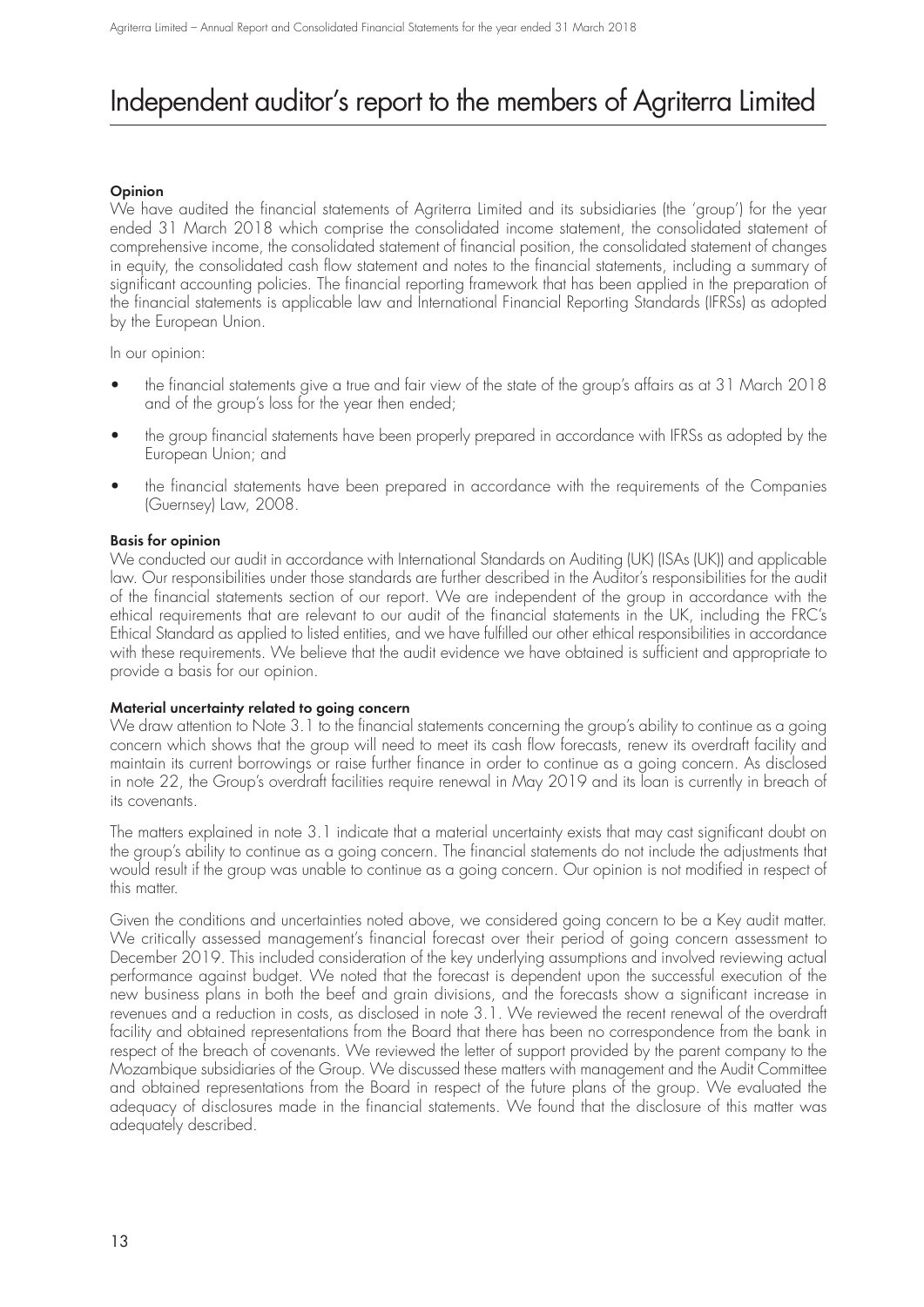# Independent auditor's report to the members of Agriterra Limited

**Opinion**

We have audited the financial statements of Agriterra Limited and its subsidiaries (the 'group') for the year ended 31 March 2018 which comprise the consolidated income statement, the consolidated statement of comprehensive income, the consolidated statement of financial position, the consolidated statement of changes in equity, the consolidated cash flow statement and notes to the financial statements, including a summary of significant accounting policies. The financial reporting framework that has been applied in the preparation of the financial statements is applicable law and International Financial Reporting Standards (IFRSs) as adopted by the European Union.

In our opinion:

- the financial statements give a true and fair view of the state of the group's affairs as at 31 March 2018 and of the group's loss for the year then ended;
- the group financial statements have been properly prepared in accordance with IFRSs as adopted by the European Union; and
- the financial statements have been prepared in accordance with the requirements of the Companies (Guernsey) Law, 2008.

**Basis for opinion**

We conducted our audit in accordance with International Standards on Auditing (UK) (ISAs (UK)) and applicable law. Our responsibilities under those standards are further described in the Auditor's responsibilities for the audit of the financial statements section of our report. We are independent of the group in accordance with the ethical requirements that are relevant to our audit of the financial statements in the UK, including the FRC's Ethical Standard as applied to listed entities, and we have fulfilled our other ethical responsibilities in accordance with these requirements. We believe that the audit evidence we have obtained is sufficient and appropriate to provide a basis for our opinion.

**Material uncertainty related to going concern**

We draw attention to Note 3.1 to the financial statements concerning the group's ability to continue as a going concern which shows that the group will need to meet its cash flow forecasts, renew its overdraft facility and maintain its current borrowings or raise further finance in order to continue as a going concern. As disclosed in note 22, the Group's overdraft facilities require renewal in May 2019 and its loan is currently in breach of its covenants.

The matters explained in note 3.1 indicate that a material uncertainty exists that may cast significant doubt on the group's ability to continue as a going concern. The financial statements do not include the adjustments that would result if the group was unable to continue as a going concern. Our opinion is not modified in respect of this matter.

Given the conditions and uncertainties noted above, we considered going concern to be a Key audit matter. We critically assessed management's financial forecast over their period of going concern assessment to December 2019. This included consideration of the key underlying assumptions and involved reviewing actual performance against budget. We noted that the forecast is dependent upon the successful execution of the new business plans in both the beef and grain divisions, and the forecasts show a significant increase in revenues and a reduction in costs, as disclosed in note 3.1. We reviewed the recent renewal of the overdraft facility and obtained representations from the Board that there has been no correspondence from the bank in respect of the breach of covenants. We reviewed the letter of support provided by the parent company to the Mozambique subsidiaries of the Group. We discussed these matters with management and the Audit Committee and obtained representations from the Board in respect of the future plans of the group. We evaluated the adequacy of disclosures made in the financial statements. We found that the disclosure of this matter was adequately described.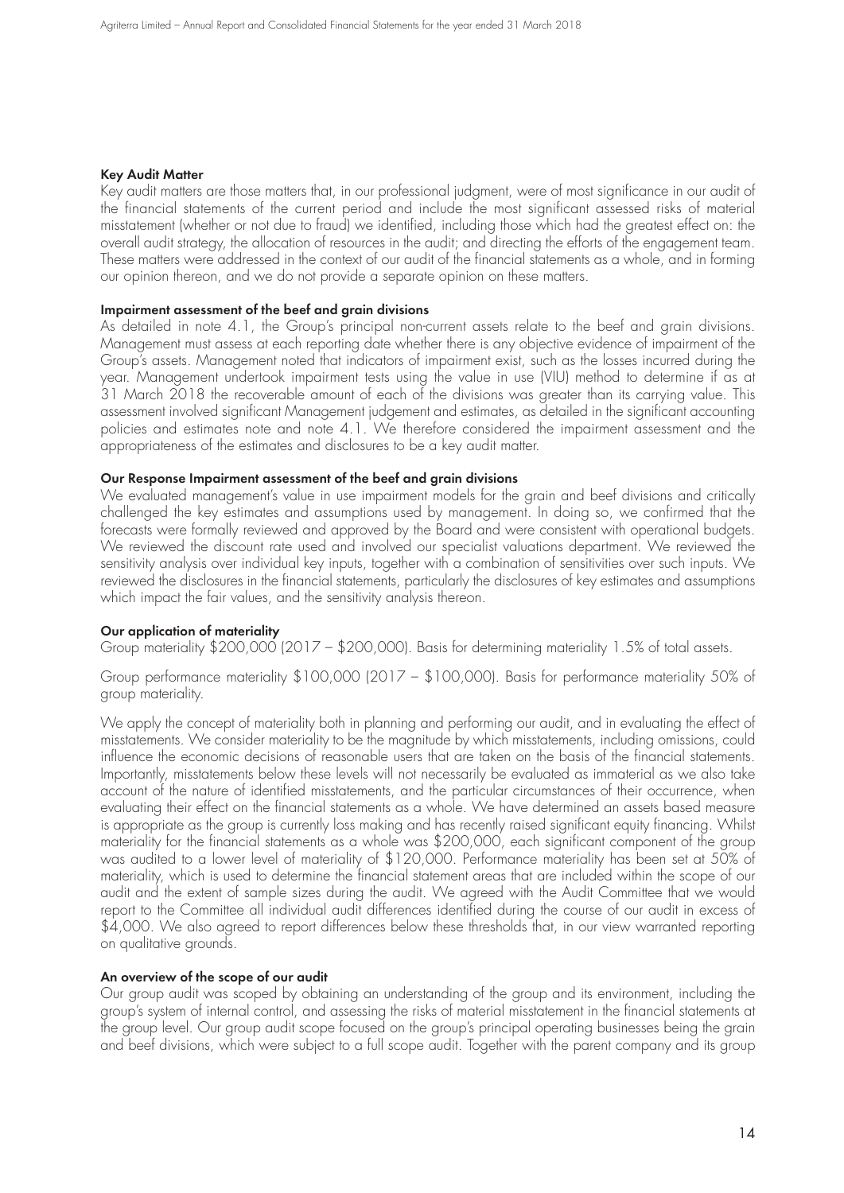### Key Audit Matter

Key audit matters are those matters that, in our professional judgment, were of most significance in our audit of the financial statements of the current period and include the most significant assessed risks of material misstatement (whether or not due to fraud) we identified, including those which had the greatest effect on: the overall audit strategy, the allocation of resources in the audit; and directing the efforts of the engagement team. These matters were addressed in the context of our audit of the financial statements as a whole, and in forming our opinion thereon, and we do not provide a separate opinion on these matters.

### Impairment assessment of the beef and grain divisions

As detailed in note 4.1, the Group's principal non-current assets relate to the beef and grain divisions. Management must assess at each reporting date whether there is any objective evidence of impairment of the Group's assets. Management noted that indicators of impairment exist, such as the losses incurred during the year. Management undertook impairment tests using the value in use (VIU) method to determine if as at 31 March 2018 the recoverable amount of each of the divisions was greater than its carrying value. This assessment involved significant Management judgement and estimates, as detailed in the significant accounting policies and estimates note and note 4.1. We therefore considered the impairment assessment and the appropriateness of the estimates and disclosures to be a key audit matter.

### Our Response Impairment assessment of the beef and grain divisions

We evaluated management's value in use impairment models for the grain and beef divisions and critically challenged the key estimates and assumptions used by management. In doing so, we confirmed that the forecasts were formally reviewed and approved by the Board and were consistent with operational budgets. We reviewed the discount rate used and involved our specialist valuations department. We reviewed the sensitivity analysis over individual key inputs, together with a combination of sensitivities over such inputs. We reviewed the disclosures in the financial statements, particularly the disclosures of key estimates and assumptions which impact the fair values, and the sensitivity analysis thereon.

### Our application of materiality

Group materiality $200,000 (2017 – $200,000). Basis for determining materiality 1.5% of total assets.

Group performance materiality $100,000 (2017 – $100,000). Basis for performance materiality 50% of group materiality.

We apply the concept of materiality both in planning and performing our audit, and in evaluating the effect of misstatements. We consider materiality to be the magnitude by which misstatements, including omissions, could influence the economic decisions of reasonable users that are taken on the basis of the financial statements. Importantly, misstatements below these levels will not necessarily be evaluated as immaterial as we also take account of the nature of identified misstatements, and the particular circumstances of their occurrence, when evaluating their effect on the financial statements as a whole. We have determined an assets based measure is appropriate as the group is currently loss making and has recently raised significant equity financing. Whilst materiality for the financial statements as a whole was $200,000, each significant component of the group was audited to a lower level of materiality of $120,000. Performance materiality has been set at 50% of materiality, which is used to determine the financial statement areas that are included within the scope of our audit and the extent of sample sizes during the audit. We agreed with the Audit Committee that we would report to the Committee all individual audit differences identified during the course of our audit in excess of $4,000. We also agreed to report differences below these thresholds that, in our view warranted reporting on qualitative grounds.

### An overview of the scope of our audit

Our group audit was scoped by obtaining an understanding of the group and its environment, including the group's system of internal control, and assessing the risks of material misstatement in the financial statements at the group level. Our group audit scope focused on the group's principal operating businesses being the grain and beef divisions, which were subject to a full scope audit. Together with the parent company and its group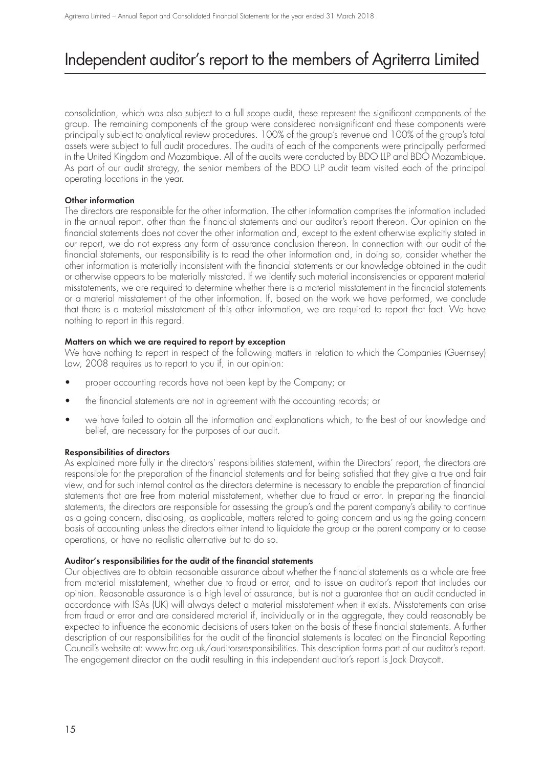# Independent auditor's report to the members of Agriterra Limited

consolidation, which was also subject to a full scope audit, these represent the significant components of the group. The remaining components of the group were considered non-significant and these components were principally subject to analytical review procedures. 100% of the group's revenue and 100% of the group's total assets were subject to full audit procedures. The audits of each of the components were principally performed in the United Kingdom and Mozambique. All of the audits were conducted by BDO LLP and BDO Mozambique. As part of our audit strategy, the senior members of the BDO LLP audit team visited each of the principal operating locations in the year.

**Other information**

The directors are responsible for the other information. The other information comprises the information included in the annual report, other than the financial statements and our auditor's report thereon. Our opinion on the financial statements does not cover the other information and, except to the extent otherwise explicitly stated in our report, we do not express any form of assurance conclusion thereon. In connection with our audit of the financial statements, our responsibility is to read the other information and, in doing so, consider whether the other information is materially inconsistent with the financial statements or our knowledge obtained in the audit or otherwise appears to be materially misstated. If we identify such material inconsistencies or apparent material misstatements, we are required to determine whether there is a material misstatement in the financial statements or a material misstatement of the other information. If, based on the work we have performed, we conclude that there is a material misstatement of this other information, we are required to report that fact. We have nothing to report in this regard.

**Matters on which we are required to report by exception**

We have nothing to report in respect of the following matters in relation to which the Companies (Guernsey) Law, 2008 requires us to report to you if, in our opinion:

- proper accounting records have not been kept by the Company; or
- the financial statements are not in agreement with the accounting records; or
- we have failed to obtain all the information and explanations which, to the best of our knowledge and belief, are necessary for the purposes of our audit.

**Responsibilities of directors**

As explained more fully in the directors' responsibilities statement, within the Directors' report, the directors are responsible for the preparation of the financial statements and for being satisfied that they give a true and fair view, and for such internal control as the directors determine is necessary to enable the preparation of financial statements that are free from material misstatement, whether due to fraud or error. In preparing the financial statements, the directors are responsible for assessing the group's and the parent company's ability to continue as a going concern, disclosing, as applicable, matters related to going concern and using the going concern basis of accounting unless the directors either intend to liquidate the group or the parent company or to cease operations, or have no realistic alternative but to do so.

**Auditor's responsibilities for the audit of the financial statements**

Our objectives are to obtain reasonable assurance about whether the financial statements as a whole are free from material misstatement, whether due to fraud or error, and to issue an auditor's report that includes our opinion. Reasonable assurance is a high level of assurance, but is not a guarantee that an audit conducted in accordance with ISAs (UK) will always detect a material misstatement when it exists. Misstatements can arise from fraud or error and are considered material if, individually or in the aggregate, they could reasonably be expected to influence the economic decisions of users taken on the basis of these financial statements. A further description of our responsibilities for the audit of the financial statements is located on the Financial Reporting Council's website at: www.frc.org.uk/auditorsresponsibilities. This description forms part of our auditor's report. The engagement director on the audit resulting in this independent auditor's report is Jack Draycott.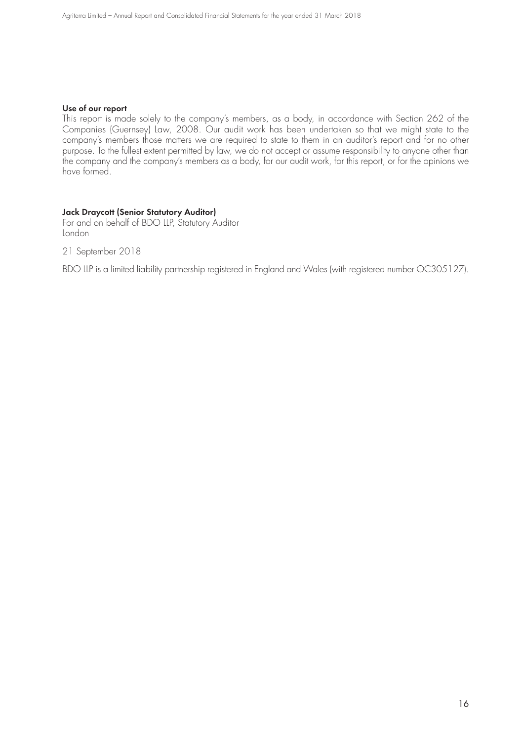**Use of our report**

This report is made solely to the company's members, as a body, in accordance with Section 262 of the Companies (Guernsey) Law, 2008. Our audit work has been undertaken so that we might state to the company's members those matters we are required to state to them in an auditor's report and for no other purpose. To the fullest extent permitted by law, we do not accept or assume responsibility to anyone other than the company and the company's members as a body, for our audit work, for this report, or for the opinions we have formed.

**Jack Draycott (Senior Statutory Auditor)**
For and on behalf of BDO LLP, Statutory Auditor
London

21 September 2018

BDO LLP is a limited liability partnership registered in England and Wales (with registered number OC305127).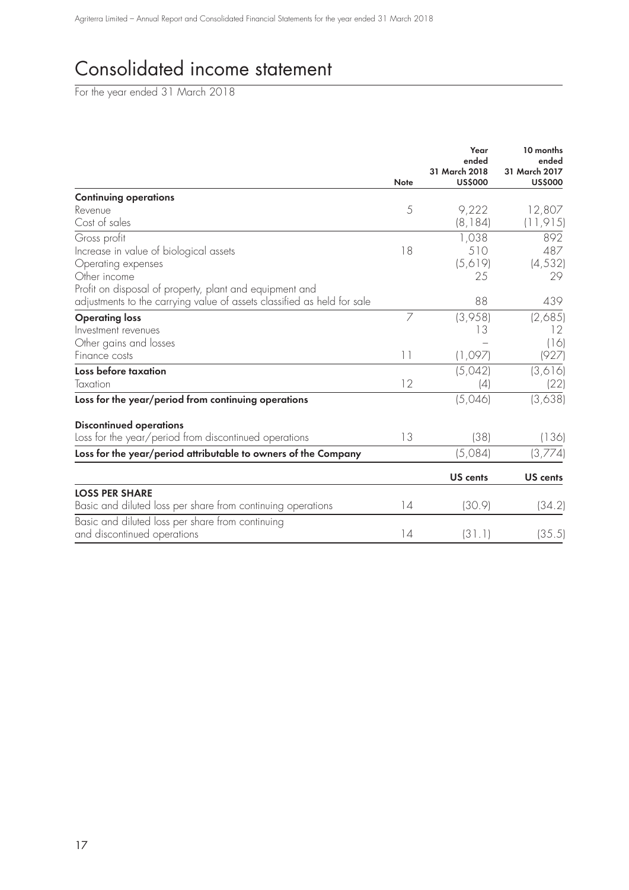# Consolidated income statement

For the year ended 31 March 2018

| | Note | Year ended 31 March 2018 US$000 | 10 months ended 31 March 2017 US$000 |
|---|---|---|---|
| **Continuing operations** | | | |
| Revenue | 5 | 9,222 | 12,807 |
| Cost of sales | | (8,184) | (11,915) |
| Gross profit | | 1,038 | 892 |
| Increase in value of biological assets | 18 | 510 | 487 |
| Operating expenses | | (5,619) | (4,532) |
| Other income | | 25 | 29 |
| Profit on disposal of property, plant and equipment and adjustments to the carrying value of assets classified as held for sale | | 88 | 439 |
| **Operating loss** | 7 | (3,958) | (2,685) |
| Investment revenues | | 13 | 12 |
| Other gains and losses | | – | (16) |
| Finance costs | 11 | (1,097) | (927) |
| **Loss before taxation** | | (5,042) | (3,616) |
| Taxation | 12 | (4) | (22) |
| **Loss for the year/period from continuing operations** | | (5,046) | (3,638) |
| **Discontinued operations** | | | |
| Loss for the year/period from discontinued operations | 13 | (38) | (136) |
| **Loss for the year/period attributable to owners of the Company** | | (5,084) | (3,774) |
| | | **US cents** | **US cents** |
| **LOSS PER SHARE** | | | |
| Basic and diluted loss per share from continuing operations | 14 | (30.9) | (34.2) |
| Basic and diluted loss per share from continuing and discontinued operations | 14 | (31.1) | (35.5) |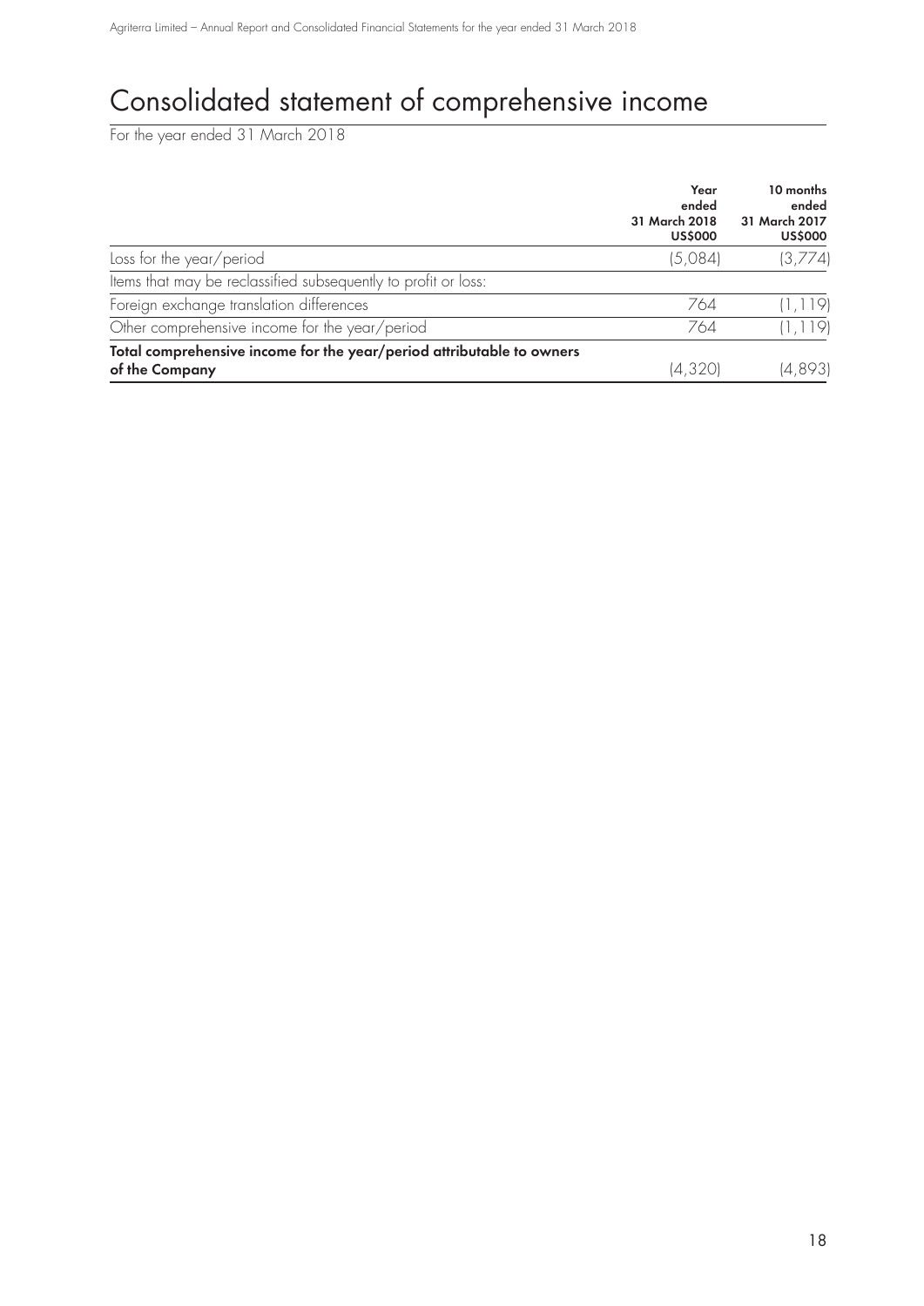# Consolidated statement of comprehensive income

For the year ended 31 March 2018

| | Year ended 31 March 2018 US$000 | 10 months ended 31 March 2017 US$000 |
|---|---|---|
| Loss for the year/period | (5,084) | (3,774) |
| Items that may be reclassified subsequently to profit or loss: | | |
| Foreign exchange translation differences | 764 | (1,119) |
| Other comprehensive income for the year/period | 764 | (1,119) |
| **Total comprehensive income for the year/period attributable to owners of the Company** | (4,320) | (4,893) |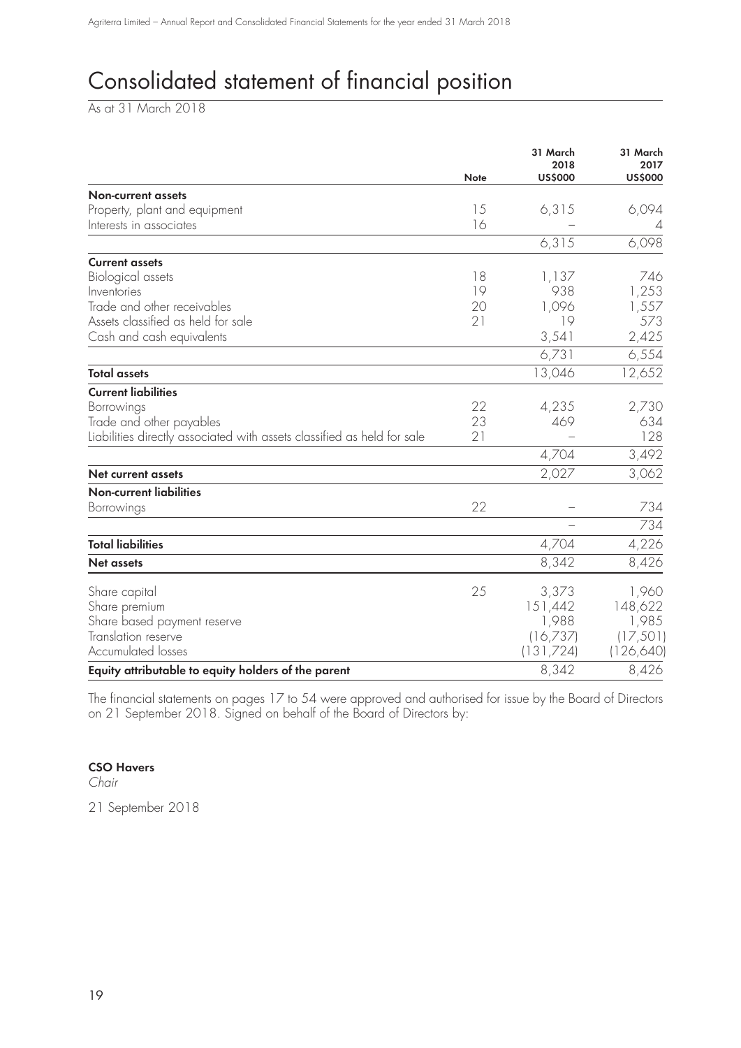# Consolidated statement of financial position

As at 31 March 2018

| | Note | 31 March 2018 US$000 | 31 March 2017 US$000 |
|---|---|---|---|
| **Non-current assets** | | | |
| Property, plant and equipment | 15 | 6,315 | 6,094 |
| Interests in associates | 16 | – | 4 |
| | | 6,315 | 6,098 |
| **Current assets** | | | |
| Biological assets | 18 | 1,137 | 746 |
| Inventories | 19 | 938 | 1,253 |
| Trade and other receivables | 20 | 1,096 | 1,557 |
| Assets classified as held for sale | 21 | 19 | 573 |
| Cash and cash equivalents | | 3,541 | 2,425 |
| | | 6,731 | 6,554 |
| **Total assets** | | 13,046 | 12,652 |
| **Current liabilities** | | | |
| Borrowings | 22 | 4,235 | 2,730 |
| Trade and other payables | 23 | 469 | 634 |
| Liabilities directly associated with assets classified as held for sale | 21 | – | 128 |
| | | 4,704 | 3,492 |
| **Net current assets** | | 2,027 | 3,062 |
| **Non-current liabilities** | | | |
| Borrowings | 22 | – | 734 |
| | | – | 734 |
| **Total liabilities** | | 4,704 | 4,226 |
| **Net assets** | | 8,342 | 8,426 |
| Share capital | 25 | 3,373 | 1,960 |
| Share premium | | 151,442 | 148,622 |
| Share based payment reserve | | 1,988 | 1,985 |
| Translation reserve | | (16,737) | (17,501) |
| Accumulated losses | | (131,724) | (126,640) |
| **Equity attributable to equity holders of the parent** | | 8,342 | 8,426 |

The financial statements on pages 17 to 54 were approved and authorised for issue by the Board of Directors on 21 September 2018. Signed on behalf of the Board of Directors by:

**CSO Havers**
*Chair*

21 September 2018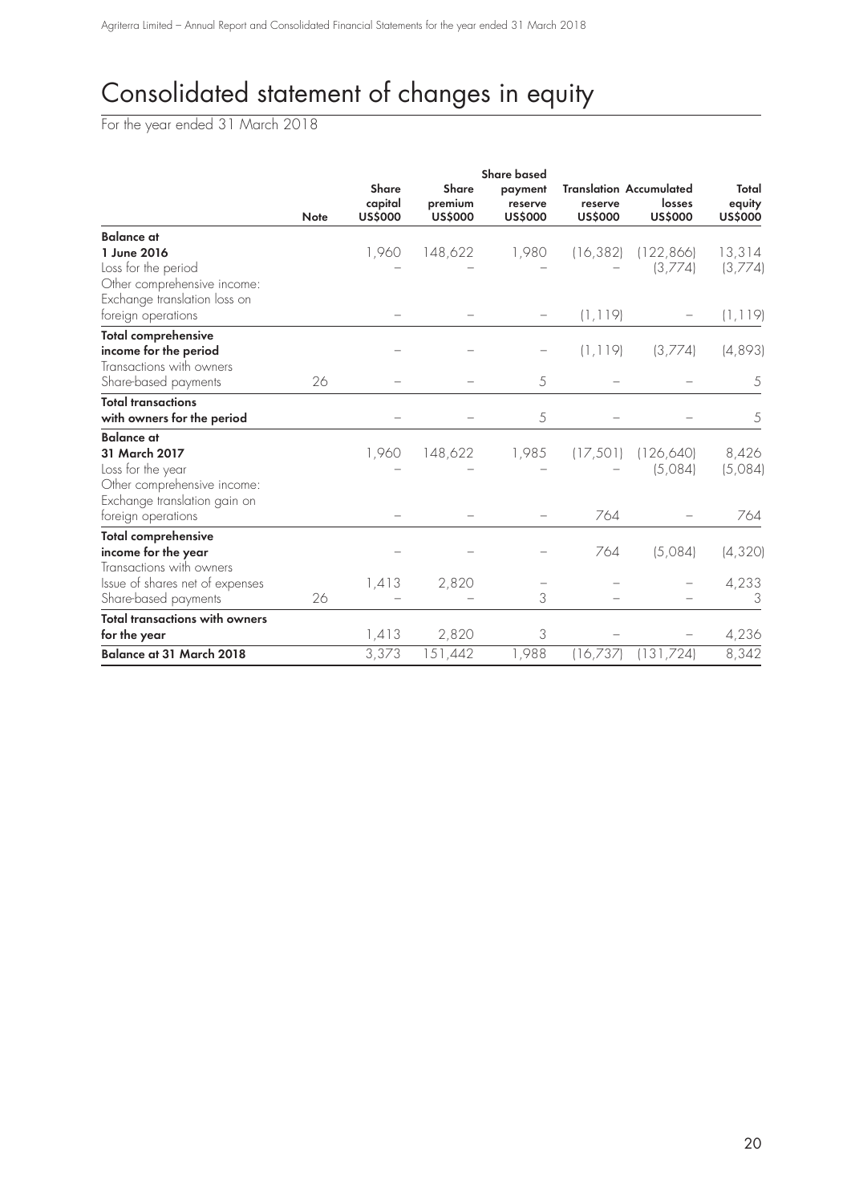# Consolidated statement of changes in equity

For the year ended 31 March 2018

| | Note | Share capital US$000 | Share premium US$000 | Share based payment reserve US$000 | Translation reserve US$000 | Accumulated losses US$000 | Total equity US$000 |
|---|---|---|---|---|---|---|---|
| **Balance at** | | | | | | | |
| **1 June 2016** | | 1,960 | 148,622 | 1,980 | (16,382) | (122,866) | 13,314 |
| Loss for the period | | – | – | – | – | (3,774) | (3,774) |
| Other comprehensive income: | | | | | | | |
| Exchange translation loss on foreign operations | | – | – | – | (1,119) | – | (1,119) |
| **Total comprehensive income for the period** | | – | – | – | (1,119) | (3,774) | (4,893) |
| Transactions with owners | | | | | | | |
| Share-based payments | 26 | – | – | 5 | – | – | 5 |
| **Total transactions with owners for the period** | | – | – | 5 | – | – | 5 |
| **Balance at** | | | | | | | |
| **31 March 2017** | | 1,960 | 148,622 | 1,985 | (17,501) | (126,640) | 8,426 |
| Loss for the year | | – | – | – | – | (5,084) | (5,084) |
| Other comprehensive income: | | | | | | | |
| Exchange translation gain on foreign operations | | – | – | – | 764 | – | 764 |
| **Total comprehensive income for the year** | | – | – | – | 764 | (5,084) | (4,320) |
| Transactions with owners | | | | | | | |
| Issue of shares net of expenses | | 1,413 | 2,820 | – | – | – | 4,233 |
| Share-based payments | 26 | – | – | 3 | – | – | 3 |
| **Total transactions with owners for the year** | | 1,413 | 2,820 | 3 | – | – | 4,236 |
| **Balance at 31 March 2018** | | 3,373 | 151,442 | 1,988 | (16,737) | (131,724) | 8,342 |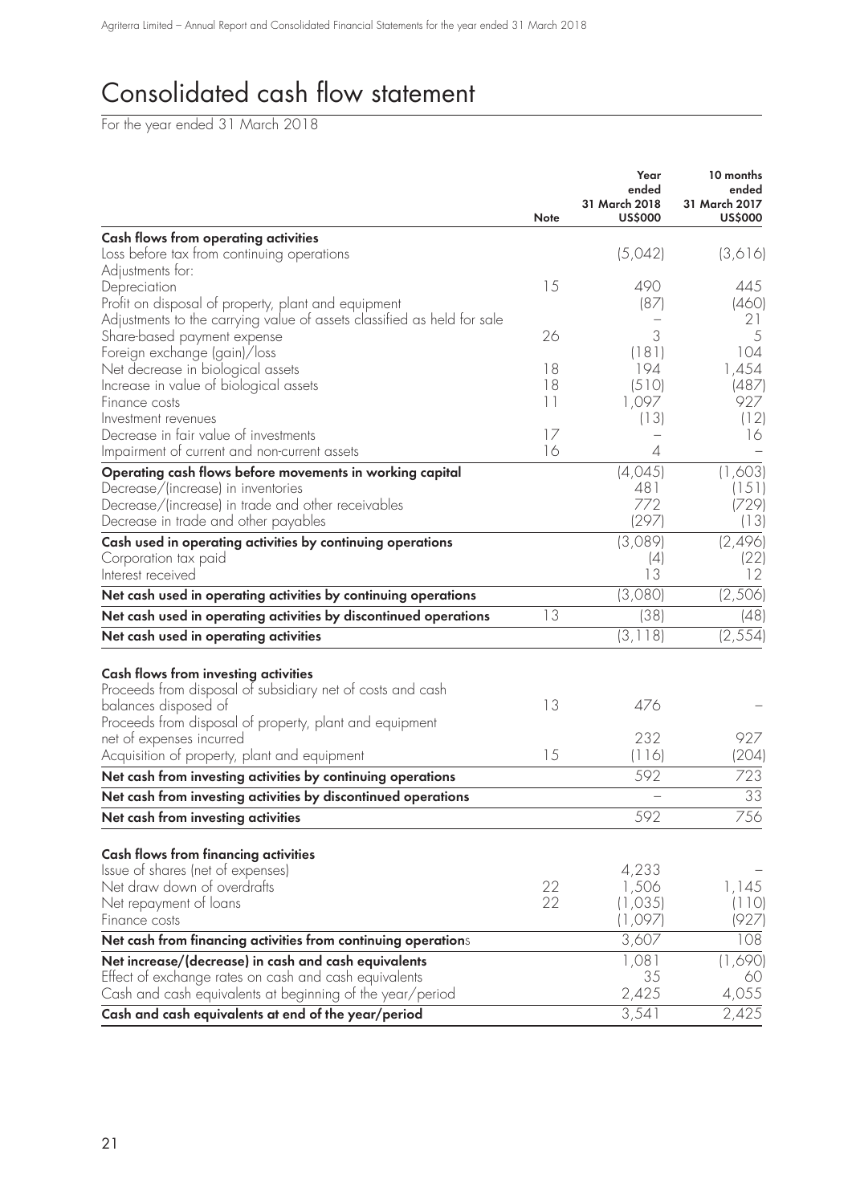# Consolidated cash flow statement

For the year ended 31 March 2018

| | Note | Year ended 31 March 2018 US$000 | 10 months ended 31 March 2017 US$000 |
|---|---|---|---|
| **Cash flows from operating activities** | | | |
| Loss before tax from continuing operations | | (5,042) | (3,616) |
| Adjustments for: | | | |
| Depreciation | 15 | 490 | 445 |
| Profit on disposal of property, plant and equipment | | (87) | (460) |
| Adjustments to the carrying value of assets classified as held for sale | | – | 21 |
| Share-based payment expense | 26 | 3 | 5 |
| Foreign exchange (gain)/loss | | (181) | 104 |
| Net decrease in biological assets | 18 | 194 | 1,454 |
| Increase in value of biological assets | 18 | (510) | (487) |
| Finance costs | 11 | 1,097 | 927 |
| Investment revenues | | (13) | (12) |
| Decrease in fair value of investments | 17 | – | 16 |
| Impairment of current and non-current assets | 16 | 4 | – |
| **Operating cash flows before movements in working capital** | | (4,045) | (1,603) |
| Decrease/(increase) in inventories | | 481 | (151) |
| Decrease/(increase) in trade and other receivables | | 772 | (729) |
| Decrease in trade and other payables | | (297) | (13) |
| **Cash used in operating activities by continuing operations** | | (3,089) | (2,496) |
| Corporation tax paid | | (4) | (22) |
| Interest received | | 13 | 12 |
| **Net cash used in operating activities by continuing operations** | | (3,080) | (2,506) |
| **Net cash used in operating activities by discontinued operations** | 13 | (38) | (48) |
| **Net cash used in operating activities** | | (3,118) | (2,554) |
| **Cash flows from investing activities** | | | |
| Proceeds from disposal of subsidiary net of costs and cash balances disposed of | 13 | 476 | – |
| Proceeds from disposal of property, plant and equipment net of expenses incurred | | 232 | 927 |
| Acquisition of property, plant and equipment | 15 | (116) | (204) |
| **Net cash from investing activities by continuing operations** | | 592 | 723 |
| **Net cash from investing activities by discontinued operations** | | – | 33 |
| **Net cash from investing activities** | | 592 | 756 |
| **Cash flows from financing activities** | | | |
| Issue of shares (net of expenses) | | 4,233 | – |
| Net draw down of overdrafts | 22 | 1,506 | 1,145 |
| Net repayment of loans | 22 | (1,035) | (110) |
| Finance costs | | (1,097) | (927) |
| **Net cash from financing activities from continuing operations** | | 3,607 | 108 |
| **Net increase/(decrease) in cash and cash equivalents** | | 1,081 | (1,690) |
| Effect of exchange rates on cash and cash equivalents | | 35 | 60 |
| Cash and cash equivalents at beginning of the year/period | | 2,425 | 4,055 |
| **Cash and cash equivalents at end of the year/period** | | 3,541 | 2,425 |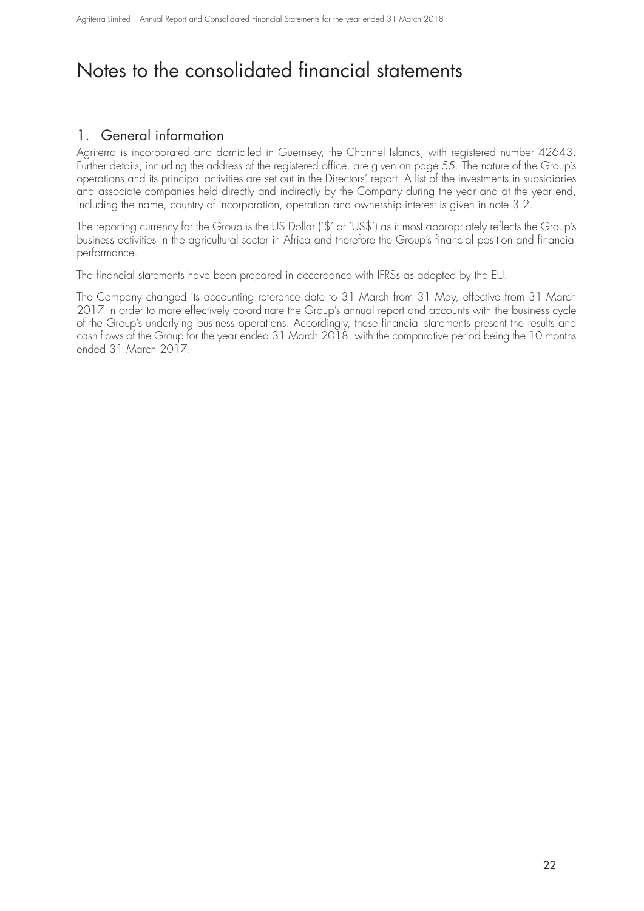# Notes to the consolidated financial statements

## 1. General information

Agriterra is incorporated and domiciled in Guernsey, the Channel Islands, with registered number 42643. Further details, including the address of the registered office, are given on page 55. The nature of the Group's operations and its principal activities are set out in the Directors' report. A list of the investments in subsidiaries and associate companies held directly and indirectly by the Company during the year and at the year end, including the name, country of incorporation, operation and ownership interest is given in note 3.2.

The reporting currency for the Group is the US Dollar ('$' or 'US$') as it most appropriately reflects the Group's business activities in the agricultural sector in Africa and therefore the Group's financial position and financial performance.

The financial statements have been prepared in accordance with IFRSs as adopted by the EU.

The Company changed its accounting reference date to 31 March from 31 May, effective from 31 March 2017 in order to more effectively co-ordinate the Group's annual report and accounts with the business cycle of the Group's underlying business operations. Accordingly, these financial statements present the results and cash flows of the Group for the year ended 31 March 2018, with the comparative period being the 10 months ended 31 March 2017.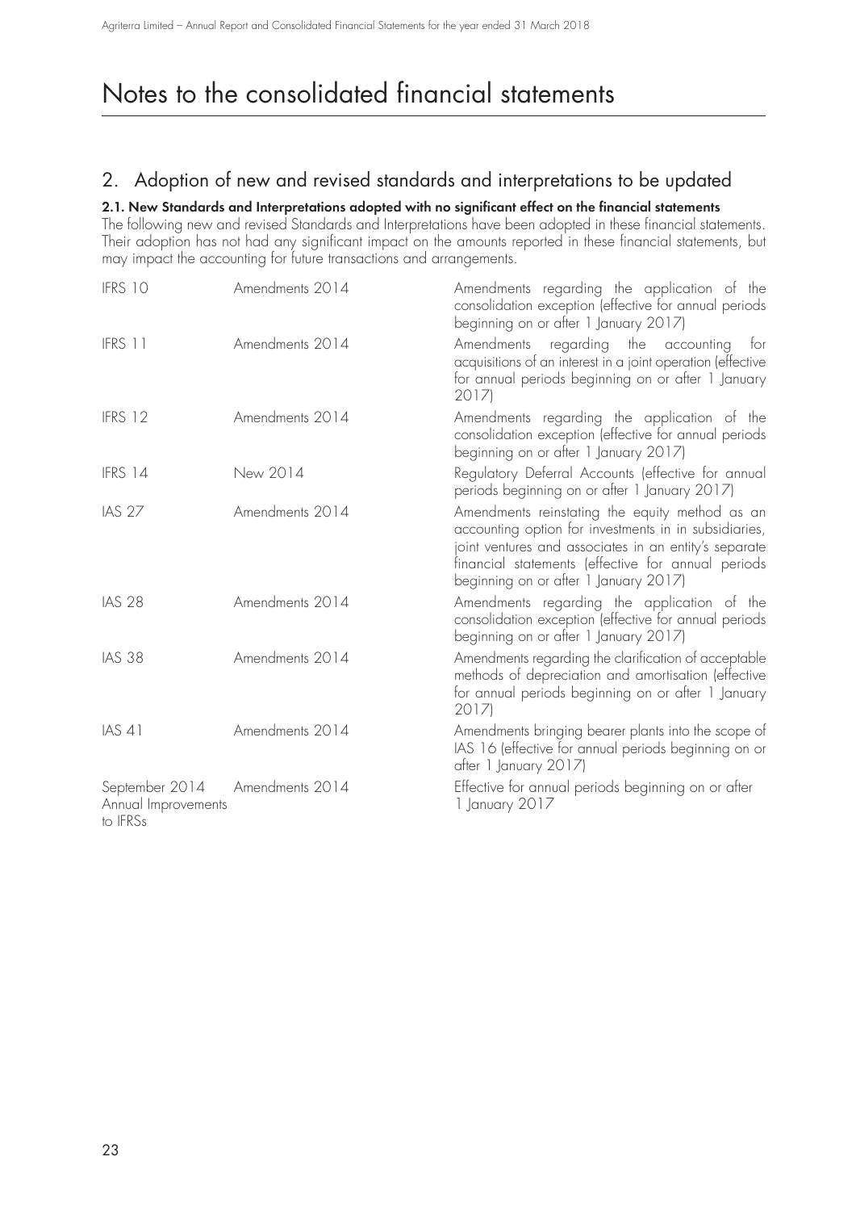# Notes to the consolidated financial statements

## 2. Adoption of new and revised standards and interpretations to be updated

### 2.1. New Standards and Interpretations adopted with no significant effect on the financial statements

The following new and revised Standards and Interpretations have been adopted in these financial statements. Their adoption has not had any significant impact on the amounts reported in these financial statements, but may impact the accounting for future transactions and arrangements.

| | | |
|---|---|---|
| IFRS 10 | Amendments 2014 | Amendments regarding the application of the consolidation exception (effective for annual periods beginning on or after 1 January 2017) |
| IFRS 11 | Amendments 2014 | Amendments regarding the accounting for acquisitions of an interest in a joint operation (effective for annual periods beginning on or after 1 January 2017) |
| IFRS 12 | Amendments 2014 | Amendments regarding the application of the consolidation exception (effective for annual periods beginning on or after 1 January 2017) |
| IFRS 14 | New 2014 | Regulatory Deferral Accounts (effective for annual periods beginning on or after 1 January 2017) |
| IAS 27 | Amendments 2014 | Amendments reinstating the equity method as an accounting option for investments in in subsidiaries, joint ventures and associates in an entity's separate financial statements (effective for annual periods beginning on or after 1 January 2017) |
| IAS 28 | Amendments 2014 | Amendments regarding the application of the consolidation exception (effective for annual periods beginning on or after 1 January 2017) |
| IAS 38 | Amendments 2014 | Amendments regarding the clarification of acceptable methods of depreciation and amortisation (effective for annual periods beginning on or after 1 January 2017) |
| IAS 41 | Amendments 2014 | Amendments bringing bearer plants into the scope of IAS 16 (effective for annual periods beginning on or after 1 January 2017) |
| September 2014 Annual Improvements to IFRSs | Amendments 2014 | Effective for annual periods beginning on or after 1 January 2017 |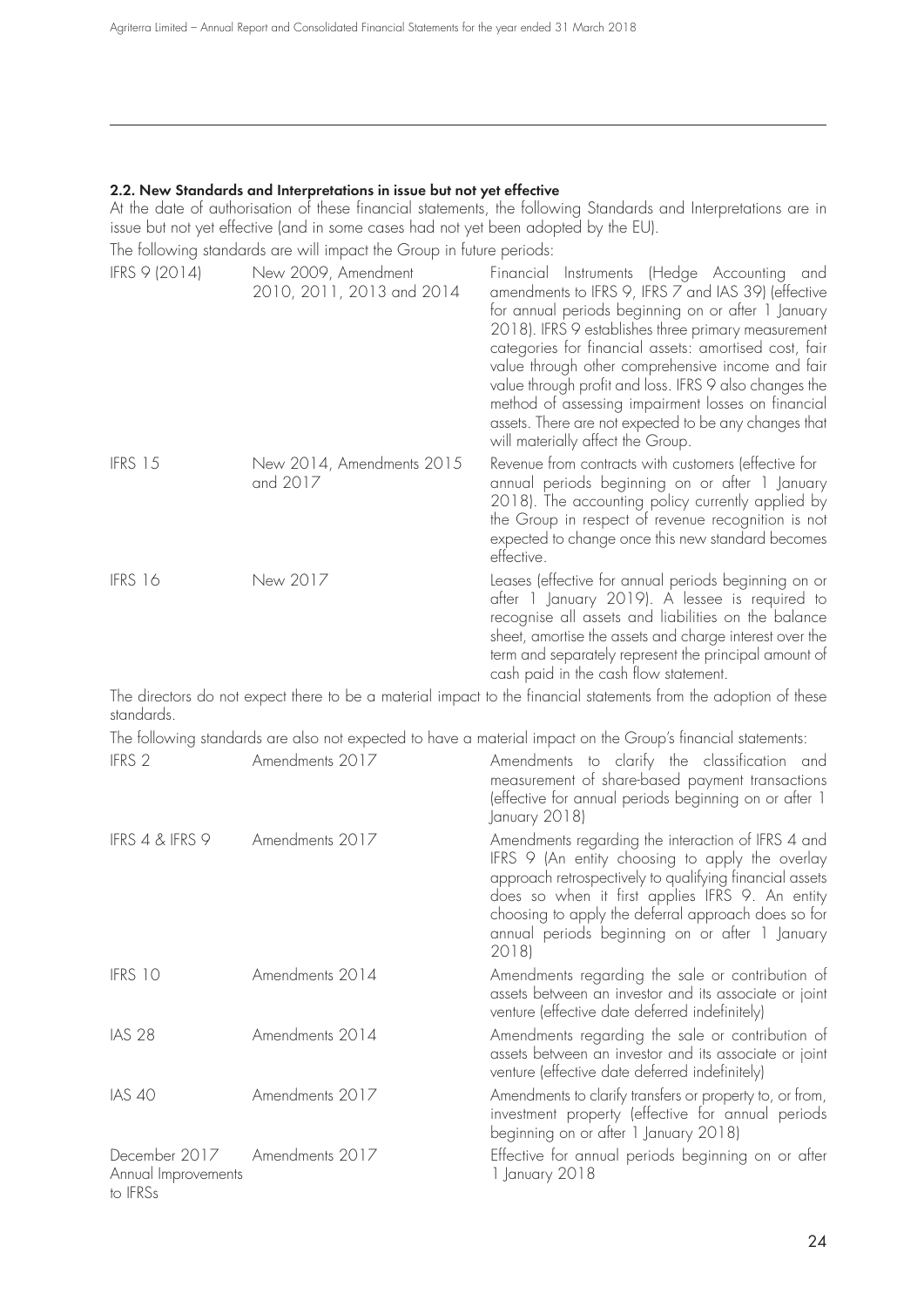### 2.2. New Standards and Interpretations in issue but not yet effective

At the date of authorisation of these financial statements, the following Standards and Interpretations are in issue but not yet effective (and in some cases had not yet been adopted by the EU).

The following standards are will impact the Group in future periods:

| | | |
|---|---|---|
| IFRS 9 (2014) | New 2009, Amendment 2010, 2011, 2013 and 2014 | Financial Instruments (Hedge Accounting and amendments to IFRS 9, IFRS 7 and IAS 39) (effective for annual periods beginning on or after 1 January 2018). IFRS 9 establishes three primary measurement categories for financial assets: amortised cost, fair value through other comprehensive income and fair value through profit and loss. IFRS 9 also changes the method of assessing impairment losses on financial assets. There are not expected to be any changes that will materially affect the Group. |
| IFRS 15 | New 2014, Amendments 2015 and 2017 | Revenue from contracts with customers (effective for annual periods beginning on or after 1 January 2018). The accounting policy currently applied by the Group in respect of revenue recognition is not expected to change once this new standard becomes effective. |
| IFRS 16 | New 2017 | Leases (effective for annual periods beginning on or after 1 January 2019). A lessee is required to recognise all assets and liabilities on the balance sheet, amortise the assets and charge interest over the term and separately represent the principal amount of cash paid in the cash flow statement. |

The directors do not expect there to be a material impact to the financial statements from the adoption of these standards.

The following standards are also not expected to have a material impact on the Group's financial statements:

| | | |
|---|---|---|
| IFRS 2 | Amendments 2017 | Amendments to clarify the classification and measurement of share-based payment transactions (effective for annual periods beginning on or after 1 January 2018) |
| IFRS 4 & IFRS 9 | Amendments 2017 | Amendments regarding the interaction of IFRS 4 and IFRS 9 (An entity choosing to apply the overlay approach retrospectively to qualifying financial assets does so when it first applies IFRS 9. An entity choosing to apply the deferral approach does so for annual periods beginning on or after 1 January 2018) |
| IFRS 10 | Amendments 2014 | Amendments regarding the sale or contribution of assets between an investor and its associate or joint venture (effective date deferred indefinitely) |
| IAS 28 | Amendments 2014 | Amendments regarding the sale or contribution of assets between an investor and its associate or joint venture (effective date deferred indefinitely) |
| IAS 40 | Amendments 2017 | Amendments to clarify transfers or property to, or from, investment property (effective for annual periods beginning on or after 1 January 2018) |
| December 2017 Annual Improvements to IFRSs | Amendments 2017 | Effective for annual periods beginning on or after 1 January 2018 |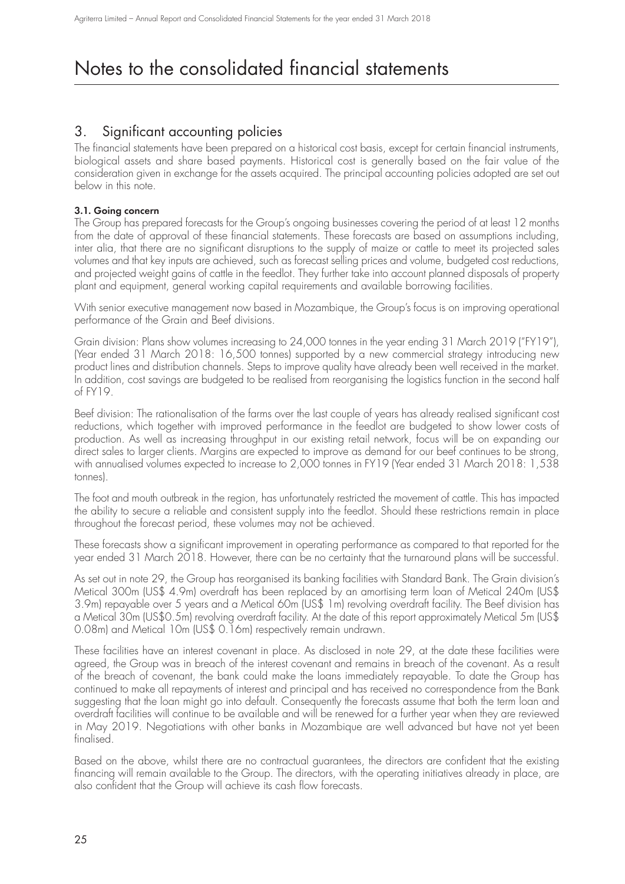# Notes to the consolidated financial statements

## 3. Significant accounting policies

The financial statements have been prepared on a historical cost basis, except for certain financial instruments, biological assets and share based payments. Historical cost is generally based on the fair value of the consideration given in exchange for the assets acquired. The principal accounting policies adopted are set out below in this note.

### 3.1. Going concern

The Group has prepared forecasts for the Group's ongoing businesses covering the period of at least 12 months from the date of approval of these financial statements. These forecasts are based on assumptions including, inter alia, that there are no significant disruptions to the supply of maize or cattle to meet its projected sales volumes and that key inputs are achieved, such as forecast selling prices and volume, budgeted cost reductions, and projected weight gains of cattle in the feedlot. They further take into account planned disposals of property plant and equipment, general working capital requirements and available borrowing facilities.

With senior executive management now based in Mozambique, the Group's focus is on improving operational performance of the Grain and Beef divisions.

Grain division: Plans show volumes increasing to 24,000 tonnes in the year ending 31 March 2019 ("FY19"), (Year ended 31 March 2018: 16,500 tonnes) supported by a new commercial strategy introducing new product lines and distribution channels. Steps to improve quality have already been well received in the market. In addition, cost savings are budgeted to be realised from reorganising the logistics function in the second half of FY19.

Beef division: The rationalisation of the farms over the last couple of years has already realised significant cost reductions, which together with improved performance in the feedlot are budgeted to show lower costs of production. As well as increasing throughput in our existing retail network, focus will be on expanding our direct sales to larger clients. Margins are expected to improve as demand for our beef continues to be strong, with annualised volumes expected to increase to 2,000 tonnes in FY19 (Year ended 31 March 2018: 1,538 tonnes).

The foot and mouth outbreak in the region, has unfortunately restricted the movement of cattle. This has impacted the ability to secure a reliable and consistent supply into the feedlot. Should these restrictions remain in place throughout the forecast period, these volumes may not be achieved.

These forecasts show a significant improvement in operating performance as compared to that reported for the year ended 31 March 2018. However, there can be no certainty that the turnaround plans will be successful.

As set out in note 29, the Group has reorganised its banking facilities with Standard Bank. The Grain division's Metical 300m (US$ 4.9m) overdraft has been replaced by an amortising term loan of Metical 240m (US$ 3.9m) repayable over 5 years and a Metical 60m (US$ 1m) revolving overdraft facility. The Beef division has a Metical 30m (US$0.5m) revolving overdraft facility. At the date of this report approximately Metical 5m (US$ 0.08m) and Metical 10m (US$ 0.16m) respectively remain undrawn.

These facilities have an interest covenant in place. As disclosed in note 29, at the date these facilities were agreed, the Group was in breach of the interest covenant and remains in breach of the covenant. As a result of the breach of covenant, the bank could make the loans immediately repayable. To date the Group has continued to make all repayments of interest and principal and has received no correspondence from the Bank suggesting that the loan might go into default. Consequently the forecasts assume that both the term loan and overdraft facilities will continue to be available and will be renewed for a further year when they are reviewed in May 2019. Negotiations with other banks in Mozambique are well advanced but have not yet been finalised.

Based on the above, whilst there are no contractual guarantees, the directors are confident that the existing financing will remain available to the Group. The directors, with the operating initiatives already in place, are also confident that the Group will achieve its cash flow forecasts.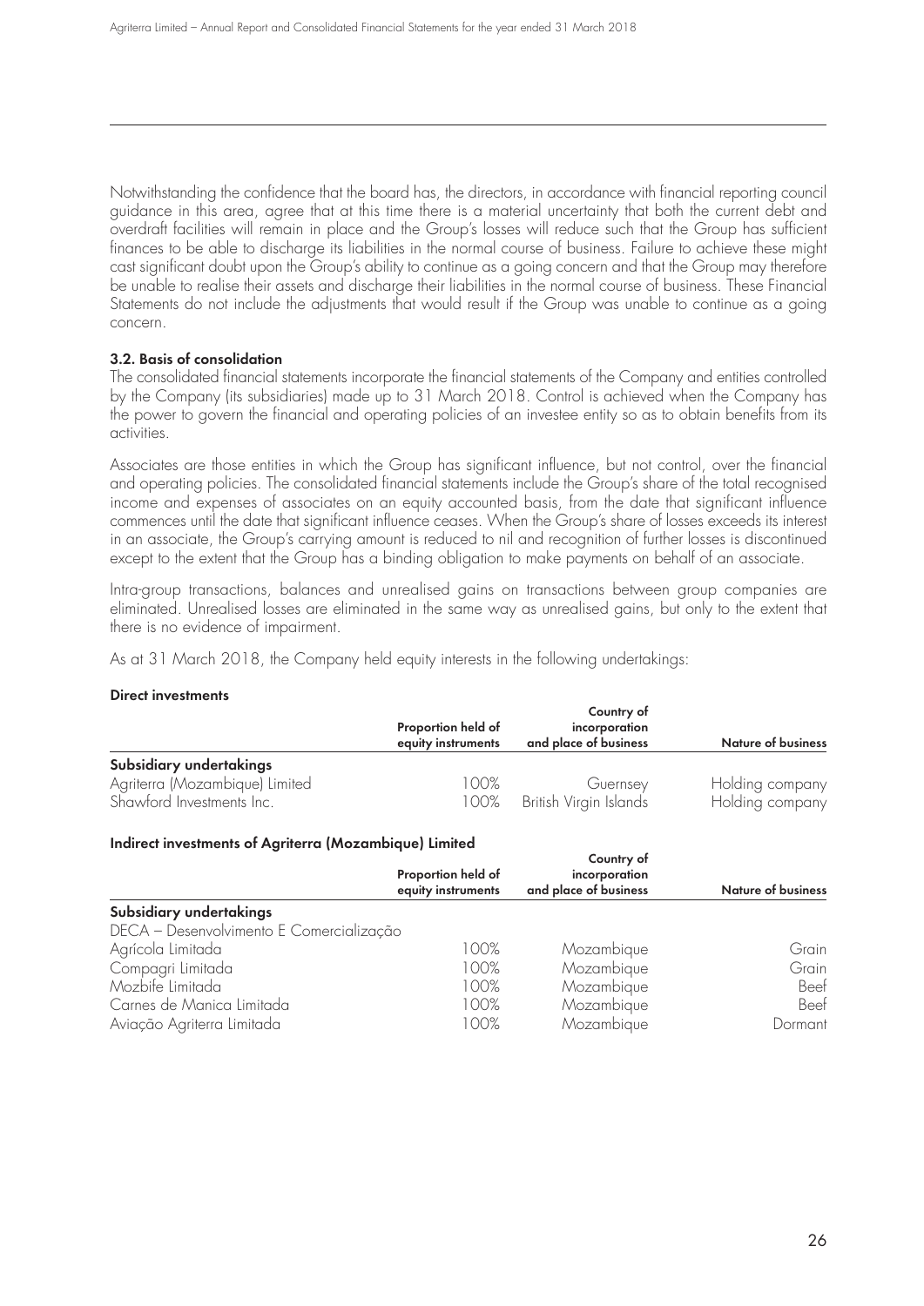Notwithstanding the confidence that the board has, the directors, in accordance with financial reporting council guidance in this area, agree that at this time there is a material uncertainty that both the current debt and overdraft facilities will remain in place and the Group's losses will reduce such that the Group has sufficient finances to be able to discharge its liabilities in the normal course of business. Failure to achieve these might cast significant doubt upon the Group's ability to continue as a going concern and that the Group may therefore be unable to realise their assets and discharge their liabilities in the normal course of business. These Financial Statements do not include the adjustments that would result if the Group was unable to continue as a going concern.

### 3.2. Basis of consolidation

The consolidated financial statements incorporate the financial statements of the Company and entities controlled by the Company (its subsidiaries) made up to 31 March 2018. Control is achieved when the Company has the power to govern the financial and operating policies of an investee entity so as to obtain benefits from its activities.

Associates are those entities in which the Group has significant influence, but not control, over the financial and operating policies. The consolidated financial statements include the Group's share of the total recognised income and expenses of associates on an equity accounted basis, from the date that significant influence commences until the date that significant influence ceases. When the Group's share of losses exceeds its interest in an associate, the Group's carrying amount is reduced to nil and recognition of further losses is discontinued except to the extent that the Group has a binding obligation to make payments on behalf of an associate.

Intra-group transactions, balances and unrealised gains on transactions between group companies are eliminated. Unrealised losses are eliminated in the same way as unrealised gains, but only to the extent that there is no evidence of impairment.

As at 31 March 2018, the Company held equity interests in the following undertakings:

**Direct investments**

| | Proportion held of equity instruments | Country of incorporation and place of business | Nature of business |
|---|---|---|---|
| **Subsidiary undertakings** | | | |
| Agriterra (Mozambique) Limited | 100% | Guernsey | Holding company |
| Shawford Investments Inc. | 100% | British Virgin Islands | Holding company |

**Indirect investments of Agriterra (Mozambique) Limited**

| | Proportion held of equity instruments | Country of incorporation and place of business | Nature of business |
|---|---|---|---|
| **Subsidiary undertakings** | | | |
| DECA – Desenvolvimento E Comercialização Agrícola Limitada | 100% | Mozambique | Grain |
| Compagri Limitada | 100% | Mozambique | Grain |
| Mozbife Limitada | 100% | Mozambique | Beef |
| Carnes de Manica Limitada | 100% | Mozambique | Beef |
| Aviação Agriterra Limitada | 100% | Mozambique | Dormant |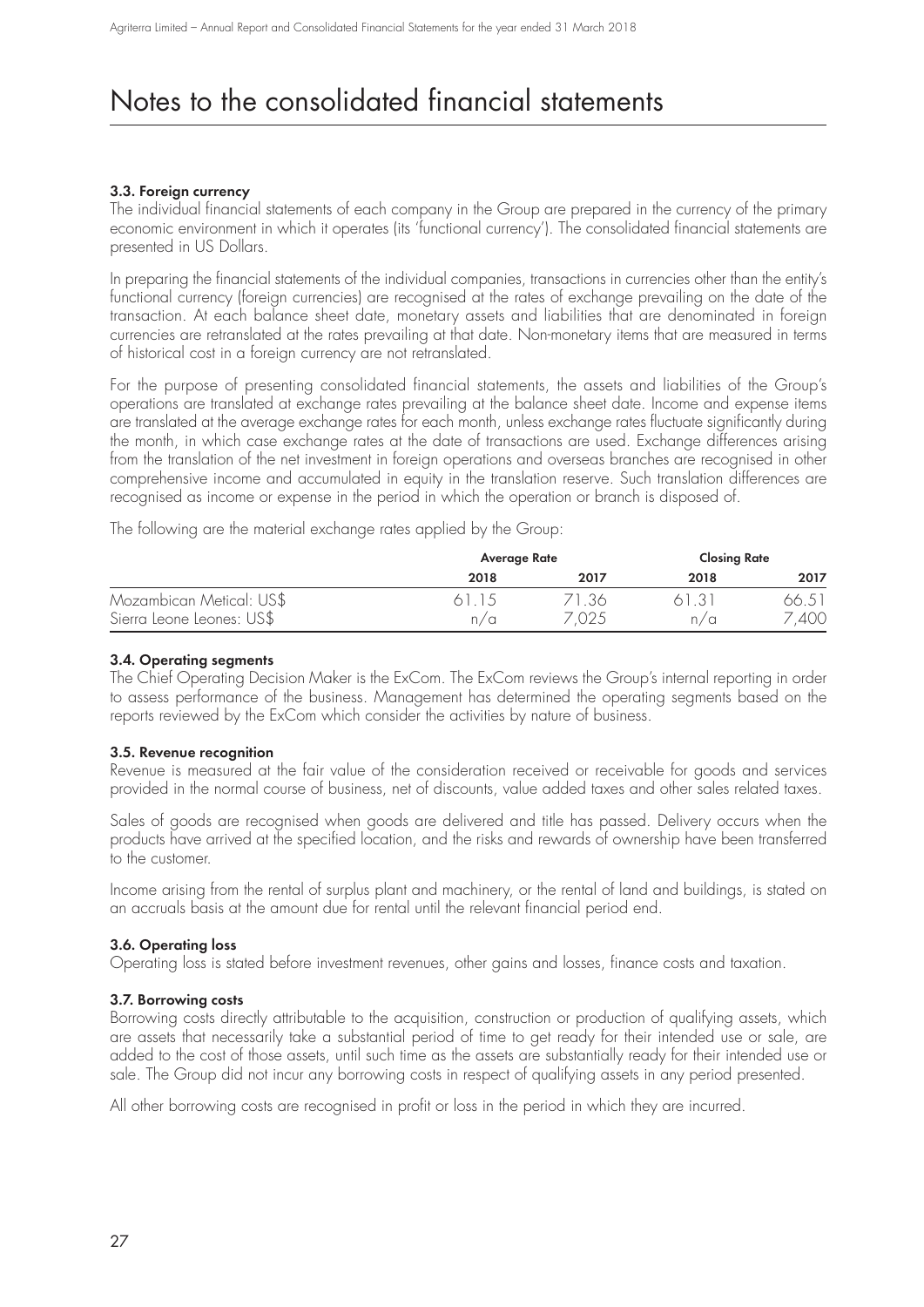# Notes to the consolidated financial statements

### 3.3. Foreign currency

The individual financial statements of each company in the Group are prepared in the currency of the primary economic environment in which it operates (its 'functional currency'). The consolidated financial statements are presented in US Dollars.

In preparing the financial statements of the individual companies, transactions in currencies other than the entity's functional currency (foreign currencies) are recognised at the rates of exchange prevailing on the date of the transaction. At each balance sheet date, monetary assets and liabilities that are denominated in foreign currencies are retranslated at the rates prevailing at that date. Non-monetary items that are measured in terms of historical cost in a foreign currency are not retranslated.

For the purpose of presenting consolidated financial statements, the assets and liabilities of the Group's operations are translated at exchange rates prevailing at the balance sheet date. Income and expense items are translated at the average exchange rates for each month, unless exchange rates fluctuate significantly during the month, in which case exchange rates at the date of transactions are used. Exchange differences arising from the translation of the net investment in foreign operations and overseas branches are recognised in other comprehensive income and accumulated in equity in the translation reserve. Such translation differences are recognised as income or expense in the period in which the operation or branch is disposed of.

The following are the material exchange rates applied by the Group:

| | Average Rate | | Closing Rate | |
|---|---|---|---|---|
| | **2018** | **2017** | **2018** | **2017** |
| Mozambican Metical: US$ | 61.15 | 71.36 | 61.31 | 66.51 |
| Sierra Leone Leones: US$ | n/a | 7,025 | n/a | 7,400 |

### 3.4. Operating segments

The Chief Operating Decision Maker is the ExCom. The ExCom reviews the Group's internal reporting in order to assess performance of the business. Management has determined the operating segments based on the reports reviewed by the ExCom which consider the activities by nature of business.

### 3.5. Revenue recognition

Revenue is measured at the fair value of the consideration received or receivable for goods and services provided in the normal course of business, net of discounts, value added taxes and other sales related taxes.

Sales of goods are recognised when goods are delivered and title has passed. Delivery occurs when the products have arrived at the specified location, and the risks and rewards of ownership have been transferred to the customer.

Income arising from the rental of surplus plant and machinery, or the rental of land and buildings, is stated on an accruals basis at the amount due for rental until the relevant financial period end.

### 3.6. Operating loss

Operating loss is stated before investment revenues, other gains and losses, finance costs and taxation.

### 3.7. Borrowing costs

Borrowing costs directly attributable to the acquisition, construction or production of qualifying assets, which are assets that necessarily take a substantial period of time to get ready for their intended use or sale, are added to the cost of those assets, until such time as the assets are substantially ready for their intended use or sale. The Group did not incur any borrowing costs in respect of qualifying assets in any period presented.

All other borrowing costs are recognised in profit or loss in the period in which they are incurred.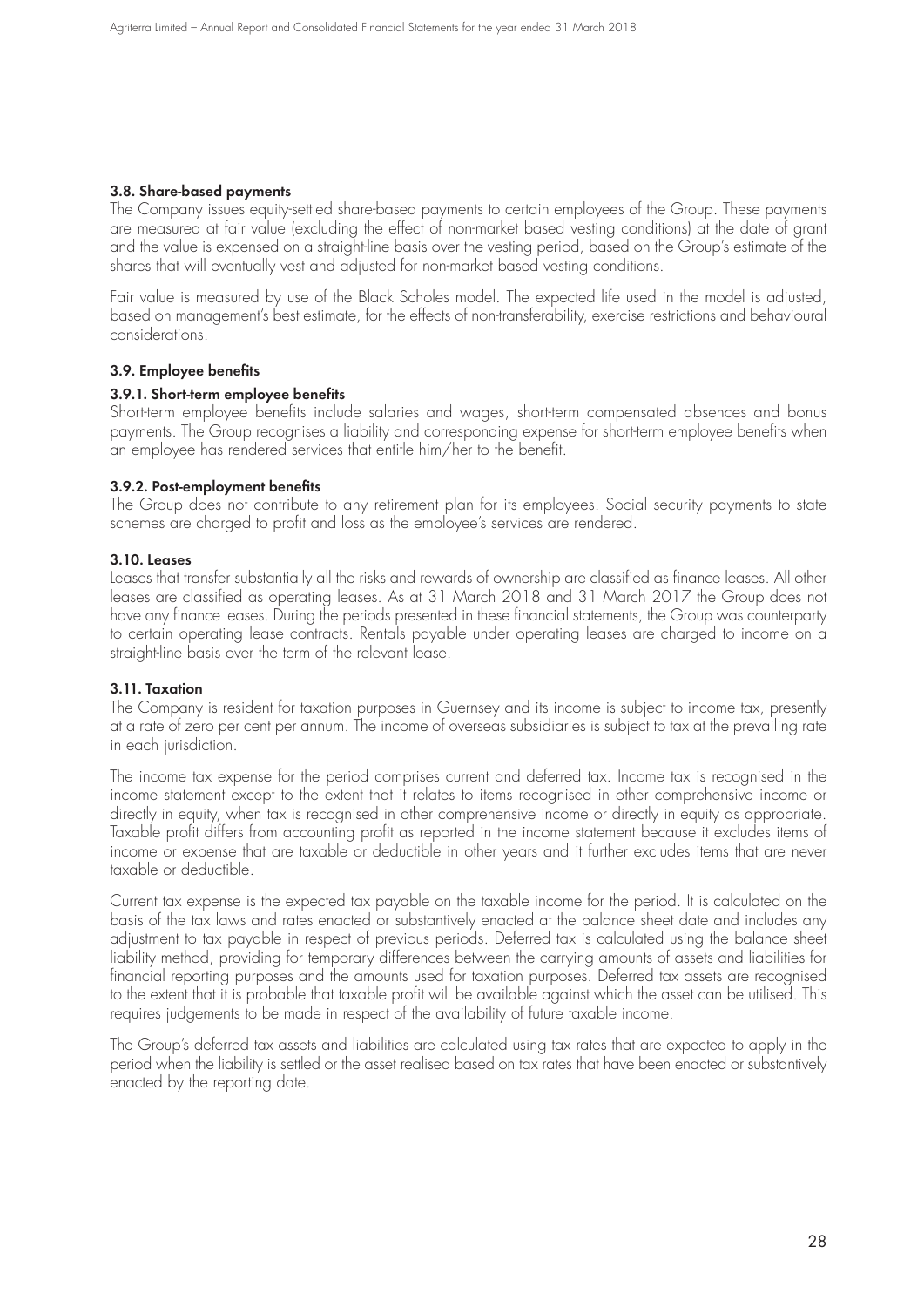### 3.8. Share-based payments

The Company issues equity-settled share-based payments to certain employees of the Group. These payments are measured at fair value (excluding the effect of non-market based vesting conditions) at the date of grant and the value is expensed on a straight-line basis over the vesting period, based on the Group's estimate of the shares that will eventually vest and adjusted for non-market based vesting conditions.

Fair value is measured by use of the Black Scholes model. The expected life used in the model is adjusted, based on management's best estimate, for the effects of non-transferability, exercise restrictions and behavioural considerations.

### 3.9. Employee benefits

#### 3.9.1. Short-term employee benefits

Short-term employee benefits include salaries and wages, short-term compensated absences and bonus payments. The Group recognises a liability and corresponding expense for short-term employee benefits when an employee has rendered services that entitle him/her to the benefit.

#### 3.9.2. Post-employment benefits

The Group does not contribute to any retirement plan for its employees. Social security payments to state schemes are charged to profit and loss as the employee's services are rendered.

### 3.10. Leases

Leases that transfer substantially all the risks and rewards of ownership are classified as finance leases. All other leases are classified as operating leases. As at 31 March 2018 and 31 March 2017 the Group does not have any finance leases. During the periods presented in these financial statements, the Group was counterparty to certain operating lease contracts. Rentals payable under operating leases are charged to income on a straight-line basis over the term of the relevant lease.

### 3.11. Taxation

The Company is resident for taxation purposes in Guernsey and its income is subject to income tax, presently at a rate of zero per cent per annum. The income of overseas subsidiaries is subject to tax at the prevailing rate in each jurisdiction.

The income tax expense for the period comprises current and deferred tax. Income tax is recognised in the income statement except to the extent that it relates to items recognised in other comprehensive income or directly in equity, when tax is recognised in other comprehensive income or directly in equity as appropriate. Taxable profit differs from accounting profit as reported in the income statement because it excludes items of income or expense that are taxable or deductible in other years and it further excludes items that are never taxable or deductible.

Current tax expense is the expected tax payable on the taxable income for the period. It is calculated on the basis of the tax laws and rates enacted or substantively enacted at the balance sheet date and includes any adjustment to tax payable in respect of previous periods. Deferred tax is calculated using the balance sheet liability method, providing for temporary differences between the carrying amounts of assets and liabilities for financial reporting purposes and the amounts used for taxation purposes. Deferred tax assets are recognised to the extent that it is probable that taxable profit will be available against which the asset can be utilised. This requires judgements to be made in respect of the availability of future taxable income.

The Group's deferred tax assets and liabilities are calculated using tax rates that are expected to apply in the period when the liability is settled or the asset realised based on tax rates that have been enacted or substantively enacted by the reporting date.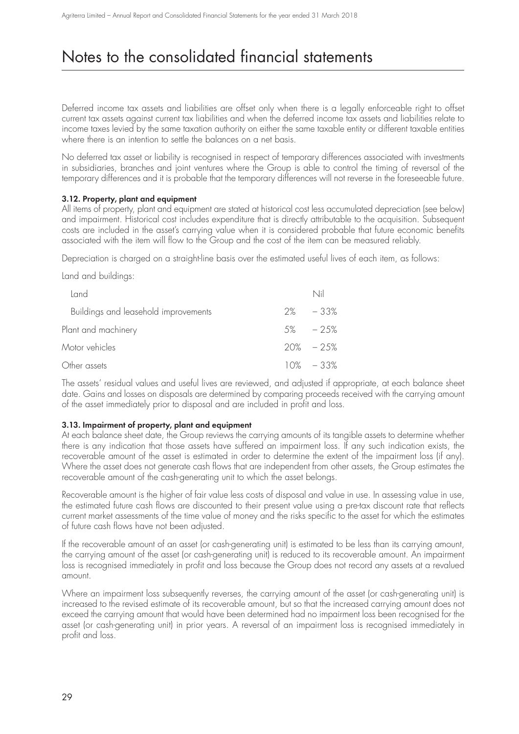# Notes to the consolidated financial statements

Deferred income tax assets and liabilities are offset only when there is a legally enforceable right to offset current tax assets against current tax liabilities and when the deferred income tax assets and liabilities relate to income taxes levied by the same taxation authority on either the same taxable entity or different taxable entities where there is an intention to settle the balances on a net basis.

No deferred tax asset or liability is recognised in respect of temporary differences associated with investments in subsidiaries, branches and joint ventures where the Group is able to control the timing of reversal of the temporary differences and it is probable that the temporary differences will not reverse in the foreseeable future.

### 3.12. Property, plant and equipment

All items of property, plant and equipment are stated at historical cost less accumulated depreciation (see below) and impairment. Historical cost includes expenditure that is directly attributable to the acquisition. Subsequent costs are included in the asset's carrying value when it is considered probable that future economic benefits associated with the item will flow to the Group and the cost of the item can be measured reliably.

Depreciation is charged on a straight-line basis over the estimated useful lives of each item, as follows:

Land and buildings:

| | |
|---|---|
| Land | Nil |
| Buildings and leasehold improvements | 2% – 33% |
| Plant and machinery | 5% – 25% |
| Motor vehicles | 20% – 25% |
| Other assets | 10% – 33% |

The assets' residual values and useful lives are reviewed, and adjusted if appropriate, at each balance sheet date. Gains and losses on disposals are determined by comparing proceeds received with the carrying amount of the asset immediately prior to disposal and are included in profit and loss.

### 3.13. Impairment of property, plant and equipment

At each balance sheet date, the Group reviews the carrying amounts of its tangible assets to determine whether there is any indication that those assets have suffered an impairment loss. If any such indication exists, the recoverable amount of the asset is estimated in order to determine the extent of the impairment loss (if any). Where the asset does not generate cash flows that are independent from other assets, the Group estimates the recoverable amount of the cash-generating unit to which the asset belongs.

Recoverable amount is the higher of fair value less costs of disposal and value in use. In assessing value in use, the estimated future cash flows are discounted to their present value using a pre-tax discount rate that reflects current market assessments of the time value of money and the risks specific to the asset for which the estimates of future cash flows have not been adjusted.

If the recoverable amount of an asset (or cash-generating unit) is estimated to be less than its carrying amount, the carrying amount of the asset (or cash-generating unit) is reduced to its recoverable amount. An impairment loss is recognised immediately in profit and loss because the Group does not record any assets at a revalued amount.

Where an impairment loss subsequently reverses, the carrying amount of the asset (or cash-generating unit) is increased to the revised estimate of its recoverable amount, but so that the increased carrying amount does not exceed the carrying amount that would have been determined had no impairment loss been recognised for the asset (or cash-generating unit) in prior years. A reversal of an impairment loss is recognised immediately in profit and loss.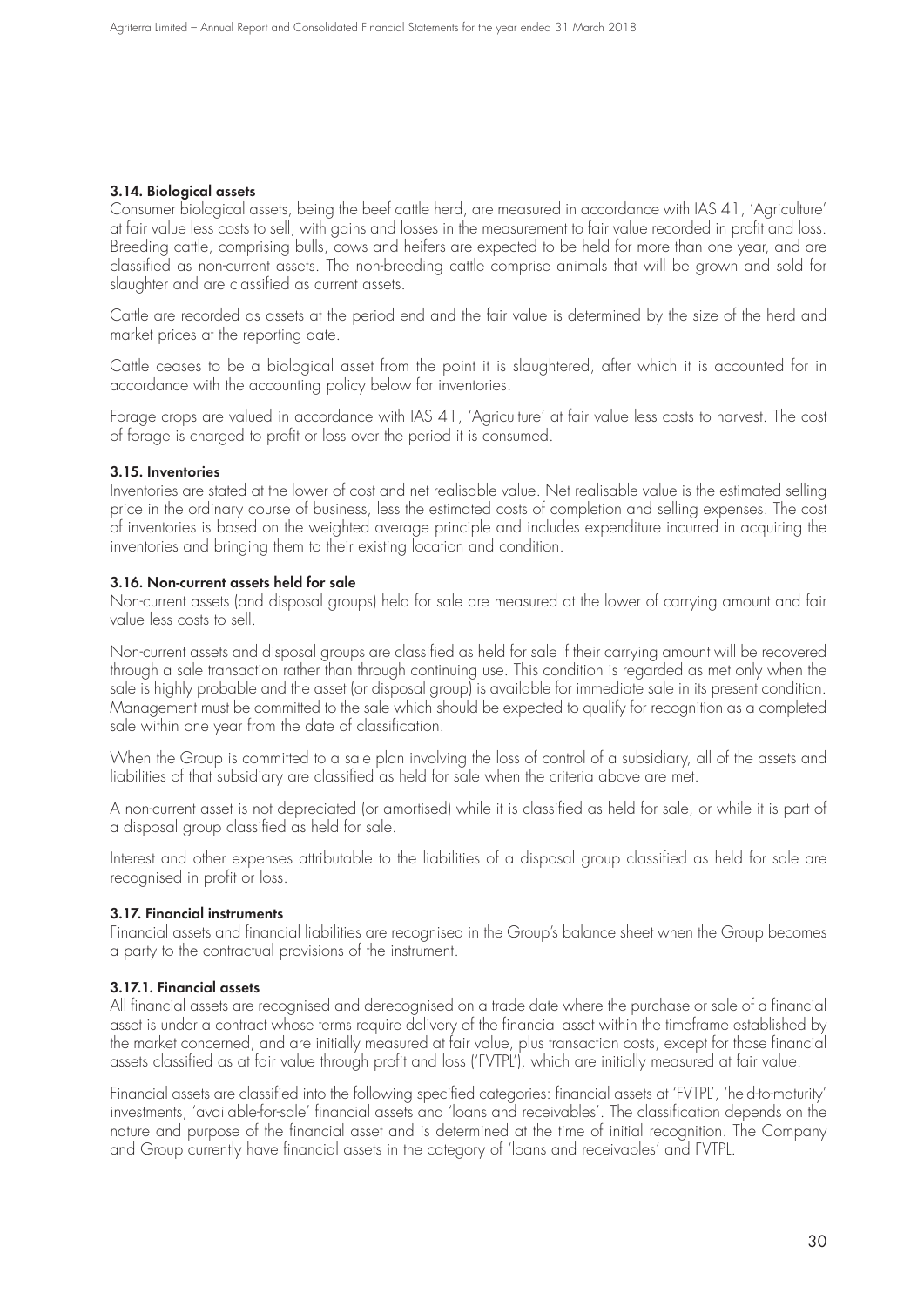### 3.14. Biological assets

Consumer biological assets, being the beef cattle herd, are measured in accordance with IAS 41, 'Agriculture' at fair value less costs to sell, with gains and losses in the measurement to fair value recorded in profit and loss. Breeding cattle, comprising bulls, cows and heifers are expected to be held for more than one year, and are classified as non-current assets. The non-breeding cattle comprise animals that will be grown and sold for slaughter and are classified as current assets.

Cattle are recorded as assets at the period end and the fair value is determined by the size of the herd and market prices at the reporting date.

Cattle ceases to be a biological asset from the point it is slaughtered, after which it is accounted for in accordance with the accounting policy below for inventories.

Forage crops are valued in accordance with IAS 41, 'Agriculture' at fair value less costs to harvest. The cost of forage is charged to profit or loss over the period it is consumed.

### 3.15. Inventories

Inventories are stated at the lower of cost and net realisable value. Net realisable value is the estimated selling price in the ordinary course of business, less the estimated costs of completion and selling expenses. The cost of inventories is based on the weighted average principle and includes expenditure incurred in acquiring the inventories and bringing them to their existing location and condition.

### 3.16. Non-current assets held for sale

Non-current assets (and disposal groups) held for sale are measured at the lower of carrying amount and fair value less costs to sell.

Non-current assets and disposal groups are classified as held for sale if their carrying amount will be recovered through a sale transaction rather than through continuing use. This condition is regarded as met only when the sale is highly probable and the asset (or disposal group) is available for immediate sale in its present condition. Management must be committed to the sale which should be expected to qualify for recognition as a completed sale within one year from the date of classification.

When the Group is committed to a sale plan involving the loss of control of a subsidiary, all of the assets and liabilities of that subsidiary are classified as held for sale when the criteria above are met.

A non-current asset is not depreciated (or amortised) while it is classified as held for sale, or while it is part of a disposal group classified as held for sale.

Interest and other expenses attributable to the liabilities of a disposal group classified as held for sale are recognised in profit or loss.

### 3.17. Financial instruments

Financial assets and financial liabilities are recognised in the Group's balance sheet when the Group becomes a party to the contractual provisions of the instrument.

#### 3.17.1. Financial assets

All financial assets are recognised and derecognised on a trade date where the purchase or sale of a financial asset is under a contract whose terms require delivery of the financial asset within the timeframe established by the market concerned, and are initially measured at fair value, plus transaction costs, except for those financial assets classified as at fair value through profit and loss ('FVTPL'), which are initially measured at fair value.

Financial assets are classified into the following specified categories: financial assets at 'FVTPL', 'held-to-maturity' investments, 'available-for-sale' financial assets and 'loans and receivables'. The classification depends on the nature and purpose of the financial asset and is determined at the time of initial recognition. The Company and Group currently have financial assets in the category of 'loans and receivables' and FVTPL.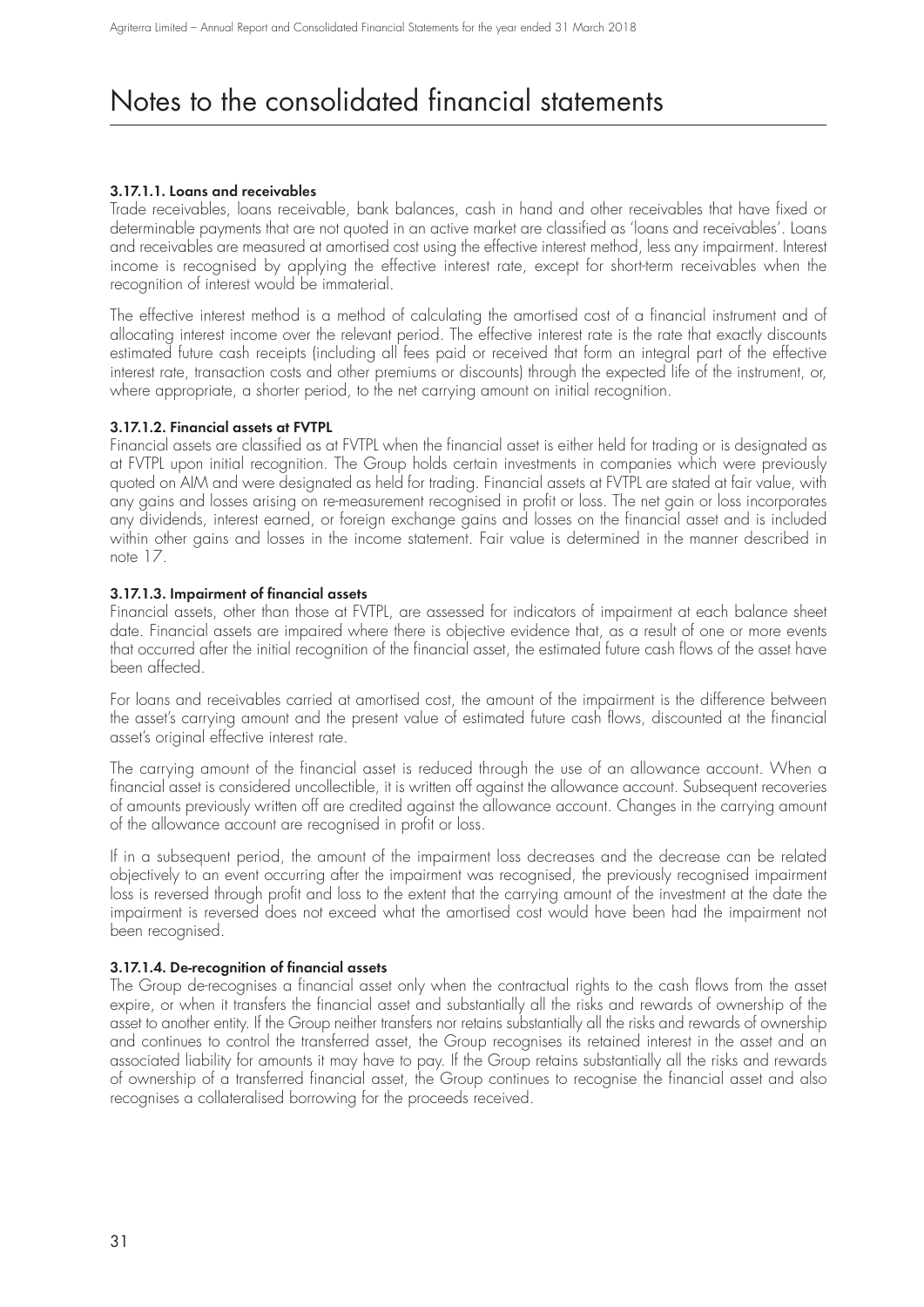# Notes to the consolidated financial statements

#### 3.17.1.1. Loans and receivables

Trade receivables, loans receivable, bank balances, cash in hand and other receivables that have fixed or determinable payments that are not quoted in an active market are classified as 'loans and receivables'. Loans and receivables are measured at amortised cost using the effective interest method, less any impairment. Interest income is recognised by applying the effective interest rate, except for short-term receivables when the recognition of interest would be immaterial.

The effective interest method is a method of calculating the amortised cost of a financial instrument and of allocating interest income over the relevant period. The effective interest rate is the rate that exactly discounts estimated future cash receipts (including all fees paid or received that form an integral part of the effective interest rate, transaction costs and other premiums or discounts) through the expected life of the instrument, or, where appropriate, a shorter period, to the net carrying amount on initial recognition.

#### 3.17.1.2. Financial assets at FVTPL

Financial assets are classified as at FVTPL when the financial asset is either held for trading or is designated as at FVTPL upon initial recognition. The Group holds certain investments in companies which were previously quoted on AIM and were designated as held for trading. Financial assets at FVTPL are stated at fair value, with any gains and losses arising on re-measurement recognised in profit or loss. The net gain or loss incorporates any dividends, interest earned, or foreign exchange gains and losses on the financial asset and is included within other gains and losses in the income statement. Fair value is determined in the manner described in note 17.

#### 3.17.1.3. Impairment of financial assets

Financial assets, other than those at FVTPL, are assessed for indicators of impairment at each balance sheet date. Financial assets are impaired where there is objective evidence that, as a result of one or more events that occurred after the initial recognition of the financial asset, the estimated future cash flows of the asset have been affected.

For loans and receivables carried at amortised cost, the amount of the impairment is the difference between the asset's carrying amount and the present value of estimated future cash flows, discounted at the financial asset's original effective interest rate.

The carrying amount of the financial asset is reduced through the use of an allowance account. When a financial asset is considered uncollectible, it is written off against the allowance account. Subsequent recoveries of amounts previously written off are credited against the allowance account. Changes in the carrying amount of the allowance account are recognised in profit or loss.

If in a subsequent period, the amount of the impairment loss decreases and the decrease can be related objectively to an event occurring after the impairment was recognised, the previously recognised impairment loss is reversed through profit and loss to the extent that the carrying amount of the investment at the date the impairment is reversed does not exceed what the amortised cost would have been had the impairment not been recognised.

#### 3.17.1.4. De-recognition of financial assets

The Group de-recognises a financial asset only when the contractual rights to the cash flows from the asset expire, or when it transfers the financial asset and substantially all the risks and rewards of ownership of the asset to another entity. If the Group neither transfers nor retains substantially all the risks and rewards of ownership and continues to control the transferred asset, the Group recognises its retained interest in the asset and an associated liability for amounts it may have to pay. If the Group retains substantially all the risks and rewards of ownership of a transferred financial asset, the Group continues to recognise the financial asset and also recognises a collateralised borrowing for the proceeds received.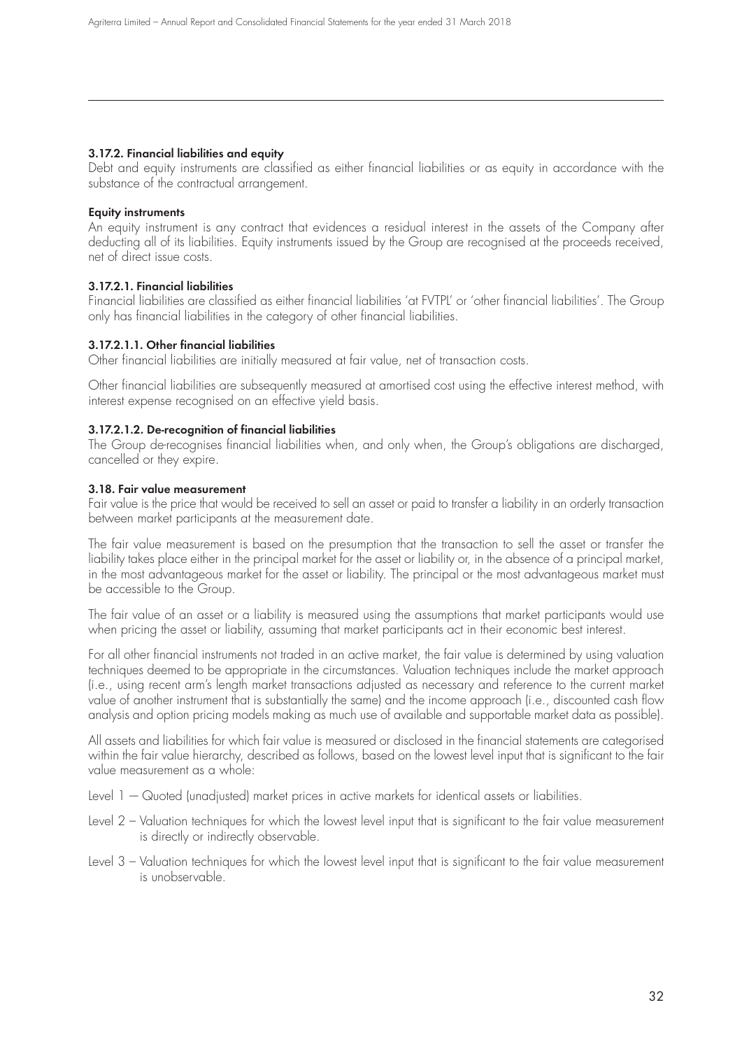#### 3.17.2. Financial liabilities and equity

Debt and equity instruments are classified as either financial liabilities or as equity in accordance with the substance of the contractual arrangement.

**Equity instruments**

An equity instrument is any contract that evidences a residual interest in the assets of the Company after deducting all of its liabilities. Equity instruments issued by the Group are recognised at the proceeds received, net of direct issue costs.

#### 3.17.2.1. Financial liabilities

Financial liabilities are classified as either financial liabilities 'at FVTPL' or 'other financial liabilities'. The Group only has financial liabilities in the category of other financial liabilities.

#### 3.17.2.1.1. Other financial liabilities

Other financial liabilities are initially measured at fair value, net of transaction costs.

Other financial liabilities are subsequently measured at amortised cost using the effective interest method, with interest expense recognised on an effective yield basis.

#### 3.17.2.1.2. De-recognition of financial liabilities

The Group de-recognises financial liabilities when, and only when, the Group's obligations are discharged, cancelled or they expire.

### 3.18. Fair value measurement

Fair value is the price that would be received to sell an asset or paid to transfer a liability in an orderly transaction between market participants at the measurement date.

The fair value measurement is based on the presumption that the transaction to sell the asset or transfer the liability takes place either in the principal market for the asset or liability or, in the absence of a principal market, in the most advantageous market for the asset or liability. The principal or the most advantageous market must be accessible to the Group.

The fair value of an asset or a liability is measured using the assumptions that market participants would use when pricing the asset or liability, assuming that market participants act in their economic best interest.

For all other financial instruments not traded in an active market, the fair value is determined by using valuation techniques deemed to be appropriate in the circumstances. Valuation techniques include the market approach (i.e., using recent arm's length market transactions adjusted as necessary and reference to the current market value of another instrument that is substantially the same) and the income approach (i.e., discounted cash flow analysis and option pricing models making as much use of available and supportable market data as possible).

All assets and liabilities for which fair value is measured or disclosed in the financial statements are categorised within the fair value hierarchy, described as follows, based on the lowest level input that is significant to the fair value measurement as a whole:

Level 1 — Quoted (unadjusted) market prices in active markets for identical assets or liabilities.

Level 2 – Valuation techniques for which the lowest level input that is significant to the fair value measurement is directly or indirectly observable.

Level 3 – Valuation techniques for which the lowest level input that is significant to the fair value measurement is unobservable.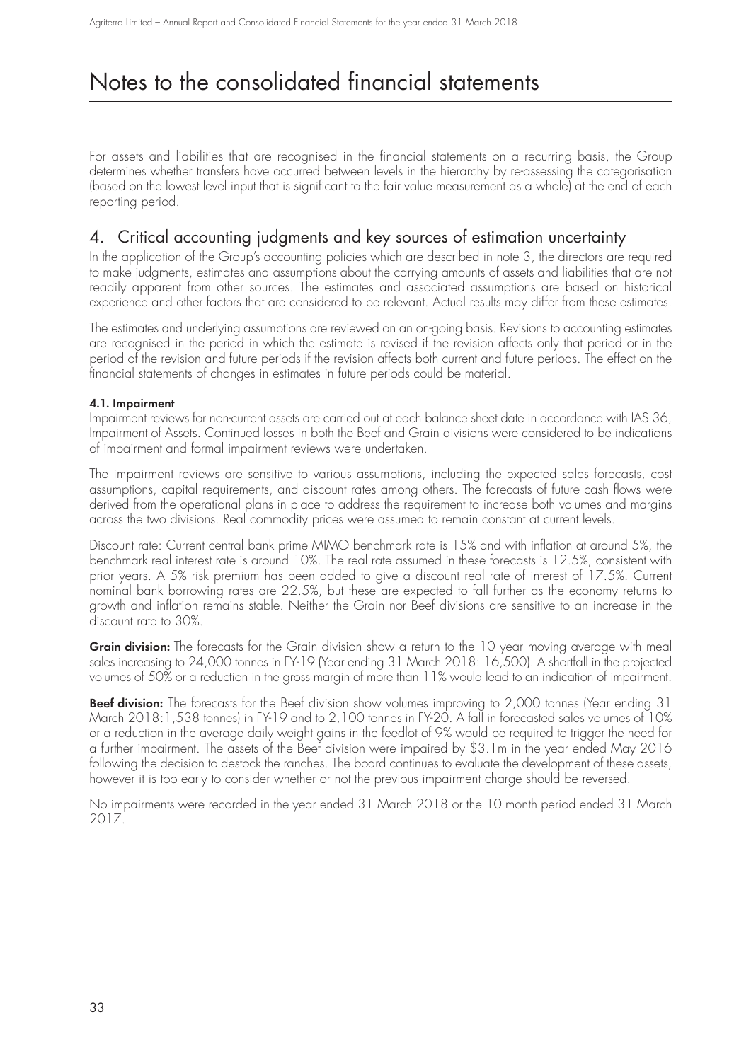# Notes to the consolidated financial statements

For assets and liabilities that are recognised in the financial statements on a recurring basis, the Group determines whether transfers have occurred between levels in the hierarchy by re-assessing the categorisation (based on the lowest level input that is significant to the fair value measurement as a whole) at the end of each reporting period.

## 4. Critical accounting judgments and key sources of estimation uncertainty

In the application of the Group's accounting policies which are described in note 3, the directors are required to make judgments, estimates and assumptions about the carrying amounts of assets and liabilities that are not readily apparent from other sources. The estimates and associated assumptions are based on historical experience and other factors that are considered to be relevant. Actual results may differ from these estimates.

The estimates and underlying assumptions are reviewed on an on-going basis. Revisions to accounting estimates are recognised in the period in which the estimate is revised if the revision affects only that period or in the period of the revision and future periods if the revision affects both current and future periods. The effect on the financial statements of changes in estimates in future periods could be material.

### 4.1. Impairment

Impairment reviews for non-current assets are carried out at each balance sheet date in accordance with IAS 36, Impairment of Assets. Continued losses in both the Beef and Grain divisions were considered to be indications of impairment and formal impairment reviews were undertaken.

The impairment reviews are sensitive to various assumptions, including the expected sales forecasts, cost assumptions, capital requirements, and discount rates among others. The forecasts of future cash flows were derived from the operational plans in place to address the requirement to increase both volumes and margins across the two divisions. Real commodity prices were assumed to remain constant at current levels.

Discount rate: Current central bank prime MIMO benchmark rate is 15% and with inflation at around 5%, the benchmark real interest rate is around 10%. The real rate assumed in these forecasts is 12.5%, consistent with prior years. A 5% risk premium has been added to give a discount real rate of interest of 17.5%. Current nominal bank borrowing rates are 22.5%, but these are expected to fall further as the economy returns to growth and inflation remains stable. Neither the Grain nor Beef divisions are sensitive to an increase in the discount rate to 30%.

**Grain division:** The forecasts for the Grain division show a return to the 10 year moving average with meal sales increasing to 24,000 tonnes in FY-19 (Year ending 31 March 2018: 16,500). A shortfall in the projected volumes of 50% or a reduction in the gross margin of more than 11% would lead to an indication of impairment.

**Beef division:** The forecasts for the Beef division show volumes improving to 2,000 tonnes (Year ending 31 March 2018:1,538 tonnes) in FY-19 and to 2,100 tonnes in FY-20. A fall in forecasted sales volumes of 10% or a reduction in the average daily weight gains in the feedlot of 9% would be required to trigger the need for a further impairment. The assets of the Beef division were impaired by $3.1m in the year ended May 2016 following the decision to destock the ranches. The board continues to evaluate the development of these assets, however it is too early to consider whether or not the previous impairment charge should be reversed.

No impairments were recorded in the year ended 31 March 2018 or the 10 month period ended 31 March 2017.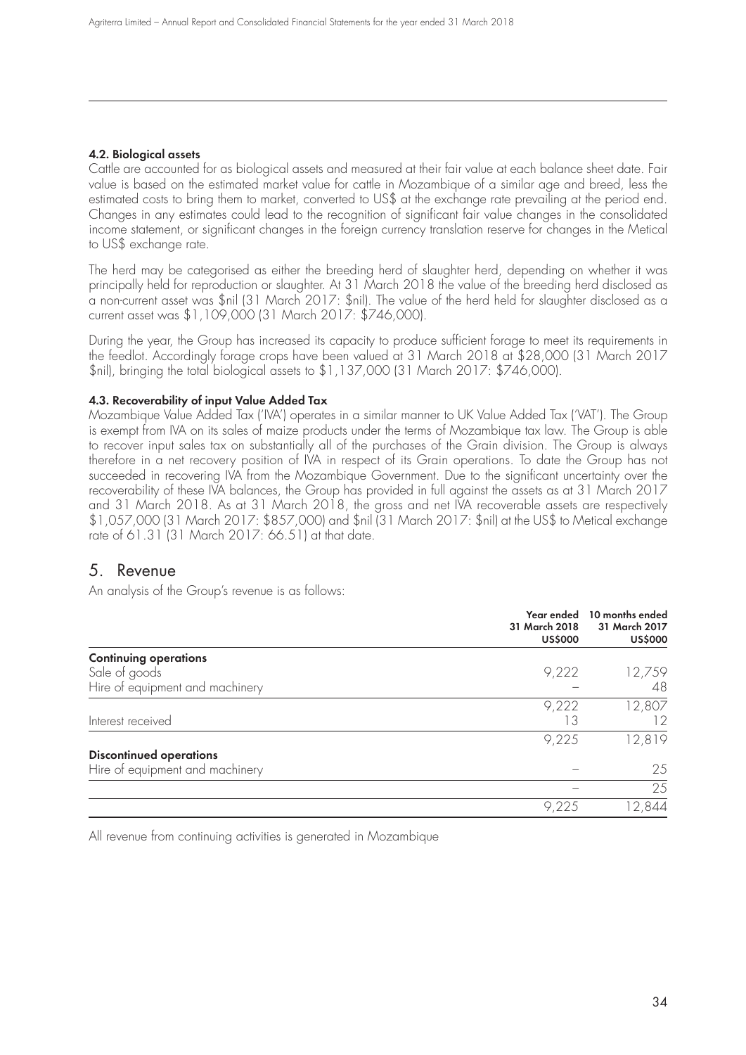#### 4.2. Biological assets

Cattle are accounted for as biological assets and measured at their fair value at each balance sheet date. Fair value is based on the estimated market value for cattle in Mozambique of a similar age and breed, less the estimated costs to bring them to market, converted to US$ at the exchange rate prevailing at the period end. Changes in any estimates could lead to the recognition of significant fair value changes in the consolidated income statement, or significant changes in the foreign currency translation reserve for changes in the Metical to US$ exchange rate.

The herd may be categorised as either the breeding herd of slaughter herd, depending on whether it was principally held for reproduction or slaughter. At 31 March 2018 the value of the breeding herd disclosed as a non-current asset was $nil (31 March 2017: $nil). The value of the herd held for slaughter disclosed as a current asset was $1,109,000 (31 March 2017: $746,000).

During the year, the Group has increased its capacity to produce sufficient forage to meet its requirements in the feedlot. Accordingly forage crops have been valued at 31 March 2018 at $28,000 (31 March 2017 $nil), bringing the total biological assets to $1,137,000 (31 March 2017: $746,000).

#### 4.3. Recoverability of input Value Added Tax

Mozambique Value Added Tax ('IVA') operates in a similar manner to UK Value Added Tax ('VAT'). The Group is exempt from IVA on its sales of maize products under the terms of Mozambique tax law. The Group is able to recover input sales tax on substantially all of the purchases of the Grain division. The Group is always therefore in a net recovery position of IVA in respect of its Grain operations. To date the Group has not succeeded in recovering IVA from the Mozambique Government. Due to the significant uncertainty over the recoverability of these IVA balances, the Group has provided in full against the assets as at 31 March 2017 and 31 March 2018. As at 31 March 2018, the gross and net IVA recoverable assets are respectively $1,057,000 (31 March 2017: $857,000) and $nil (31 March 2017: $nil) at the US$ to Metical exchange rate of 61.31 (31 March 2017: 66.51) at that date.

## 5. Revenue

An analysis of the Group's revenue is as follows:

| | Year ended 31 March 2018 US$000 | 10 months ended 31 March 2017 US$000 |
|---|---|---|
| **Continuing operations** | | |
| Sale of goods | 9,222 | 12,759 |
| Hire of equipment and machinery | – | 48 |
| | 9,222 | 12,807 |
| Interest received | 13 | 12 |
| | 9,225 | 12,819 |
| **Discontinued operations** | | |
| Hire of equipment and machinery | – | 25 |
| | – | 25 |
| | 9,225 | 12,844 |

All revenue from continuing activities is generated in Mozambique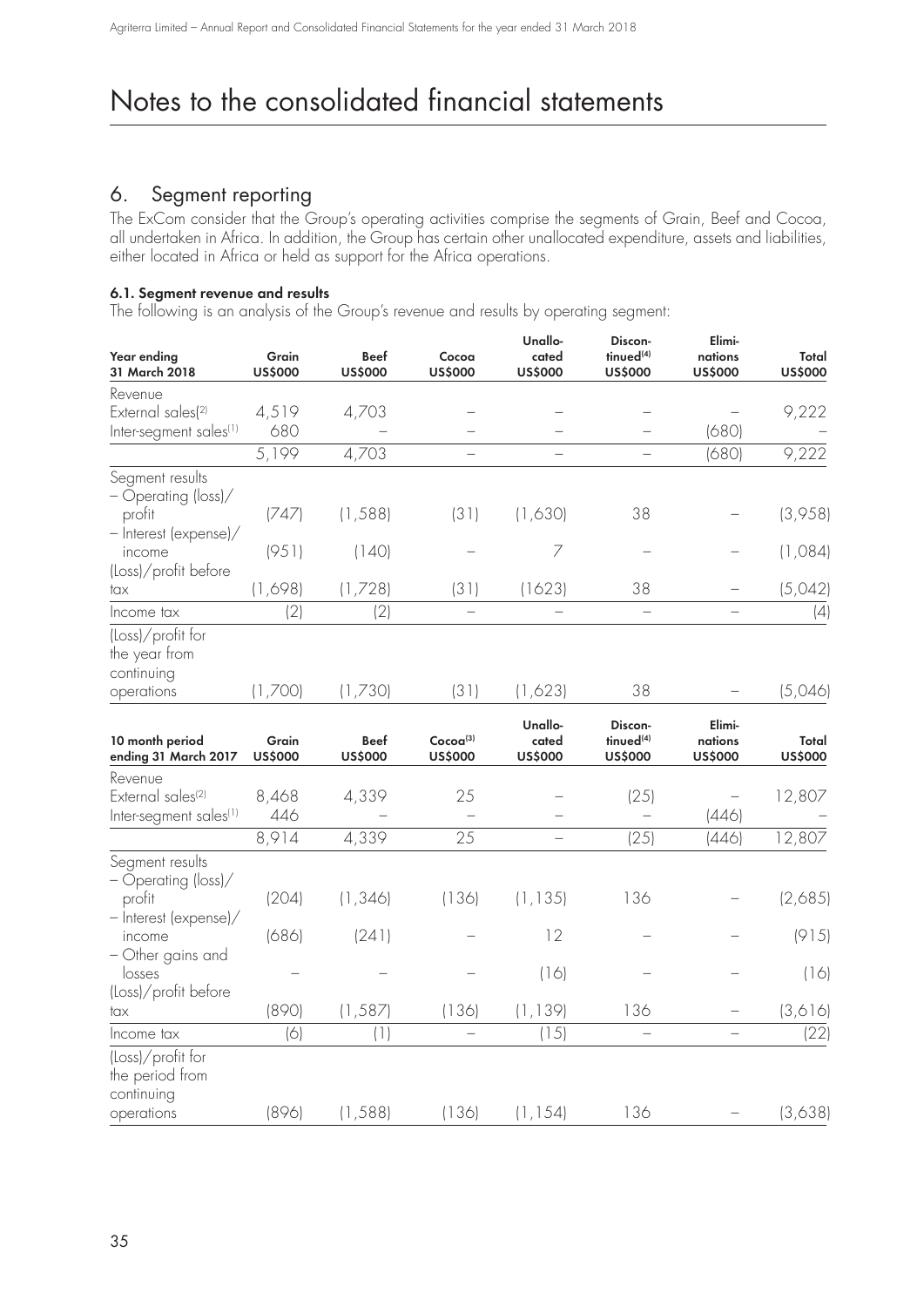# Notes to the consolidated financial statements

## 6. Segment reporting

The ExCom consider that the Group's operating activities comprise the segments of Grain, Beef and Cocoa, all undertaken in Africa. In addition, the Group has certain other unallocated expenditure, assets and liabilities, either located in Africa or held as support for the Africa operations.

### 6.1. Segment revenue and results

The following is an analysis of the Group's revenue and results by operating segment:

| Year ending 31 March 2018 | Grain US$000 | Beef US$000 | Cocoa US$000 | Unallocated US$000 | Discontinued[(4)] US$000 | Eliminations US$000 | Total US$000 |
|---|---|---|---|---|---|---|---|
| Revenue | | | | | | | |
| External sales[(2)] | 4,519 | 4,703 | – | – | – | – | 9,222 |
| Inter-segment sales[(1)] | 680 | – | – | – | – | (680) | – |
| | 5,199 | 4,703 | – | – | – | (680) | 9,222 |
| Segment results | | | | | | | |
| – Operating (loss)/profit | (747) | (1,588) | (31) | (1,630) | 38 | – | (3,958) |
| – Interest (expense)/income | (951) | (140) | – | 7 | – | – | (1,084) |
| (Loss)/profit before tax | (1,698) | (1,728) | (31) | (1623) | 38 | – | (5,042) |
| Income tax | (2) | (2) | – | – | – | – | (4) |
| (Loss)/profit for the year from continuing operations | (1,700) | (1,730) | (31) | (1,623) | 38 | – | (5,046) |

| 10 month period ending 31 March 2017 | Grain US$000 | Beef US$000 | Cocoa[(3)] US$000 | Unallocated US$000 | Discontinued[(4)] US$000 | Eliminations US$000 | Total US$000 |
|---|---|---|---|---|---|---|---|
| Revenue | | | | | | | |
| External sales[(2)] | 8,468 | 4,339 | 25 | – | (25) | – | 12,807 |
| Inter-segment sales[(1)] | 446 | – | – | – | – | (446) | – |
| | 8,914 | 4,339 | 25 | – | (25) | (446) | 12,807 |
| Segment results | | | | | | | |
| – Operating (loss)/profit | (204) | (1,346) | (136) | (1,135) | 136 | – | (2,685) |
| – Interest (expense)/income | (686) | (241) | – | 12 | – | – | (915) |
| – Other gains and losses | – | – | – | (16) | – | – | (16) |
| (Loss)/profit before tax | (890) | (1,587) | (136) | (1,139) | 136 | – | (3,616) |
| Income tax | (6) | (1) | – | (15) | – | – | (22) |
| (Loss)/profit for the period from continuing operations | (896) | (1,588) | (136) | (1,154) | 136 | – | (3,638) |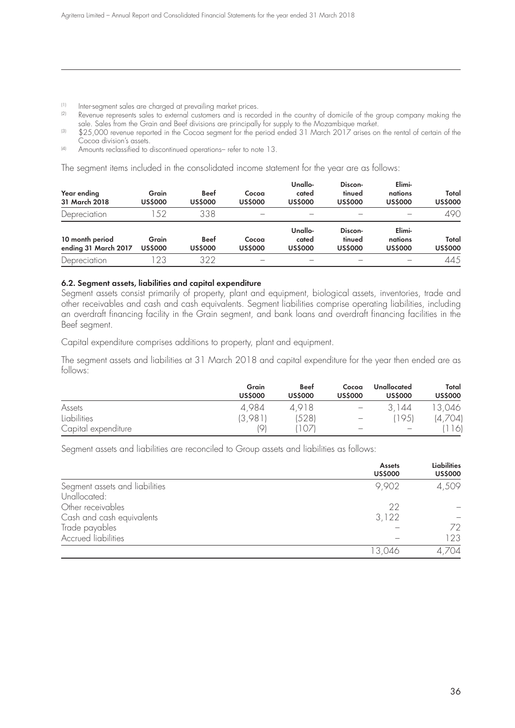(1) Inter-segment sales are charged at prevailing market prices.

(2) Revenue represents sales to external customers and is recorded in the country of domicile of the group company making the sale. Sales from the Grain and Beef divisions are principally for supply to the Mozambique market.

(3) $25,000 revenue reported in the Cocoa segment for the period ended 31 March 2017 arises on the rental of certain of the Cocoa division's assets.

(4) Amounts reclassified to discontinued operations– refer to note 13.

The segment items included in the consolidated income statement for the year are as follows:

| Year ending 31 March 2018 | Grain US$000 | Beef US$000 | Cocoa US$000 | Unallocated US$000 | Discontinued US$000 | Eliminations US$000 | Total US$000 |
|---|---|---|---|---|---|---|---|
| Depreciation | 152 | 338 | – | – | – | – | 490 |

| 10 month period ending 31 March 2017 | Grain US$000 | Beef US$000 | Cocoa US$000 | Unallocated US$000 | Discontinued US$000 | Eliminations US$000 | Total US$000 |
|---|---|---|---|---|---|---|---|
| Depreciation | 123 | 322 | – | – | – | – | 445 |

**6.2. Segment assets, liabilities and capital expenditure**

Segment assets consist primarily of property, plant and equipment, biological assets, inventories, trade and other receivables and cash and cash equivalents. Segment liabilities comprise operating liabilities, including an overdraft financing facility in the Grain segment, and bank loans and overdraft financing facilities in the Beef segment.

Capital expenditure comprises additions to property, plant and equipment.

The segment assets and liabilities at 31 March 2018 and capital expenditure for the year then ended are as follows:

| | Grain US$000 | Beef US$000 | Cocoa US$000 | Unallocated US$000 | Total US$000 |
|---|---|---|---|---|---|
| Assets | 4,984 | 4,918 | – | 3,144 | 13,046 |
| Liabilities | (3,981) | (528) | – | (195) | (4,704) |
| Capital expenditure | (9) | (107) | – | – | (116) |

Segment assets and liabilities are reconciled to Group assets and liabilities as follows:

| | Assets US$000 | Liabilities US$000 |
|---|---|---|
| Segment assets and liabilities | 9,902 | 4,509 |
| Unallocated: | | |
| Other receivables | 22 | – |
| Cash and cash equivalents | 3,122 | – |
| Trade payables | – | 72 |
| Accrued liabilities | – | 123 |
| | 13,046 | 4,704 |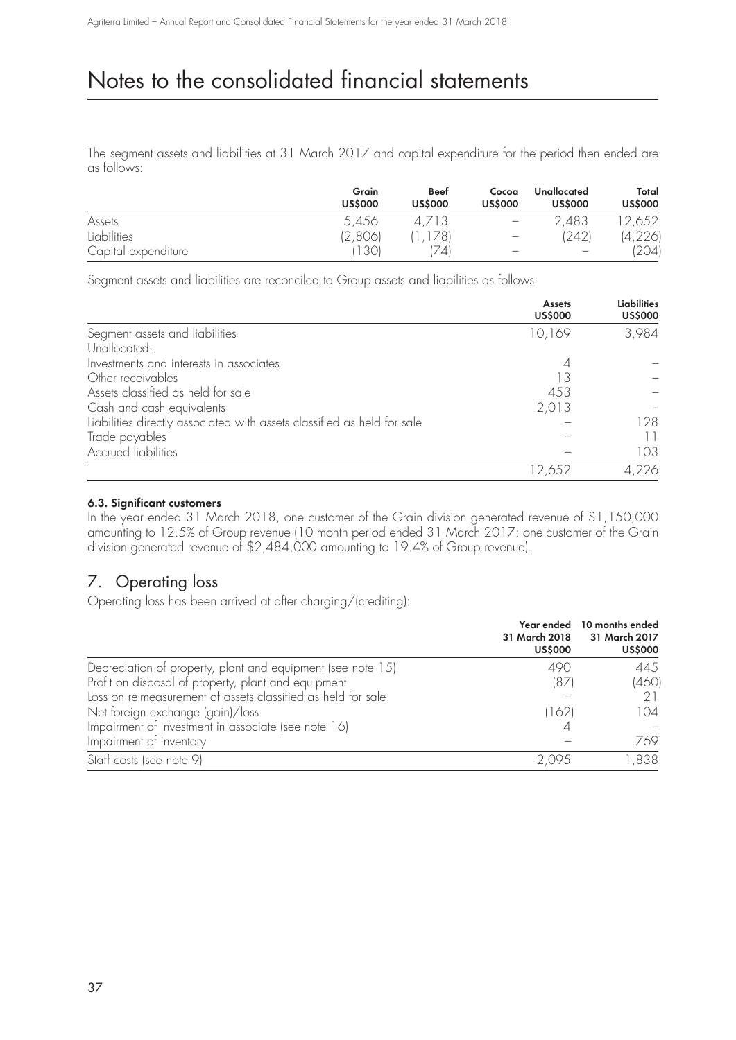# Notes to the consolidated financial statements

The segment assets and liabilities at 31 March 2017 and capital expenditure for the period then ended are as follows:

| | Grain US$000 | Beef US$000 | Cocoa US$000 | Unallocated US$000 | Total US$000 |
|---|---|---|---|---|---|
| Assets | 5,456 | 4,713 | – | 2,483 | 12,652 |
| Liabilities | (2,806) | (1,178) | – | (242) | (4,226) |
| Capital expenditure | (130) | (74) | – | – | (204) |

Segment assets and liabilities are reconciled to Group assets and liabilities as follows:

| | Assets US$000 | Liabilities US$000 |
|---|---|---|
| Segment assets and liabilities | 10,169 | 3,984 |
| Unallocated: | | |
| Investments and interests in associates | 4 | – |
| Other receivables | 13 | – |
| Assets classified as held for sale | 453 | – |
| Cash and cash equivalents | 2,013 | – |
| Liabilities directly associated with assets classified as held for sale | – | 128 |
| Trade payables | – | 11 |
| Accrued liabilities | – | 103 |
| | 12,652 | 4,226 |

**6.3. Significant customers**

In the year ended 31 March 2018, one customer of the Grain division generated revenue of $1,150,000 amounting to 12.5% of Group revenue (10 month period ended 31 March 2017: one customer of the Grain division generated revenue of $2,484,000 amounting to 19.4% of Group revenue).

## 7. Operating loss

Operating loss has been arrived at after charging/(crediting):

| | Year ended 31 March 2018 US$000 | 10 months ended 31 March 2017 US$000 |
|---|---|---|
| Depreciation of property, plant and equipment (see note 15) | 490 | 445 |
| Profit on disposal of property, plant and equipment | (87) | (460) |
| Loss on re-measurement of assets classified as held for sale | – | 21 |
| Net foreign exchange (gain)/loss | (162) | 104 |
| Impairment of investment in associate (see note 16) | 4 | – |
| Impairment of inventory | – | 769 |
| Staff costs (see note 9) | 2,095 | 1,838 |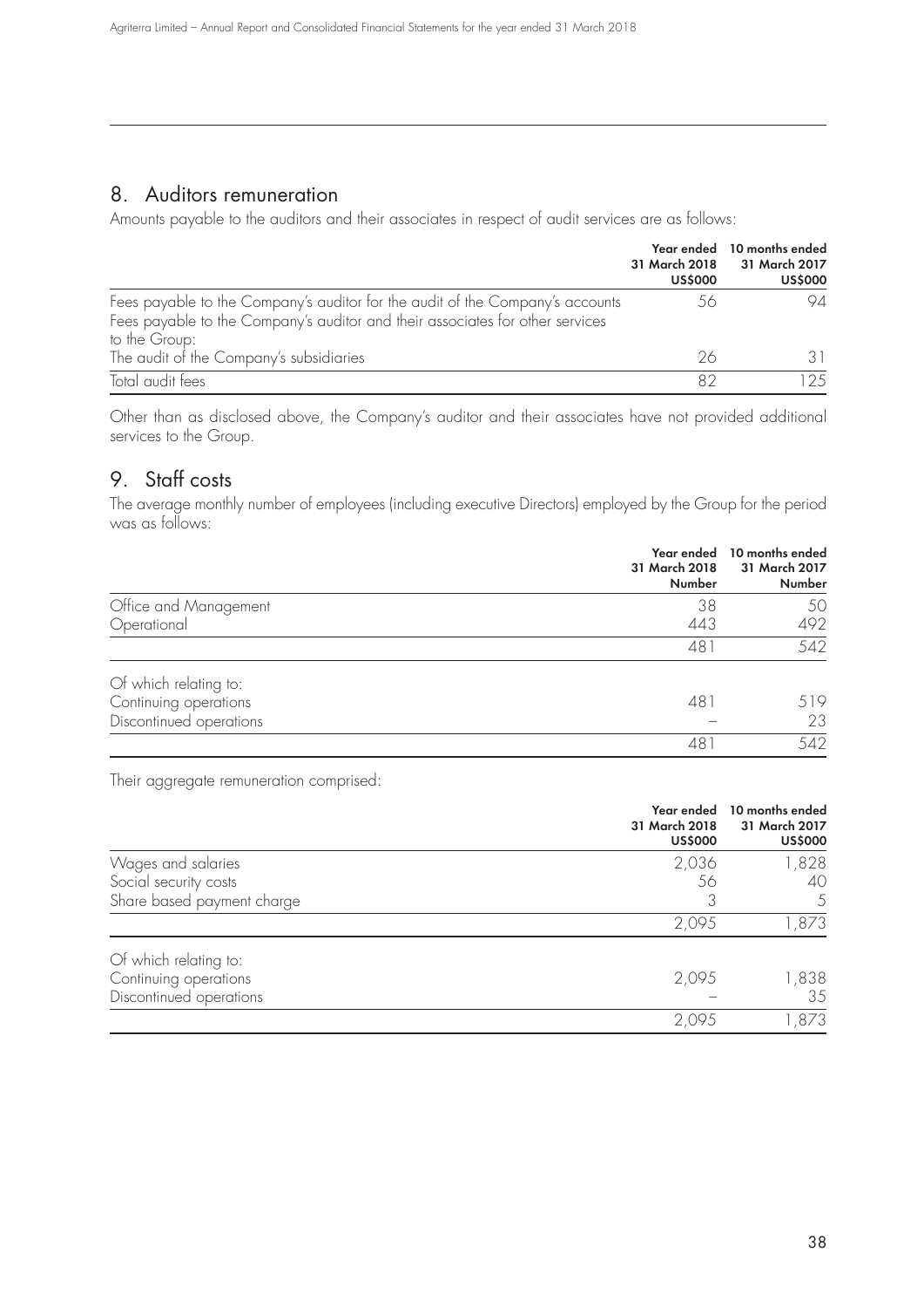## 8. Auditors remuneration

Amounts payable to the auditors and their associates in respect of audit services are as follows:

| | Year ended 31 March 2018 US$000 | 10 months ended 31 March 2017 US$000 |
|---|---|---|
| Fees payable to the Company's auditor for the audit of the Company's accounts | 56 | 94 |
| Fees payable to the Company's auditor and their associates for other services to the Group: | | |
| The audit of the Company's subsidiaries | 26 | 31 |
| Total audit fees | 82 | 125 |

Other than as disclosed above, the Company's auditor and their associates have not provided additional services to the Group.

## 9. Staff costs

The average monthly number of employees (including executive Directors) employed by the Group for the period was as follows:

| | Year ended 31 March 2018 Number | 10 months ended 31 March 2017 Number |
|---|---|---|
| Office and Management | 38 | 50 |
| Operational | 443 | 492 |
| | 481 | 542 |
| Of which relating to: | | |
| Continuing operations | 481 | 519 |
| Discontinued operations | – | 23 |
| | 481 | 542 |

Their aggregate remuneration comprised:

| | Year ended 31 March 2018 US$000 | 10 months ended 31 March 2017 US$000 |
|---|---|---|
| Wages and salaries | 2,036 | 1,828 |
| Social security costs | 56 | 40 |
| Share based payment charge | 3 | 5 |
| | 2,095 | 1,873 |
| Of which relating to: | | |
| Continuing operations | 2,095 | 1,838 |
| Discontinued operations | – | 35 |
| | 2,095 | 1,873 |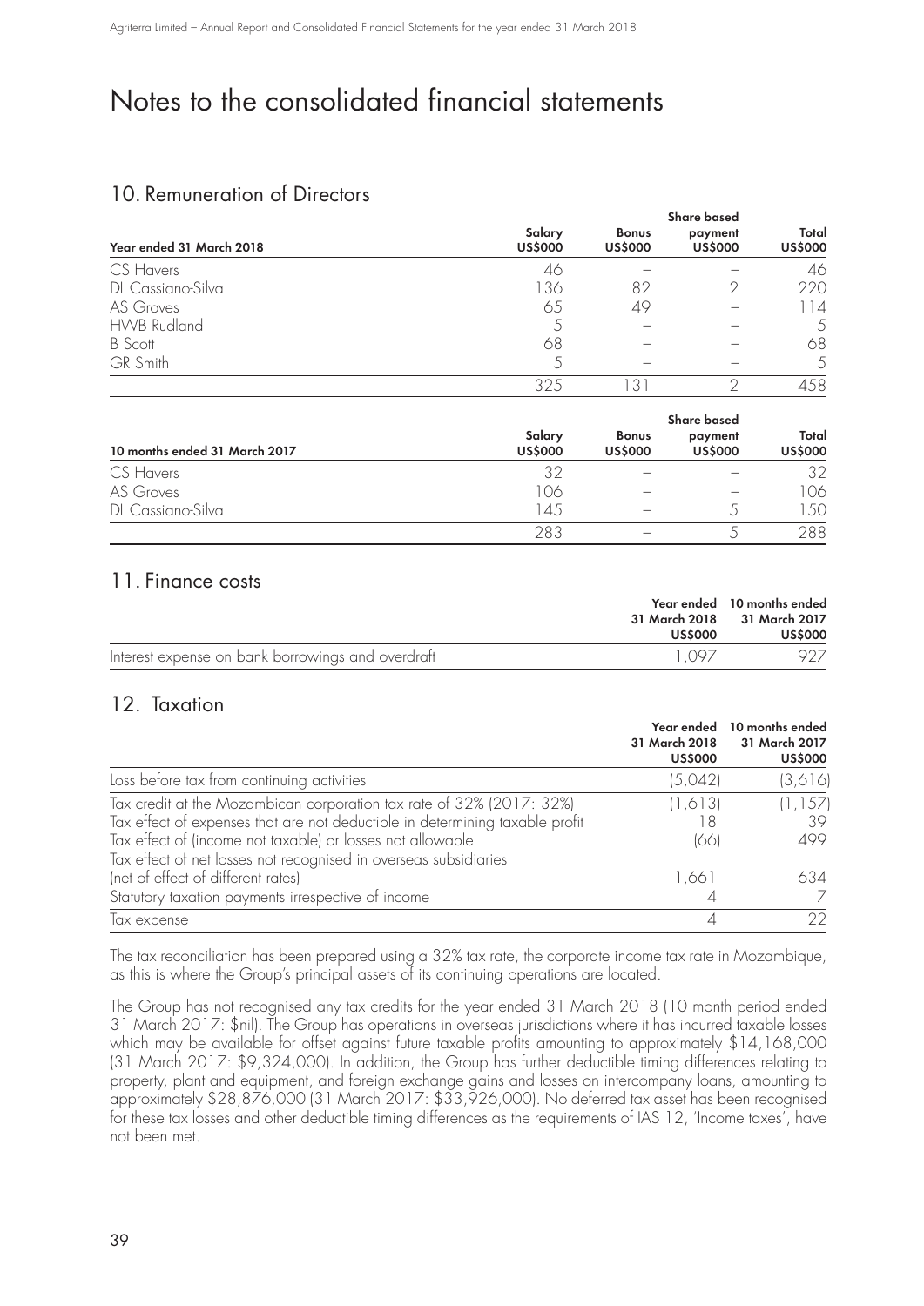# Notes to the consolidated financial statements

## 10. Remuneration of Directors

| Year ended 31 March 2018 | Salary US$000 | Bonus US$000 | Share based payment US$000 | Total US$000 |
|---|---|---|---|---|
| CS Havers | 46 | – | – | 46 |
| DL Cassiano-Silva | 136 | 82 | 2 | 220 |
| AS Groves | 65 | 49 | – | 114 |
| HWB Rudland | 5 | – | – | 5 |
| B Scott | 68 | – | – | 68 |
| GR Smith | 5 | – | – | 5 |
| | 325 | 131 | 2 | 458 |

| 10 months ended 31 March 2017 | Salary US$000 | Bonus US$000 | Share based payment US$000 | Total US$000 |
|---|---|---|---|---|
| CS Havers | 32 | – | – | 32 |
| AS Groves | 106 | – | – | 106 |
| DL Cassiano-Silva | 145 | – | 5 | 150 |
| | 283 | – | 5 | 288 |

## 11. Finance costs

| | Year ended 31 March 2018 US$000 | 10 months ended 31 March 2017 US$000 |
|---|---|---|
| Interest expense on bank borrowings and overdraft | 1,097 | 927 |

## 12. Taxation

| | Year ended 31 March 2018 US$000 | 10 months ended 31 March 2017 US$000 |
|---|---|---|
| Loss before tax from continuing activities | (5,042) | (3,616) |
| Tax credit at the Mozambican corporation tax rate of 32% (2017: 32%) | (1,613) | (1,157) |
| Tax effect of expenses that are not deductible in determining taxable profit | 18 | 39 |
| Tax effect of (income not taxable) or losses not allowable | (66) | 499 |
| Tax effect of net losses not recognised in overseas subsidiaries (net of effect of different rates) | 1,661 | 634 |
| Statutory taxation payments irrespective of income | 4 | 7 |
| Tax expense | 4 | 22 |

The tax reconciliation has been prepared using a 32% tax rate, the corporate income tax rate in Mozambique, as this is where the Group's principal assets of its continuing operations are located.

The Group has not recognised any tax credits for the year ended 31 March 2018 (10 month period ended 31 March 2017: $nil). The Group has operations in overseas jurisdictions where it has incurred taxable losses which may be available for offset against future taxable profits amounting to approximately $14,168,000 (31 March 2017: $9,324,000). In addition, the Group has further deductible timing differences relating to property, plant and equipment, and foreign exchange gains and losses on intercompany loans, amounting to approximately $28,876,000 (31 March 2017: $33,926,000). No deferred tax asset has been recognised for these tax losses and other deductible timing differences as the requirements of IAS 12, 'Income taxes', have not been met.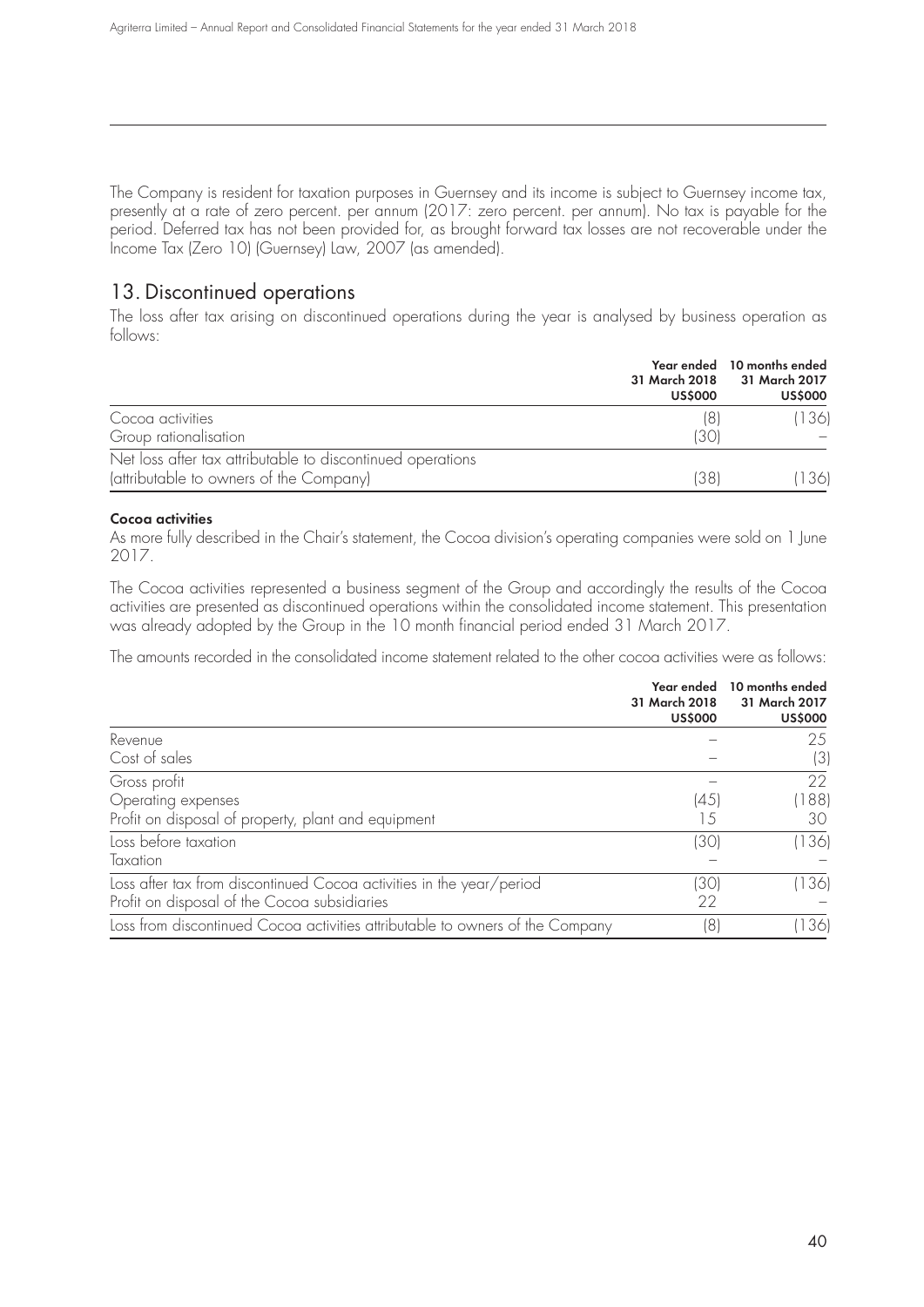The Company is resident for taxation purposes in Guernsey and its income is subject to Guernsey income tax, presently at a rate of zero percent. per annum (2017: zero percent. per annum). No tax is payable for the period. Deferred tax has not been provided for, as brought forward tax losses are not recoverable under the Income Tax (Zero 10) (Guernsey) Law, 2007 (as amended).

## 13. Discontinued operations

The loss after tax arising on discontinued operations during the year is analysed by business operation as follows:

| | Year ended 31 March 2018 US$000 | 10 months ended 31 March 2017 US$000 |
|---|---|---|
| Cocoa activities | (8) | (136) |
| Group rationalisation | (30) | – |
| Net loss after tax attributable to discontinued operations (attributable to owners of the Company) | (38) | (136) |

**Cocoa activities**

As more fully described in the Chair's statement, the Cocoa division's operating companies were sold on 1 June 2017.

The Cocoa activities represented a business segment of the Group and accordingly the results of the Cocoa activities are presented as discontinued operations within the consolidated income statement. This presentation was already adopted by the Group in the 10 month financial period ended 31 March 2017.

The amounts recorded in the consolidated income statement related to the other cocoa activities were as follows:

| | Year ended 31 March 2018 US$000 | 10 months ended 31 March 2017 US$000 |
|---|---|---|
| Revenue | – | 25 |
| Cost of sales | – | (3) |
| Gross profit | – | 22 |
| Operating expenses | (45) | (188) |
| Profit on disposal of property, plant and equipment | 15 | 30 |
| Loss before taxation | (30) | (136) |
| Taxation | – | – |
| Loss after tax from discontinued Cocoa activities in the year/period | (30) | (136) |
| Profit on disposal of the Cocoa subsidiaries | 22 | – |
| Loss from discontinued Cocoa activities attributable to owners of the Company | (8) | (136) |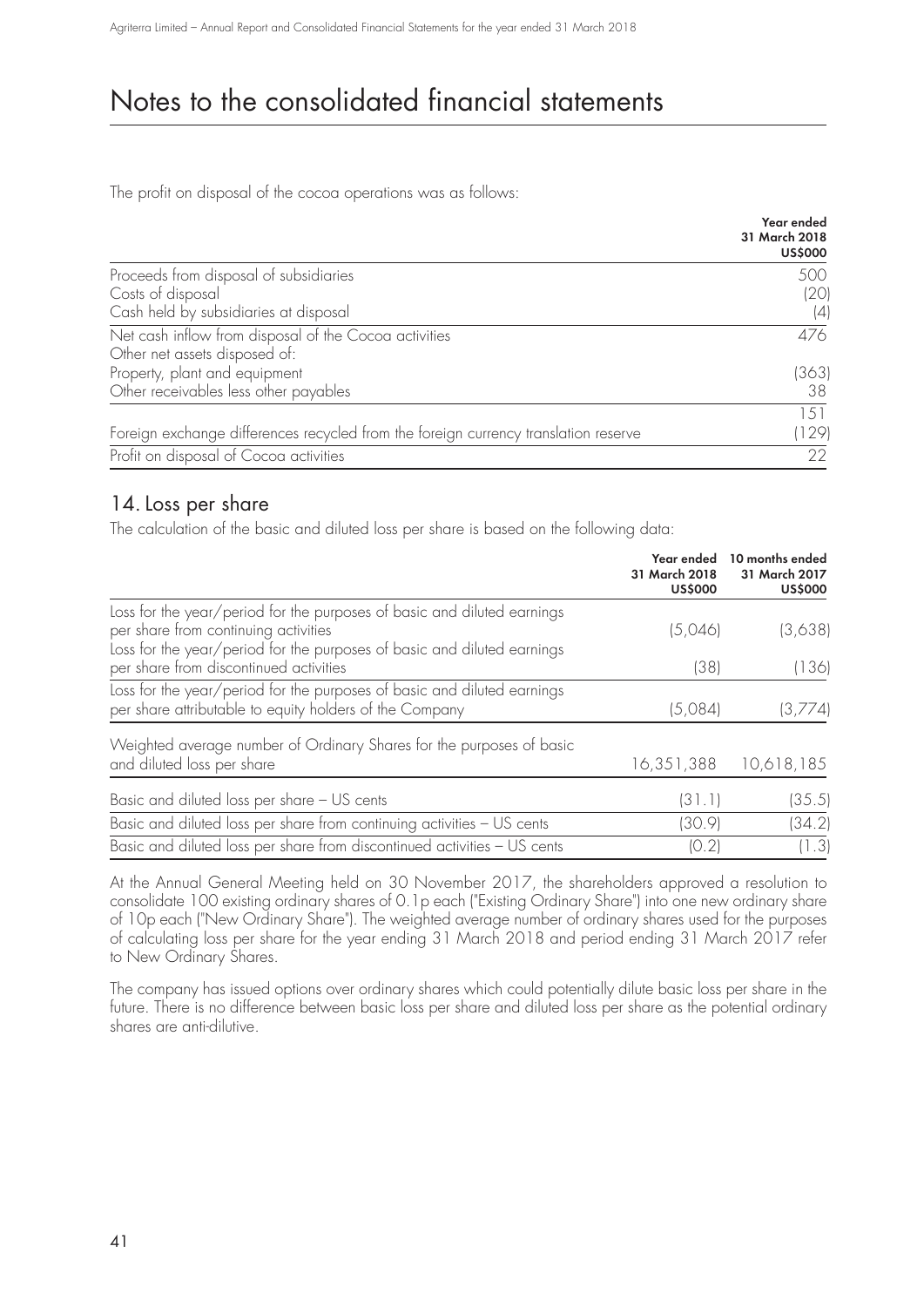# Notes to the consolidated financial statements

The profit on disposal of the cocoa operations was as follows:

| | Year ended 31 March 2018 US$000 |
|---|---|
| Proceeds from disposal of subsidiaries | 500 |
| Costs of disposal | (20) |
| Cash held by subsidiaries at disposal | (4) |
| Net cash inflow from disposal of the Cocoa activities | 476 |
| Other net assets disposed of: | |
| Property, plant and equipment | (363) |
| Other receivables less other payables | 38 |
| | 151 |
| Foreign exchange differences recycled from the foreign currency translation reserve | (129) |
| Profit on disposal of Cocoa activities | 22 |

## 14. Loss per share

The calculation of the basic and diluted loss per share is based on the following data:

| | Year ended 31 March 2018 US$000 | 10 months ended 31 March 2017 US$000 |
|---|---|---|
| Loss for the year/period for the purposes of basic and diluted earnings per share from continuing activities | (5,046) | (3,638) |
| Loss for the year/period for the purposes of basic and diluted earnings per share from discontinued activities | (38) | (136) |
| Loss for the year/period for the purposes of basic and diluted earnings per share attributable to equity holders of the Company | (5,084) | (3,774) |
| Weighted average number of Ordinary Shares for the purposes of basic and diluted loss per share | 16,351,388 | 10,618,185 |
| Basic and diluted loss per share – US cents | (31.1) | (35.5) |
| Basic and diluted loss per share from continuing activities – US cents | (30.9) | (34.2) |
| Basic and diluted loss per share from discontinued activities – US cents | (0.2) | (1.3) |

At the Annual General Meeting held on 30 November 2017, the shareholders approved a resolution to consolidate 100 existing ordinary shares of 0.1p each ("Existing Ordinary Share") into one new ordinary share of 10p each ("New Ordinary Share"). The weighted average number of ordinary shares used for the purposes of calculating loss per share for the year ending 31 March 2018 and period ending 31 March 2017 refer to New Ordinary Shares.

The company has issued options over ordinary shares which could potentially dilute basic loss per share in the future. There is no difference between basic loss per share and diluted loss per share as the potential ordinary shares are anti-dilutive.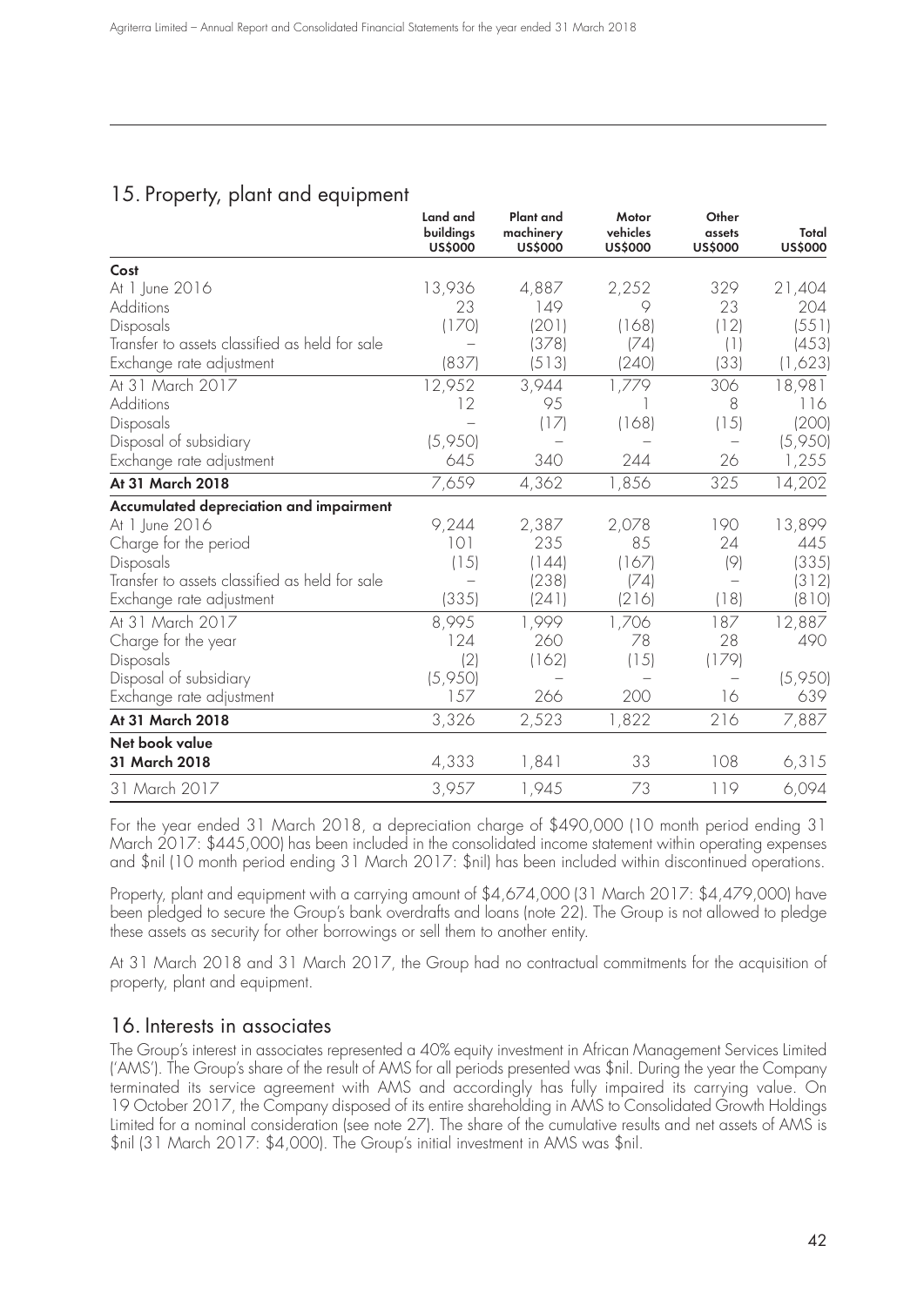## 15. Property, plant and equipment

| | Land and buildings US$000 | Plant and machinery US$000 | Motor vehicles US$000 | Other assets US$000 | Total US$000 |
|---|---|---|---|---|---|
| **Cost** | | | | | |
| At 1 June 2016 | 13,936 | 4,887 | 2,252 | 329 | 21,404 |
| Additions | 23 | 149 | 9 | 23 | 204 |
| Disposals | (170) | (201) | (168) | (12) | (551) |
| Transfer to assets classified as held for sale | – | (378) | (74) | (1) | (453) |
| Exchange rate adjustment | (837) | (513) | (240) | (33) | (1,623) |
| At 31 March 2017 | 12,952 | 3,944 | 1,779 | 306 | 18,981 |
| Additions | 12 | 95 | 1 | 8 | 116 |
| Disposals | – | (17) | (168) | (15) | (200) |
| Disposal of subsidiary | (5,950) | – | – | – | (5,950) |
| Exchange rate adjustment | 645 | 340 | 244 | 26 | 1,255 |
| **At 31 March 2018** | 7,659 | 4,362 | 1,856 | 325 | 14,202 |
| **Accumulated depreciation and impairment** | | | | | |
| At 1 June 2016 | 9,244 | 2,387 | 2,078 | 190 | 13,899 |
| Charge for the period | 101 | 235 | 85 | 24 | 445 |
| Disposals | (15) | (144) | (167) | (9) | (335) |
| Transfer to assets classified as held for sale | – | (238) | (74) | – | (312) |
| Exchange rate adjustment | (335) | (241) | (216) | (18) | (810) |
| At 31 March 2017 | 8,995 | 1,999 | 1,706 | 187 | 12,887 |
| Charge for the year | 124 | 260 | 78 | 28 | 490 |
| Disposals | (2) | (162) | (15) | (179) | |
| Disposal of subsidiary | (5,950) | – | – | – | (5,950) |
| Exchange rate adjustment | 157 | 266 | 200 | 16 | 639 |
| **At 31 March 2018** | 3,326 | 2,523 | 1,822 | 216 | 7,887 |
| **Net book value** | | | | | |
| **31 March 2018** | 4,333 | 1,841 | 33 | 108 | 6,315 |
| 31 March 2017 | 3,957 | 1,945 | 73 | 119 | 6,094 |

For the year ended 31 March 2018, a depreciation charge of $490,000 (10 month period ending 31 March 2017: $445,000) has been included in the consolidated income statement within operating expenses and $nil (10 month period ending 31 March 2017: $nil) has been included within discontinued operations.

Property, plant and equipment with a carrying amount of $4,674,000 (31 March 2017: $4,479,000) have been pledged to secure the Group's bank overdrafts and loans (note 22). The Group is not allowed to pledge these assets as security for other borrowings or sell them to another entity.

At 31 March 2018 and 31 March 2017, the Group had no contractual commitments for the acquisition of property, plant and equipment.

## 16. Interests in associates

The Group's interest in associates represented a 40% equity investment in African Management Services Limited ('AMS'). The Group's share of the result of AMS for all periods presented was $nil. During the year the Company terminated its service agreement with AMS and accordingly has fully impaired its carrying value. On 19 October 2017, the Company disposed of its entire shareholding in AMS to Consolidated Growth Holdings Limited for a nominal consideration (see note 27). The share of the cumulative results and net assets of AMS is $nil (31 March 2017: $4,000). The Group's initial investment in AMS was $nil.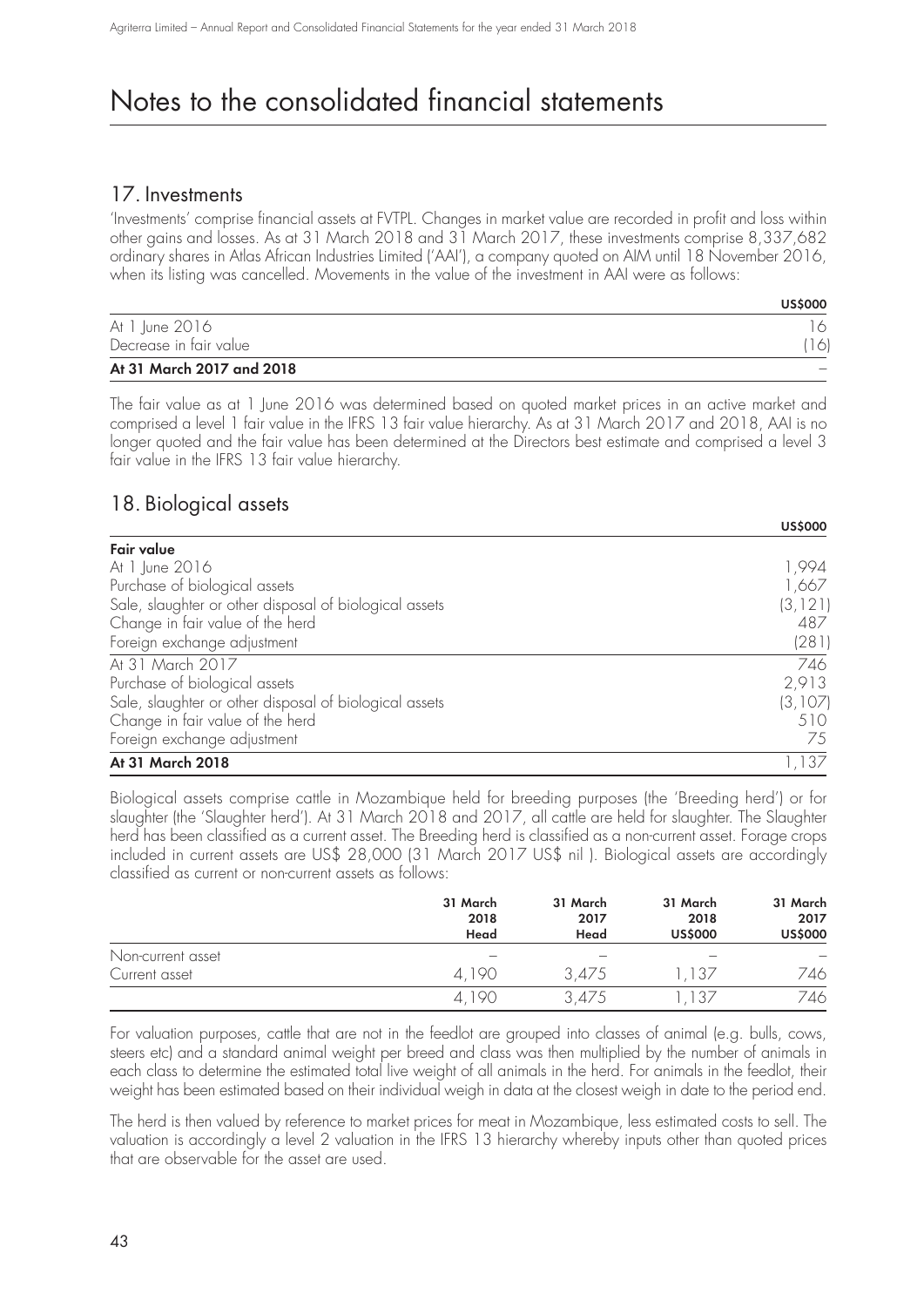# Notes to the consolidated financial statements

## 17. Investments

'Investments' comprise financial assets at FVTPL. Changes in market value are recorded in profit and loss within other gains and losses. As at 31 March 2018 and 31 March 2017, these investments comprise 8,337,682 ordinary shares in Atlas African Industries Limited ('AAI'), a company quoted on AIM until 18 November 2016, when its listing was cancelled. Movements in the value of the investment in AAI were as follows:

| | US$000 |
|---|---|
| At 1 June 2016 | 16 |
| Decrease in fair value | (16) |
| **At 31 March 2017 and 2018** | – |

The fair value as at 1 June 2016 was determined based on quoted market prices in an active market and comprised a level 1 fair value in the IFRS 13 fair value hierarchy. As at 31 March 2017 and 2018, AAI is no longer quoted and the fair value has been determined at the Directors best estimate and comprised a level 3 fair value in the IFRS 13 fair value hierarchy.

## 18. Biological assets

| | US$000 |
|---|---|
| **Fair value** | |
| At 1 June 2016 | 1,994 |
| Purchase of biological assets | 1,667 |
| Sale, slaughter or other disposal of biological assets | (3,121) |
| Change in fair value of the herd | 487 |
| Foreign exchange adjustment | (281) |
| At 31 March 2017 | 746 |
| Purchase of biological assets | 2,913 |
| Sale, slaughter or other disposal of biological assets | (3,107) |
| Change in fair value of the herd | 510 |
| Foreign exchange adjustment | 75 |
| **At 31 March 2018** | 1,137 |

Biological assets comprise cattle in Mozambique held for breeding purposes (the 'Breeding herd') or for slaughter (the 'Slaughter herd'). At 31 March 2018 and 2017, all cattle are held for slaughter. The Slaughter herd has been classified as a current asset. The Breeding herd is classified as a non-current asset. Forage crops included in current assets are US$ 28,000 (31 March 2017 US$ nil ). Biological assets are accordingly classified as current or non-current assets as follows:

| | 31 March 2018 Head | 31 March 2017 Head | 31 March 2018 US$000 | 31 March 2017 US$000 |
|---|---|---|---|---|
| Non-current asset | – | – | – | – |
| Current asset | 4,190 | 3,475 | 1,137 | 746 |
| | 4,190 | 3,475 | 1,137 | 746 |

For valuation purposes, cattle that are not in the feedlot are grouped into classes of animal (e.g. bulls, cows, steers etc) and a standard animal weight per breed and class was then multiplied by the number of animals in each class to determine the estimated total live weight of all animals in the herd. For animals in the feedlot, their weight has been estimated based on their individual weigh in data at the closest weigh in date to the period end.

The herd is then valued by reference to market prices for meat in Mozambique, less estimated costs to sell. The valuation is accordingly a level 2 valuation in the IFRS 13 hierarchy whereby inputs other than quoted prices that are observable for the asset are used.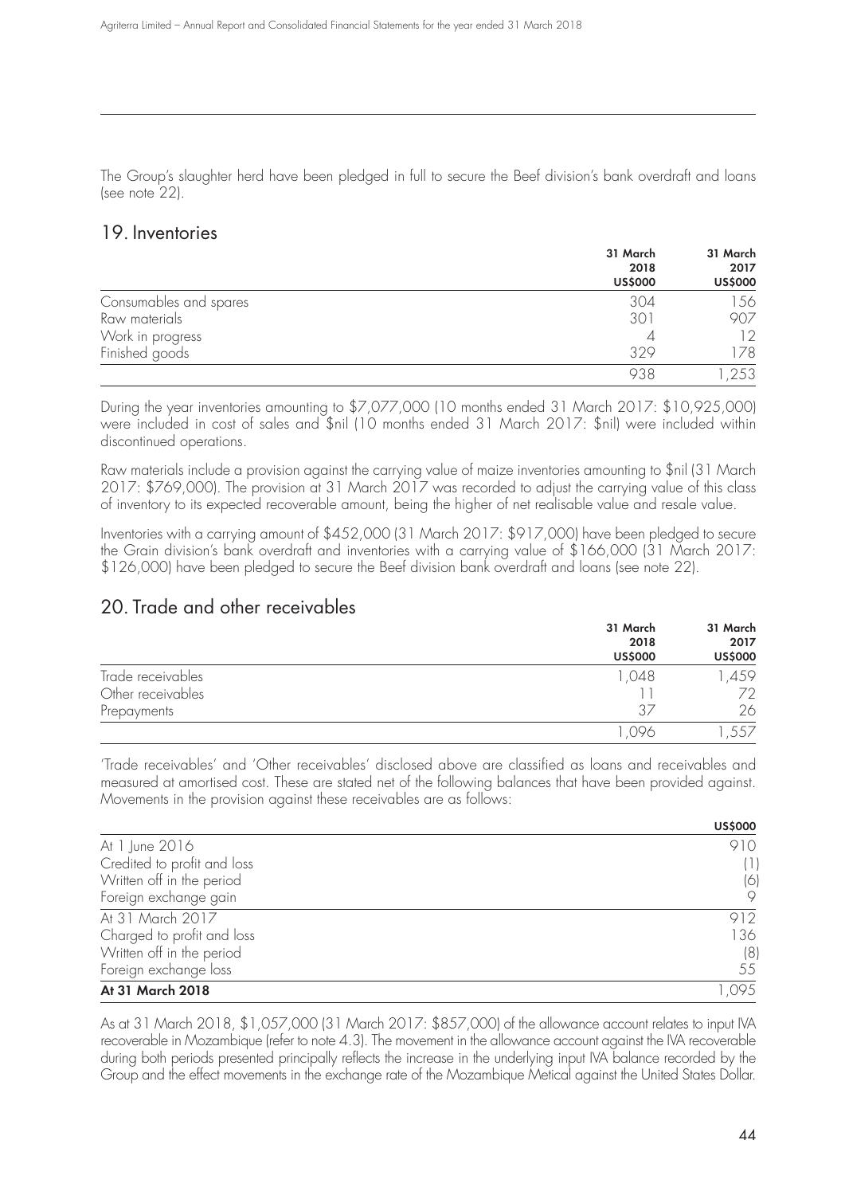The Group's slaughter herd have been pledged in full to secure the Beef division's bank overdraft and loans (see note 22).

## 19. Inventories

| | 31 March 2018 US$000 | 31 March 2017 US$000 |
|---|---|---|
| Consumables and spares | 304 | 156 |
| Raw materials | 301 | 907 |
| Work in progress | 4 | 12 |
| Finished goods | 329 | 178 |
| | 938 | 1,253 |

During the year inventories amounting to $7,077,000 (10 months ended 31 March 2017: $10,925,000) were included in cost of sales and $nil (10 months ended 31 March 2017: $nil) were included within discontinued operations.

Raw materials include a provision against the carrying value of maize inventories amounting to $nil (31 March 2017: $769,000). The provision at 31 March 2017 was recorded to adjust the carrying value of this class of inventory to its expected recoverable amount, being the higher of net realisable value and resale value.

Inventories with a carrying amount of $452,000 (31 March 2017: $917,000) have been pledged to secure the Grain division's bank overdraft and inventories with a carrying value of $166,000 (31 March 2017: $126,000) have been pledged to secure the Beef division bank overdraft and loans (see note 22).

## 20. Trade and other receivables

| | 31 March 2018 US$000 | 31 March 2017 US$000 |
|---|---|---|
| Trade receivables | 1,048 | 1,459 |
| Other receivables | 11 | 72 |
| Prepayments | 37 | 26 |
| | 1,096 | 1,557 |

'Trade receivables' and 'Other receivables' disclosed above are classified as loans and receivables and measured at amortised cost. These are stated net of the following balances that have been provided against. Movements in the provision against these receivables are as follows:

| | US$000 |
|---|---|
| At 1 June 2016 | 910 |
| Credited to profit and loss | (1) |
| Written off in the period | (6) |
| Foreign exchange gain | 9 |
| At 31 March 2017 | 912 |
| Charged to profit and loss | 136 |
| Written off in the period | (8) |
| Foreign exchange loss | 55 |
| **At 31 March 2018** | 1,095 |

As at 31 March 2018, $1,057,000 (31 March 2017: $857,000) of the allowance account relates to input IVA recoverable in Mozambique (refer to note 4.3). The movement in the allowance account against the IVA recoverable during both periods presented principally reflects the increase in the underlying input IVA balance recorded by the Group and the effect movements in the exchange rate of the Mozambique Metical against the United States Dollar.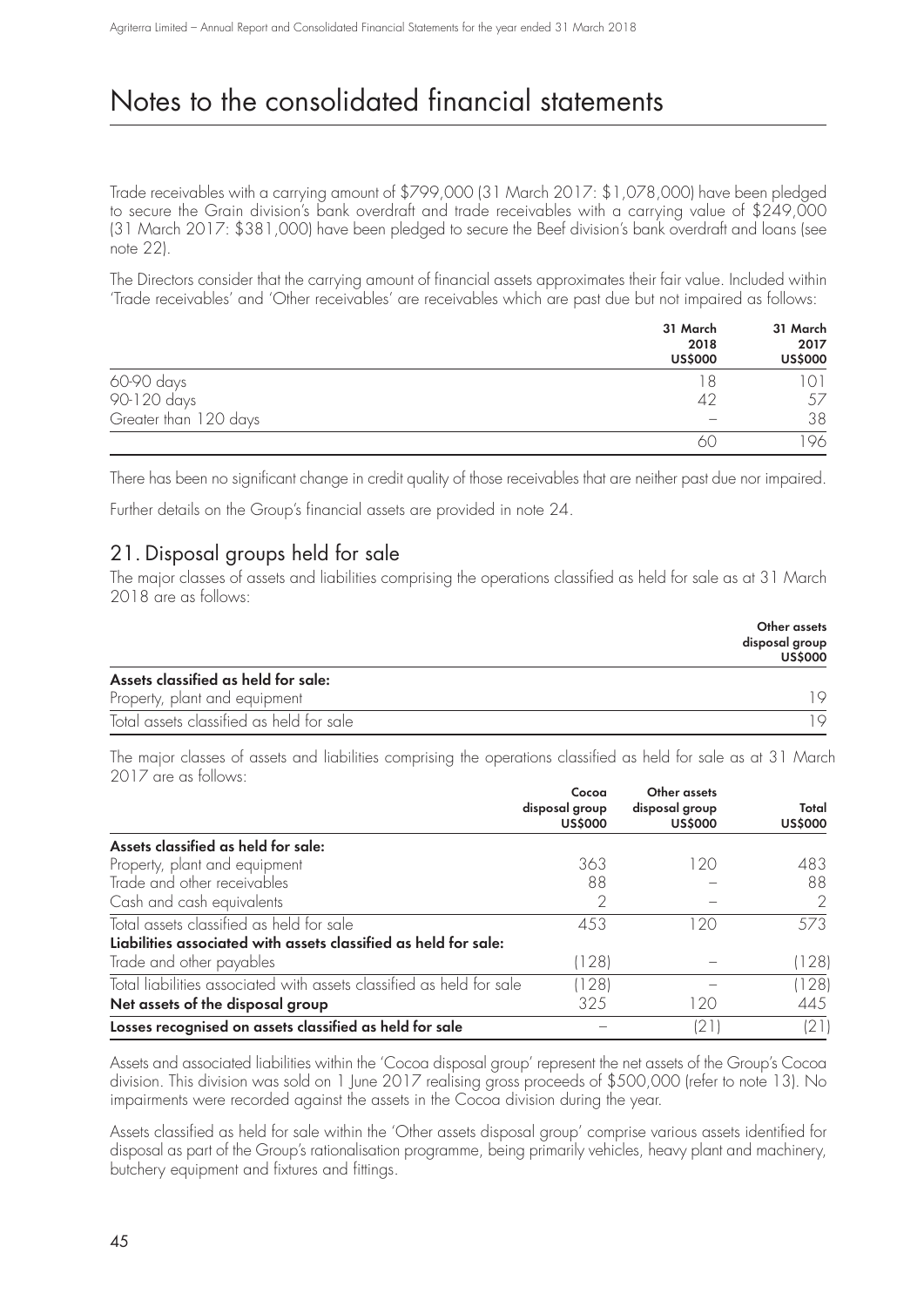# Notes to the consolidated financial statements

Trade receivables with a carrying amount of \$799,000 (31 March 2017: \$1,078,000) have been pledged to secure the Grain division's bank overdraft and trade receivables with a carrying value of \$249,000 (31 March 2017: \$381,000) have been pledged to secure the Beef division's bank overdraft and loans (see note 22).

The Directors consider that the carrying amount of financial assets approximates their fair value. Included within 'Trade receivables' and 'Other receivables' are receivables which are past due but not impaired as follows:

| | 31 March 2018 US\$000 | 31 March 2017 US\$000 |
|---|---|---|
| 60-90 days | 18 | 101 |
| 90-120 days | 42 | 57 |
| Greater than 120 days | – | 38 |
| | 60 | 196 |

There has been no significant change in credit quality of those receivables that are neither past due nor impaired.

Further details on the Group's financial assets are provided in note 24.

## 21. Disposal groups held for sale

The major classes of assets and liabilities comprising the operations classified as held for sale as at 31 March 2018 are as follows:

| | Other assets disposal group US\$000 |
|---|---|
| **Assets classified as held for sale:** | |
| Property, plant and equipment | 19 |
| Total assets classified as held for sale | 19 |

The major classes of assets and liabilities comprising the operations classified as held for sale as at 31 March 2017 are as follows:

| | Cocoa disposal group US\$000 | Other assets disposal group US\$000 | Total US\$000 |
|---|---|---|---|
| **Assets classified as held for sale:** | | | |
| Property, plant and equipment | 363 | 120 | 483 |
| Trade and other receivables | 88 | – | 88 |
| Cash and cash equivalents | 2 | – | 2 |
| Total assets classified as held for sale | 453 | 120 | 573 |
| **Liabilities associated with assets classified as held for sale:** | | | |
| Trade and other payables | (128) | – | (128) |
| Total liabilities associated with assets classified as held for sale | (128) | – | (128) |
| **Net assets of the disposal group** | 325 | 120 | 445 |
| **Losses recognised on assets classified as held for sale** | – | (21) | (21) |

Assets and associated liabilities within the 'Cocoa disposal group' represent the net assets of the Group's Cocoa division. This division was sold on 1 June 2017 realising gross proceeds of \$500,000 (refer to note 13). No impairments were recorded against the assets in the Cocoa division during the year.

Assets classified as held for sale within the 'Other assets disposal group' comprise various assets identified for disposal as part of the Group's rationalisation programme, being primarily vehicles, heavy plant and machinery, butchery equipment and fixtures and fittings.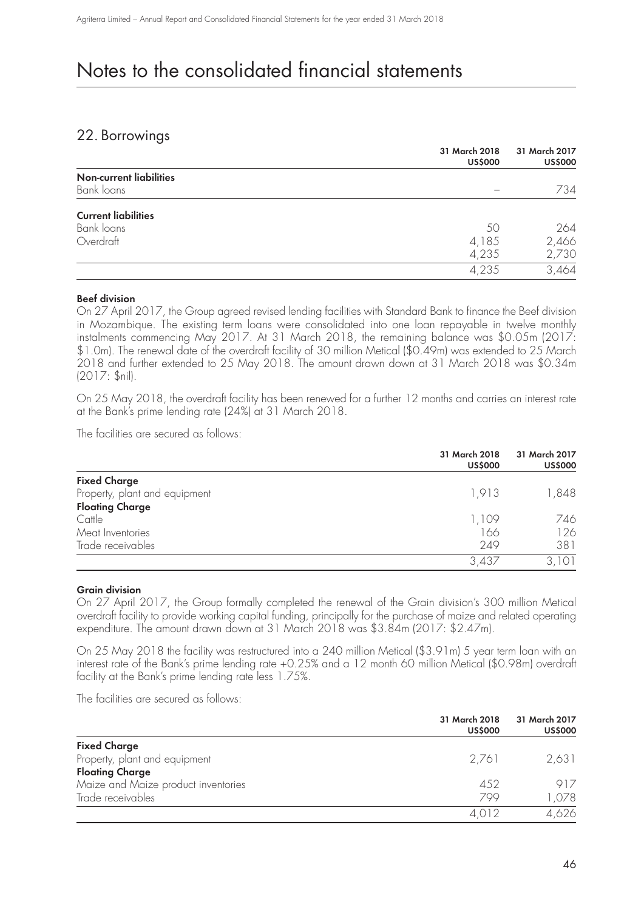# Notes to the consolidated financial statements

## 22. Borrowings

| | 31 March 2018 US$000 | 31 March 2017 US$000 |
|---|---|---|
| **Non-current liabilities** | | |
| Bank loans | – | 734 |
| **Current liabilities** | | |
| Bank loans | 50 | 264 |
| Overdraft | 4,185 | 2,466 |
| | 4,235 | 2,730 |
| | 4,235 | 3,464 |

**Beef division**

On 27 April 2017, the Group agreed revised lending facilities with Standard Bank to finance the Beef division in Mozambique. The existing term loans were consolidated into one loan repayable in twelve monthly instalments commencing May 2017. At 31 March 2018, the remaining balance was $0.05m (2017: $1.0m). The renewal date of the overdraft facility of 30 million Metical ($0.49m) was extended to 25 March 2018 and further extended to 25 May 2018. The amount drawn down at 31 March 2018 was $0.34m (2017: $nil).

On 25 May 2018, the overdraft facility has been renewed for a further 12 months and carries an interest rate at the Bank's prime lending rate (24%) at 31 March 2018.

The facilities are secured as follows:

| | 31 March 2018 US$000 | 31 March 2017 US$000 |
|---|---|---|
| **Fixed Charge** | | |
| Property, plant and equipment | 1,913 | 1,848 |
| **Floating Charge** | | |
| Cattle | 1,109 | 746 |
| Meat Inventories | 166 | 126 |
| Trade receivables | 249 | 381 |
| | 3,437 | 3,101 |

**Grain division**

On 27 April 2017, the Group formally completed the renewal of the Grain division's 300 million Metical overdraft facility to provide working capital funding, principally for the purchase of maize and related operating expenditure. The amount drawn down at 31 March 2018 was $3.84m (2017: $2.47m).

On 25 May 2018 the facility was restructured into a 240 million Metical ($3.91m) 5 year term loan with an interest rate of the Bank's prime lending rate +0.25% and a 12 month 60 million Metical ($0.98m) overdraft facility at the Bank's prime lending rate less 1.75%.

The facilities are secured as follows:

| | 31 March 2018 US$000 | 31 March 2017 US$000 |
|---|---|---|
| **Fixed Charge** | | |
| Property, plant and equipment | 2,761 | 2,631 |
| **Floating Charge** | | |
| Maize and Maize product inventories | 452 | 917 |
| Trade receivables | 799 | 1,078 |
| | 4,012 | 4,626 |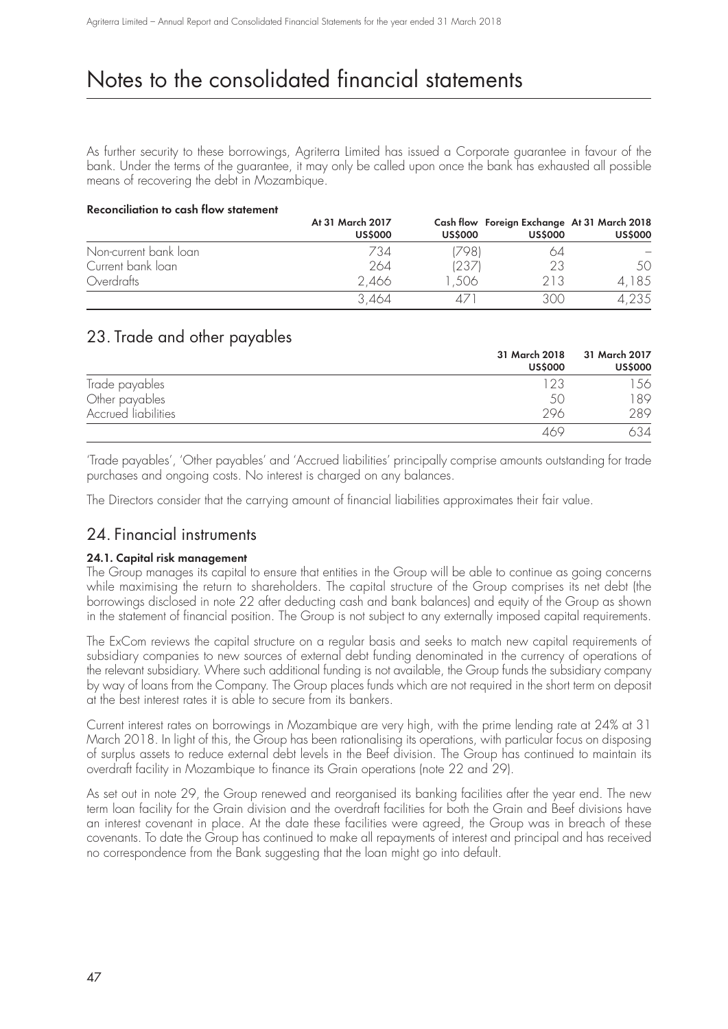# Notes to the consolidated financial statements

As further security to these borrowings, Agriterra Limited has issued a Corporate guarantee in favour of the bank. Under the terms of the guarantee, it may only be called upon once the bank has exhausted all possible means of recovering the debt in Mozambique.

**Reconciliation to cash flow statement**

| | At 31 March 2017 US$000 | Cash flow US$000 | Foreign Exchange US$000 | At 31 March 2018 US$000 |
|---|---|---|---|---|
| Non-current bank loan | 734 | (798) | 64 | – |
| Current bank loan | 264 | (237) | 23 | 50 |
| Overdrafts | 2,466 | 1,506 | 213 | 4,185 |
| | 3,464 | 471 | 300 | 4,235 |

## 23. Trade and other payables

| | 31 March 2018 US$000 | 31 March 2017 US$000 |
|---|---|---|
| Trade payables | 123 | 156 |
| Other payables | 50 | 189 |
| Accrued liabilities | 296 | 289 |
| | 469 | 634 |

'Trade payables', 'Other payables' and 'Accrued liabilities' principally comprise amounts outstanding for trade purchases and ongoing costs. No interest is charged on any balances.

The Directors consider that the carrying amount of financial liabilities approximates their fair value.

## 24. Financial instruments

### 24.1. Capital risk management

The Group manages its capital to ensure that entities in the Group will be able to continue as going concerns while maximising the return to shareholders. The capital structure of the Group comprises its net debt (the borrowings disclosed in note 22 after deducting cash and bank balances) and equity of the Group as shown in the statement of financial position. The Group is not subject to any externally imposed capital requirements.

The ExCom reviews the capital structure on a regular basis and seeks to match new capital requirements of subsidiary companies to new sources of external debt funding denominated in the currency of operations of the relevant subsidiary. Where such additional funding is not available, the Group funds the subsidiary company by way of loans from the Company. The Group places funds which are not required in the short term on deposit at the best interest rates it is able to secure from its bankers.

Current interest rates on borrowings in Mozambique are very high, with the prime lending rate at 24% at 31 March 2018. In light of this, the Group has been rationalising its operations, with particular focus on disposing of surplus assets to reduce external debt levels in the Beef division. The Group has continued to maintain its overdraft facility in Mozambique to finance its Grain operations (note 22 and 29).

As set out in note 29, the Group renewed and reorganised its banking facilities after the year end. The new term loan facility for the Grain division and the overdraft facilities for both the Grain and Beef divisions have an interest covenant in place. At the date these facilities were agreed, the Group was in breach of these covenants. To date the Group has continued to make all repayments of interest and principal and has received no correspondence from the Bank suggesting that the loan might go into default.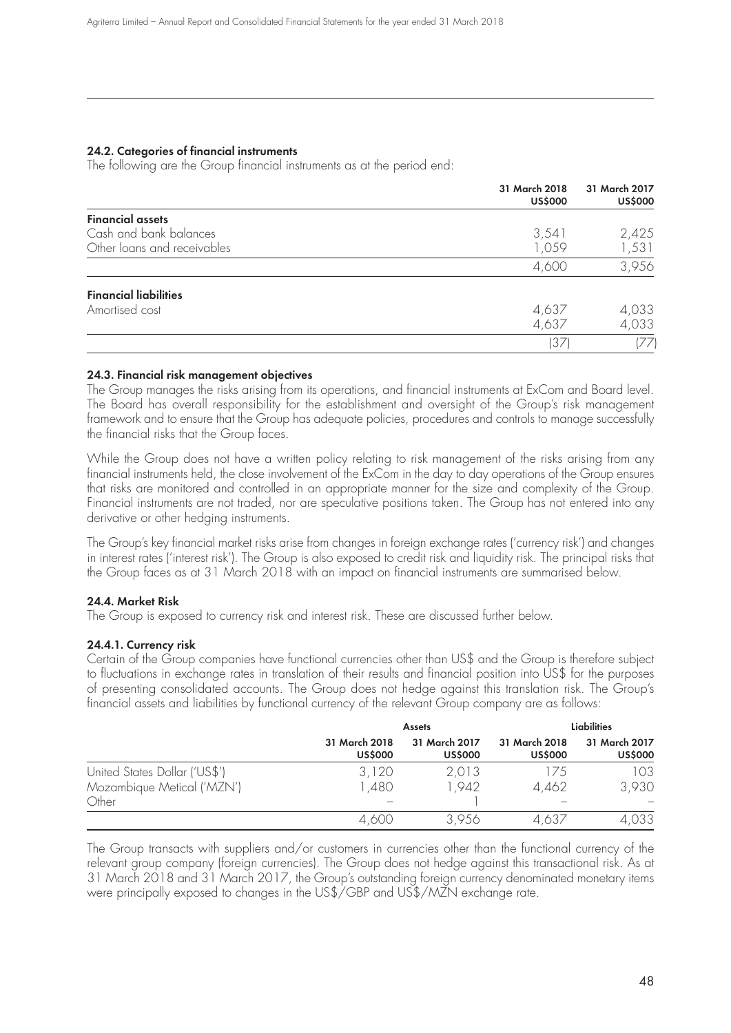#### 24.2. Categories of financial instruments

The following are the Group financial instruments as at the period end:

| | 31 March 2018 US$000 | 31 March 2017 US$000 |
|---|---|---|
| **Financial assets** | | |
| Cash and bank balances | 3,541 | 2,425 |
| Other loans and receivables | 1,059 | 1,531 |
| | 4,600 | 3,956 |
| **Financial liabilities** | | |
| Amortised cost | 4,637 | 4,033 |
| | 4,637 | 4,033 |
| | (37) | (77) |

#### 24.3. Financial risk management objectives

The Group manages the risks arising from its operations, and financial instruments at ExCom and Board level. The Board has overall responsibility for the establishment and oversight of the Group's risk management framework and to ensure that the Group has adequate policies, procedures and controls to manage successfully the financial risks that the Group faces.

While the Group does not have a written policy relating to risk management of the risks arising from any financial instruments held, the close involvement of the ExCom in the day to day operations of the Group ensures that risks are monitored and controlled in an appropriate manner for the size and complexity of the Group. Financial instruments are not traded, nor are speculative positions taken. The Group has not entered into any derivative or other hedging instruments.

The Group's key financial market risks arise from changes in foreign exchange rates ('currency risk') and changes in interest rates ('interest risk'). The Group is also exposed to credit risk and liquidity risk. The principal risks that the Group faces as at 31 March 2018 with an impact on financial instruments are summarised below.

#### 24.4. Market Risk

The Group is exposed to currency risk and interest risk. These are discussed further below.

#### 24.4.1. Currency risk

Certain of the Group companies have functional currencies other than US$ and the Group is therefore subject to fluctuations in exchange rates in translation of their results and financial position into US$ for the purposes of presenting consolidated accounts. The Group does not hedge against this translation risk. The Group's financial assets and liabilities by functional currency of the relevant Group company are as follows:

| | Assets | | Liabilities | |
|---|---|---|---|---|
| | 31 March 2018 US$000 | 31 March 2017 US$000 | 31 March 2018 US$000 | 31 March 2017 US$000 |
| United States Dollar ('US$') | 3,120 | 2,013 | 175 | 103 |
| Mozambique Metical ('MZN') | 1,480 | 1,942 | 4,462 | 3,930 |
| Other | – | 1 | – | – |
| | 4,600 | 3,956 | 4,637 | 4,033 |

The Group transacts with suppliers and/or customers in currencies other than the functional currency of the relevant group company (foreign currencies). The Group does not hedge against this transactional risk. As at 31 March 2018 and 31 March 2017, the Group's outstanding foreign currency denominated monetary items were principally exposed to changes in the US$/GBP and US$/MZN exchange rate.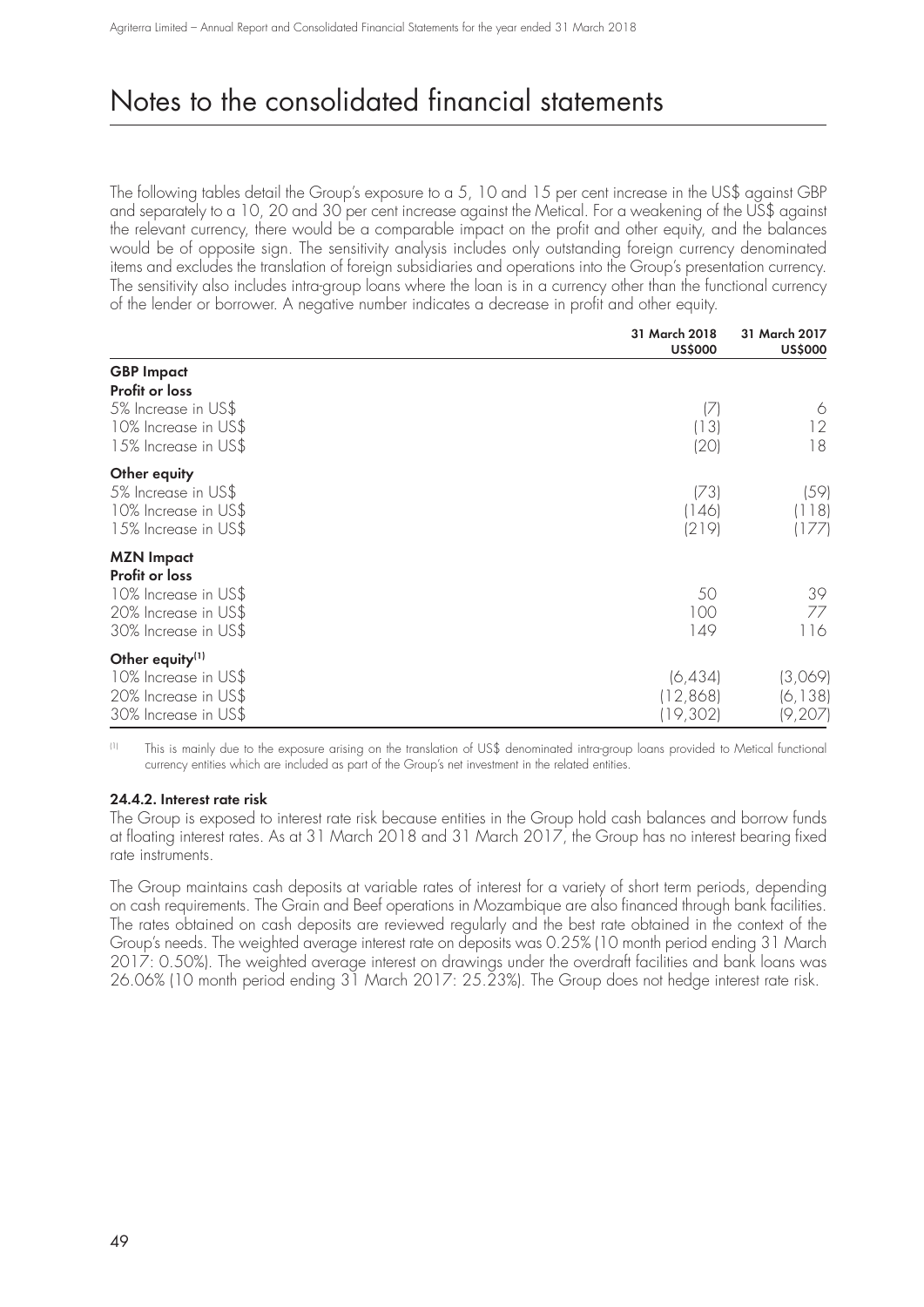# Notes to the consolidated financial statements

The following tables detail the Group's exposure to a 5, 10 and 15 per cent increase in the US$ against GBP and separately to a 10, 20 and 30 per cent increase against the Metical. For a weakening of the US$ against the relevant currency, there would be a comparable impact on the profit and other equity, and the balances would be of opposite sign. The sensitivity analysis includes only outstanding foreign currency denominated items and excludes the translation of foreign subsidiaries and operations into the Group's presentation currency. The sensitivity also includes intra-group loans where the loan is in a currency other than the functional currency of the lender or borrower. A negative number indicates a decrease in profit and other equity.

| | 31 March 2018 US$000 | 31 March 2017 US$000 |
|---|---|---|
| **GBP Impact** | | |
| **Profit or loss** | | |
| 5% Increase in US$ | (7) | 6 |
| 10% Increase in US$ | (13) | 12 |
| 15% Increase in US$ | (20) | 18 |
| **Other equity** | | |
| 5% Increase in US$ | (73) | (59) |
| 10% Increase in US$ | (146) | (118) |
| 15% Increase in US$ | (219) | (177) |
| **MZN Impact** | | |
| **Profit or loss** | | |
| 10% Increase in US$ | 50 | 39 |
| 20% Increase in US$ | 100 | 77 |
| 30% Increase in US$ | 149 | 116 |
| **Other equity[1]** | | |
| 10% Increase in US$ | (6,434) | (3,069) |
| 20% Increase in US$ | (12,868) | (6,138) |
| 30% Increase in US$ | (19,302) | (9,207) |

[1] This is mainly due to the exposure arising on the translation of US$ denominated intra-group loans provided to Metical functional currency entities which are included as part of the Group's net investment in the related entities.

#### 24.4.2. Interest rate risk

The Group is exposed to interest rate risk because entities in the Group hold cash balances and borrow funds at floating interest rates. As at 31 March 2018 and 31 March 2017, the Group has no interest bearing fixed rate instruments.

The Group maintains cash deposits at variable rates of interest for a variety of short term periods, depending on cash requirements. The Grain and Beef operations in Mozambique are also financed through bank facilities. The rates obtained on cash deposits are reviewed regularly and the best rate obtained in the context of the Group's needs. The weighted average interest rate on deposits was 0.25% (10 month period ending 31 March 2017: 0.50%). The weighted average interest on drawings under the overdraft facilities and bank loans was 26.06% (10 month period ending 31 March 2017: 25.23%). The Group does not hedge interest rate risk.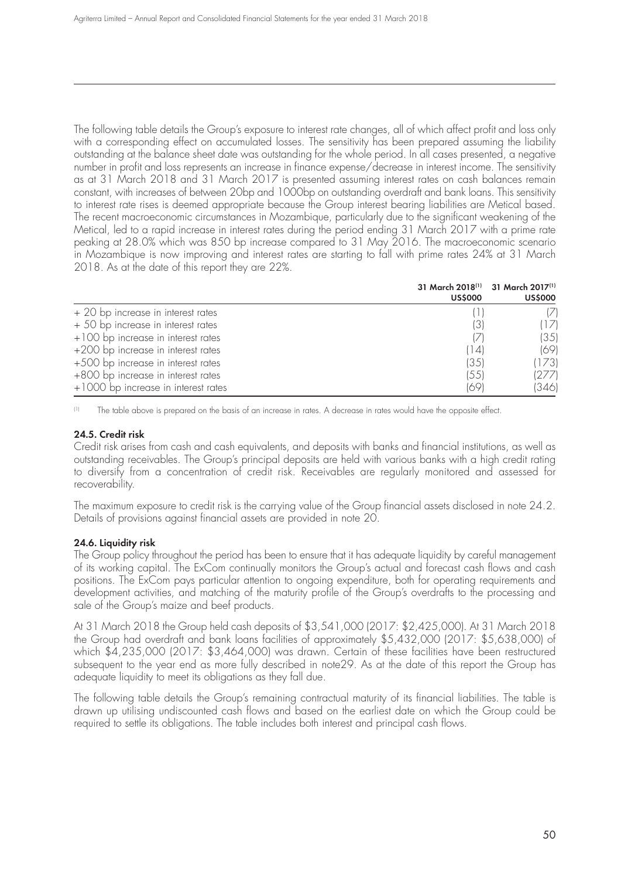The following table details the Group's exposure to interest rate changes, all of which affect profit and loss only with a corresponding effect on accumulated losses. The sensitivity has been prepared assuming the liability outstanding at the balance sheet date was outstanding for the whole period. In all cases presented, a negative number in profit and loss represents an increase in finance expense/decrease in interest income. The sensitivity as at 31 March 2018 and 31 March 2017 is presented assuming interest rates on cash balances remain constant, with increases of between 20bp and 1000bp on outstanding overdraft and bank loans. This sensitivity to interest rate rises is deemed appropriate because the Group interest bearing liabilities are Metical based. The recent macroeconomic circumstances in Mozambique, particularly due to the significant weakening of the Metical, led to a rapid increase in interest rates during the period ending 31 March 2017 with a prime rate peaking at 28.0% which was 850 bp increase compared to 31 May 2016. The macroeconomic scenario in Mozambique is now improving and interest rates are starting to fall with prime rates 24% at 31 March 2018. As at the date of this report they are 22%.

| | 31 March 2018[1] US$000 | 31 March 2017[1] US$000 |
|---|---|---|
| + 20 bp increase in interest rates | (1) | (7) |
| + 50 bp increase in interest rates | (3) | (17) |
| +100 bp increase in interest rates | (7) | (35) |
| +200 bp increase in interest rates | (14) | (69) |
| +500 bp increase in interest rates | (35) | (173) |
| +800 bp increase in interest rates | (55) | (277) |
| +1000 bp increase in interest rates | (69) | (346) |

[1] The table above is prepared on the basis of an increase in rates. A decrease in rates would have the opposite effect.

### 24.5. Credit risk

Credit risk arises from cash and cash equivalents, and deposits with banks and financial institutions, as well as outstanding receivables. The Group's principal deposits are held with various banks with a high credit rating to diversify from a concentration of credit risk. Receivables are regularly monitored and assessed for recoverability.

The maximum exposure to credit risk is the carrying value of the Group financial assets disclosed in note 24.2. Details of provisions against financial assets are provided in note 20.

### 24.6. Liquidity risk

The Group policy throughout the period has been to ensure that it has adequate liquidity by careful management of its working capital. The ExCom continually monitors the Group's actual and forecast cash flows and cash positions. The ExCom pays particular attention to ongoing expenditure, both for operating requirements and development activities, and matching of the maturity profile of the Group's overdrafts to the processing and sale of the Group's maize and beef products.

At 31 March 2018 the Group held cash deposits of $3,541,000 (2017: $2,425,000). At 31 March 2018 the Group had overdraft and bank loans facilities of approximately $5,432,000 (2017: $5,638,000) of which $4,235,000 (2017: $3,464,000) was drawn. Certain of these facilities have been restructured subsequent to the year end as more fully described in note29. As at the date of this report the Group has adequate liquidity to meet its obligations as they fall due.

The following table details the Group's remaining contractual maturity of its financial liabilities. The table is drawn up utilising undiscounted cash flows and based on the earliest date on which the Group could be required to settle its obligations. The table includes both interest and principal cash flows.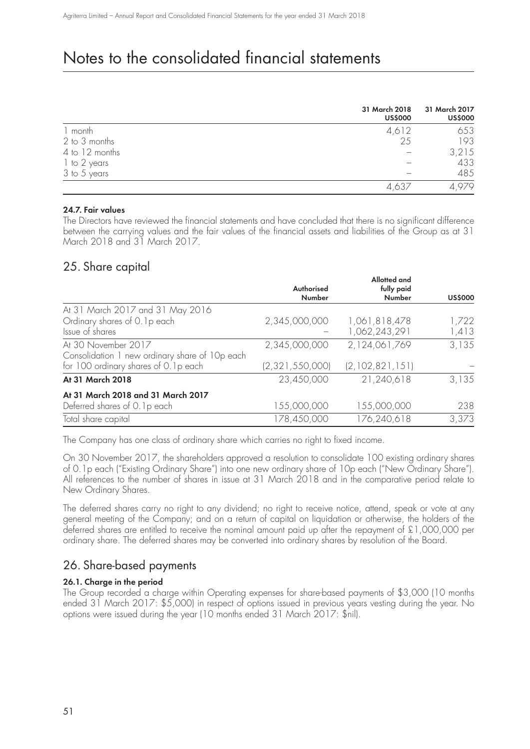# Notes to the consolidated financial statements

| | 31 March 2018 US$000 | 31 March 2017 US$000 |
|---|---|---|
| 1 month | 4,612 | 653 |
| 2 to 3 months | 25 | 193 |
| 4 to 12 months | – | 3,215 |
| 1 to 2 years | – | 433 |
| 3 to 5 years | – | 485 |
| | 4,637 | 4,979 |

**24.7. Fair values**

The Directors have reviewed the financial statements and have concluded that there is no significant difference between the carrying values and the fair values of the financial assets and liabilities of the Group as at 31 March 2018 and 31 March 2017.

## 25. Share capital

| | Authorised Number | Allotted and fully paid Number | US$000 |
|---|---|---|---|
| At 31 March 2017 and 31 May 2016 | | | |
| Ordinary shares of 0.1p each | 2,345,000,000 | 1,061,818,478 | 1,722 |
| Issue of shares | – | 1,062,243,291 | 1,413 |
| At 30 November 2017 | 2,345,000,000 | 2,124,061,769 | 3,135 |
| Consolidation 1 new ordinary share of 10p each for 100 ordinary shares of 0.1p each | (2,321,550,000) | (2,102,821,151) | – |
| **At 31 March 2018** | 23,450,000 | 21,240,618 | 3,135 |
| **At 31 March 2018 and 31 March 2017** | | | |
| Deferred shares of 0.1p each | 155,000,000 | 155,000,000 | 238 |
| Total share capital | 178,450,000 | 176,240,618 | 3,373 |

The Company has one class of ordinary share which carries no right to fixed income.

On 30 November 2017, the shareholders approved a resolution to consolidate 100 existing ordinary shares of 0.1p each ("Existing Ordinary Share") into one new ordinary share of 10p each ("New Ordinary Share"). All references to the number of shares in issue at 31 March 2018 and in the comparative period relate to New Ordinary Shares.

The deferred shares carry no right to any dividend; no right to receive notice, attend, speak or vote at any general meeting of the Company; and on a return of capital on liquidation or otherwise, the holders of the deferred shares are entitled to receive the nominal amount paid up after the repayment of £1,000,000 per ordinary share. The deferred shares may be converted into ordinary shares by resolution of the Board.

## 26. Share-based payments

**26.1. Charge in the period**

The Group recorded a charge within Operating expenses for share-based payments of $3,000 (10 months ended 31 March 2017: $5,000) in respect of options issued in previous years vesting during the year. No options were issued during the year (10 months ended 31 March 2017: $nil).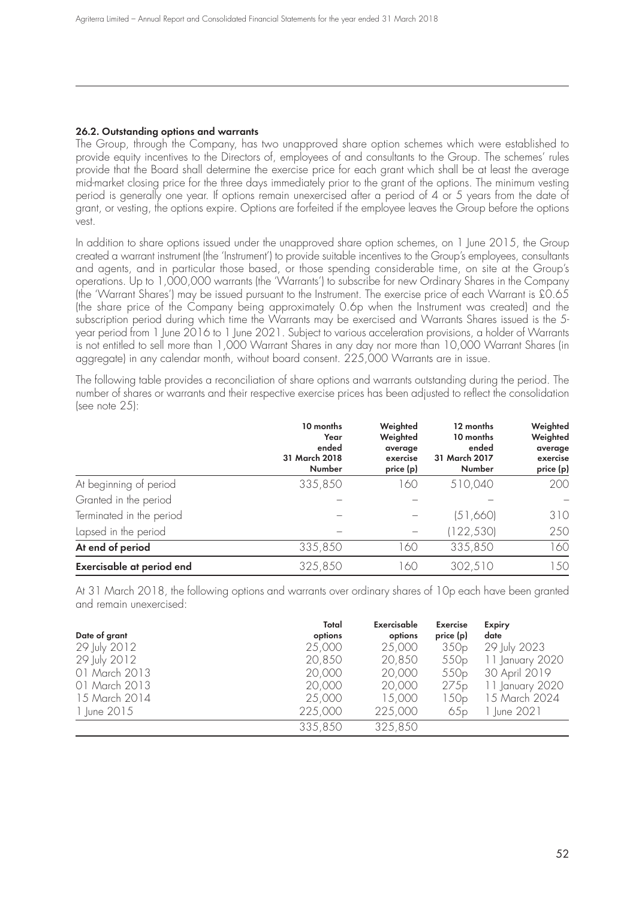### 26.2. Outstanding options and warrants

The Group, through the Company, has two unapproved share option schemes which were established to provide equity incentives to the Directors of, employees of and consultants to the Group. The schemes' rules provide that the Board shall determine the exercise price for each grant which shall be at least the average mid-market closing price for the three days immediately prior to the grant of the options. The minimum vesting period is generally one year. If options remain unexercised after a period of 4 or 5 years from the date of grant, or vesting, the options expire. Options are forfeited if the employee leaves the Group before the options vest.

In addition to share options issued under the unapproved share option schemes, on 1 June 2015, the Group created a warrant instrument (the 'Instrument') to provide suitable incentives to the Group's employees, consultants and agents, and in particular those based, or those spending considerable time, on site at the Group's operations. Up to 1,000,000 warrants (the 'Warrants') to subscribe for new Ordinary Shares in the Company (the 'Warrant Shares') may be issued pursuant to the Instrument. The exercise price of each Warrant is £0.65 (the share price of the Company being approximately 0.6p when the Instrument was created) and the subscription period during which time the Warrants may be exercised and Warrants Shares issued is the 5-year period from 1 June 2016 to 1 June 2021. Subject to various acceleration provisions, a holder of Warrants is not entitled to sell more than 1,000 Warrant Shares in any day nor more than 10,000 Warrant Shares (in aggregate) in any calendar month, without board consent. 225,000 Warrants are in issue.

The following table provides a reconciliation of share options and warrants outstanding during the period. The number of shares or warrants and their respective exercise prices has been adjusted to reflect the consolidation (see note 25):

| | 10 months Year ended 31 March 2018 Number | Weighted Weighted average exercise price (p) | 12 months 10 months ended 31 March 2017 Number | Weighted Weighted average exercise price (p) |
|---|---|---|---|---|
| At beginning of period | 335,850 | 160 | 510,040 | 200 |
| Granted in the period | – | – | – | – |
| Terminated in the period | – | – | (51,660) | 310 |
| Lapsed in the period | – | – | (122,530) | 250 |
| **At end of period** | 335,850 | 160 | 335,850 | 160 |
| **Exercisable at period end** | 325,850 | 160 | 302,510 | 150 |

At 31 March 2018, the following options and warrants over ordinary shares of 10p each have been granted and remain unexercised:

| Date of grant | Total options | Exercisable options | Exercise price (p) | Expiry date |
|---|---|---|---|---|
| 29 July 2012 | 25,000 | 25,000 | 350p | 29 July 2023 |
| 29 July 2012 | 20,850 | 20,850 | 550p | 11 January 2020 |
| 01 March 2013 | 20,000 | 20,000 | 550p | 30 April 2019 |
| 01 March 2013 | 20,000 | 20,000 | 275p | 11 January 2020 |
| 15 March 2014 | 25,000 | 15,000 | 150p | 15 March 2024 |
| 1 June 2015 | 225,000 | 225,000 | 65p | 1 June 2021 |
| | 335,850 | 325,850 | | |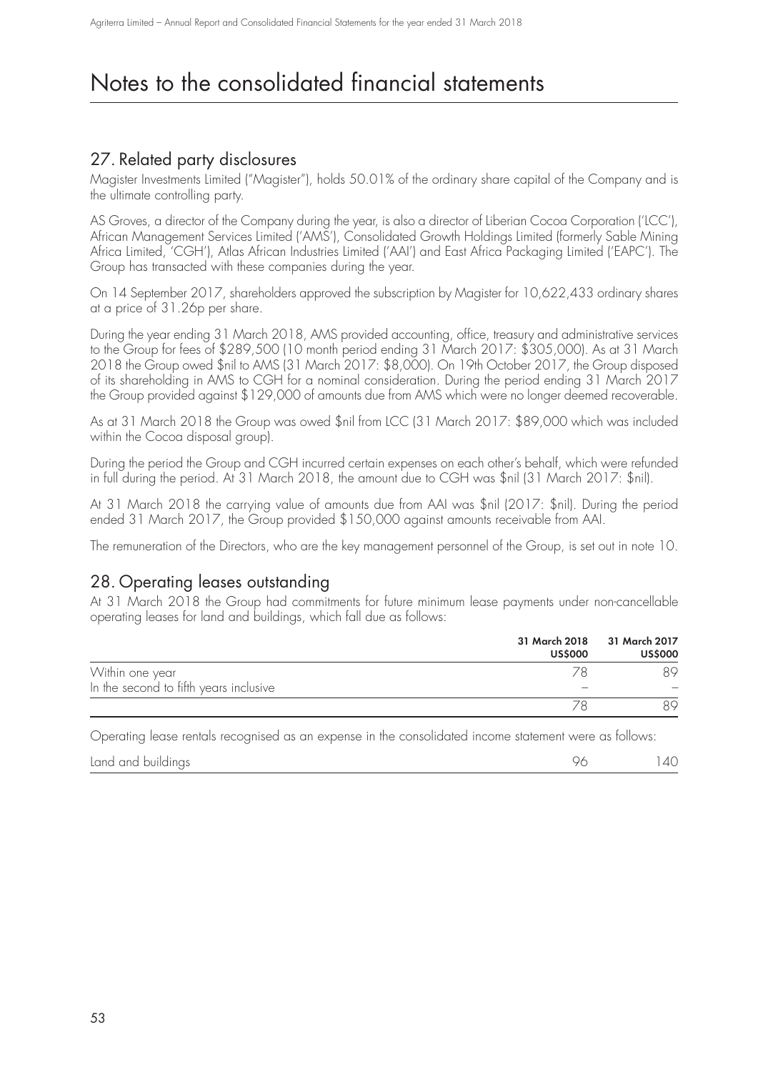# Notes to the consolidated financial statements

## 27. Related party disclosures

Magister Investments Limited ("Magister"), holds 50.01% of the ordinary share capital of the Company and is the ultimate controlling party.

AS Groves, a director of the Company during the year, is also a director of Liberian Cocoa Corporation ('LCC'), African Management Services Limited ('AMS'), Consolidated Growth Holdings Limited (formerly Sable Mining Africa Limited, 'CGH'), Atlas African Industries Limited ('AAI') and East Africa Packaging Limited ('EAPC'). The Group has transacted with these companies during the year.

On 14 September 2017, shareholders approved the subscription by Magister for 10,622,433 ordinary shares at a price of 31.26p per share.

During the year ending 31 March 2018, AMS provided accounting, office, treasury and administrative services to the Group for fees of $289,500 (10 month period ending 31 March 2017: $305,000). As at 31 March 2018 the Group owed $nil to AMS (31 March 2017: $8,000). On 19th October 2017, the Group disposed of its shareholding in AMS to CGH for a nominal consideration. During the period ending 31 March 2017 the Group provided against $129,000 of amounts due from AMS which were no longer deemed recoverable.

As at 31 March 2018 the Group was owed $nil from LCC (31 March 2017: $89,000 which was included within the Cocoa disposal group).

During the period the Group and CGH incurred certain expenses on each other's behalf, which were refunded in full during the period. At 31 March 2018, the amount due to CGH was $nil (31 March 2017: $nil).

At 31 March 2018 the carrying value of amounts due from AAI was $nil (2017: $nil). During the period ended 31 March 2017, the Group provided $150,000 against amounts receivable from AAI.

The remuneration of the Directors, who are the key management personnel of the Group, is set out in note 10.

## 28. Operating leases outstanding

At 31 March 2018 the Group had commitments for future minimum lease payments under non-cancellable operating leases for land and buildings, which fall due as follows:

| | 31 March 2018 US$000 | 31 March 2017 US$000 |
|---|---|---|
| Within one year | 78 | 89 |
| In the second to fifth years inclusive | – | – |
| | 78 | 89 |

Operating lease rentals recognised as an expense in the consolidated income statement were as follows:

| | | |
|---|---|---|
| Land and buildings | 96 | 140 |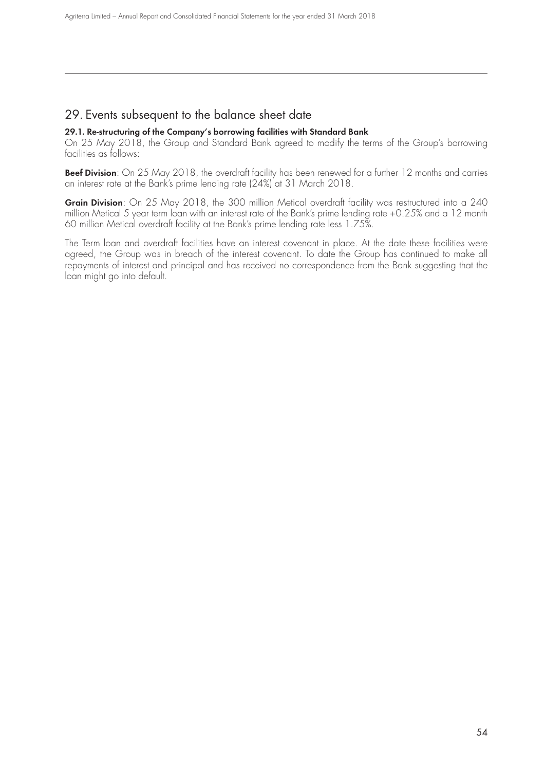## 29. Events subsequent to the balance sheet date

### 29.1. Re-structuring of the Company's borrowing facilities with Standard Bank

On 25 May 2018, the Group and Standard Bank agreed to modify the terms of the Group's borrowing facilities as follows:

**Beef Division**: On 25 May 2018, the overdraft facility has been renewed for a further 12 months and carries an interest rate at the Bank's prime lending rate (24%) at 31 March 2018.

**Grain Division**: On 25 May 2018, the 300 million Metical overdraft facility was restructured into a 240 million Metical 5 year term loan with an interest rate of the Bank's prime lending rate +0.25% and a 12 month 60 million Metical overdraft facility at the Bank's prime lending rate less 1.75%.

The Term loan and overdraft facilities have an interest covenant in place. At the date these facilities were agreed, the Group was in breach of the interest covenant. To date the Group has continued to make all repayments of interest and principal and has received no correspondence from the Bank suggesting that the loan might go into default.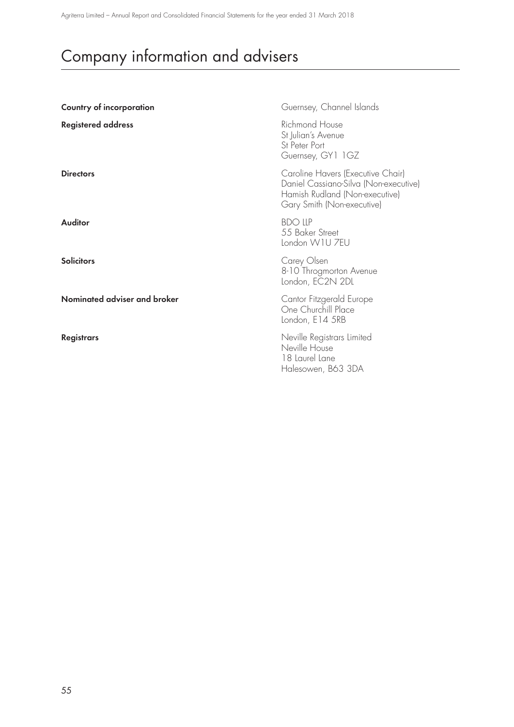# Company information and advisers

| | |
|---|---|
| **Country of incorporation** | Guernsey, Channel Islands |
| **Registered address** | Richmond House<br>St Julian's Avenue<br>St Peter Port<br>Guernsey, GY1 1GZ |
| **Directors** | Caroline Havers (Executive Chair)<br>Daniel Cassiano-Silva (Non-executive)<br>Hamish Rudland (Non-executive)<br>Gary Smith (Non-executive) |
| **Auditor** | BDO LLP<br>55 Baker Street<br>London W1U 7EU |
| **Solicitors** | Carey Olsen<br>8-10 Throgmorton Avenue<br>London, EC2N 2DL |
| **Nominated adviser and broker** | Cantor Fitzgerald Europe<br>One Churchill Place<br>London, E14 5RB |
| **Registrars** | Neville Registrars Limited<br>Neville House<br>18 Laurel Lane<br>Halesowen, B63 3DA |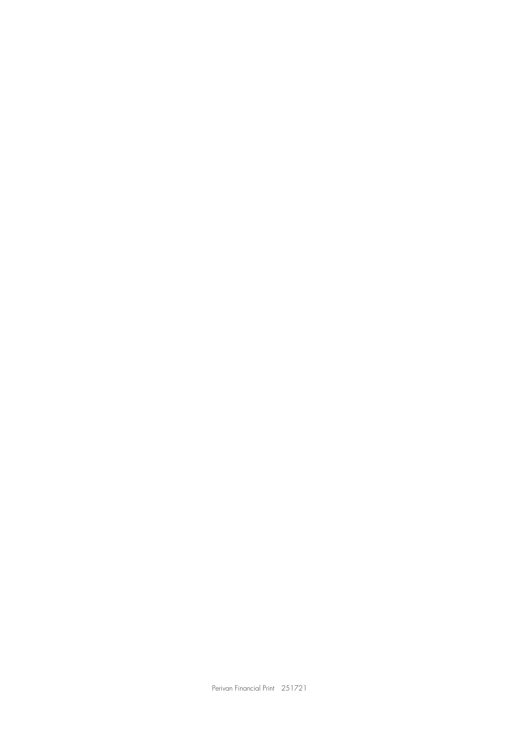Perivan Financial Print 251721